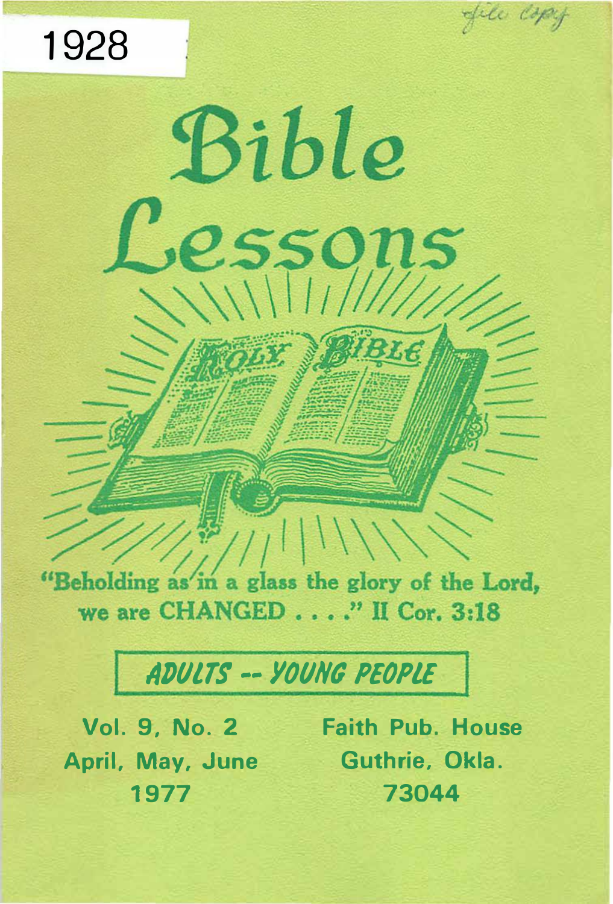1928

file copy

# Bible Lessons

HOLY BIBLE

"Beholding as in a glass the glory of the Lord, we are CHANGED . . . ." II Cor. 3:18

**ADULTS -- YOUNG PEOPLE**

Vol. 9, No. 2
April, May, June
1977

Faith Pub. House
Guthrie, Okla.
73044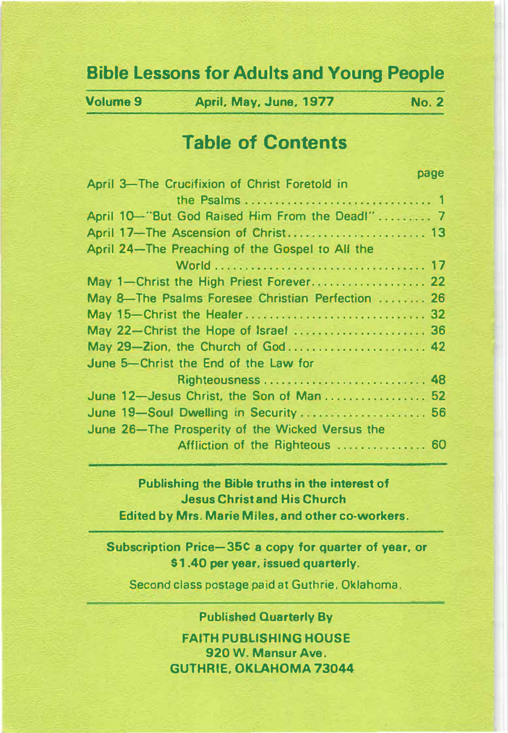# Bible Lessons for Adults and Young People

**Volume 9** **April, May, June, 1977** **No. 2**

## Table of Contents

| | page |
|---|---|
| April 3—The Crucifixion of Christ Foretold in the Psalms | 1 |
| April 10—"But God Raised Him From the Dead!" | 7 |
| April 17—The Ascension of Christ | 13 |
| April 24—The Preaching of the Gospel to All the World | 17 |
| May 1—Christ the High Priest Forever | 22 |
| May 8—The Psalms Foresee Christian Perfection | 26 |
| May 15—Christ the Healer | 32 |
| May 22—Christ the Hope of Israel | 36 |
| May 29—Zion, the Church of God | 42 |
| June 5—Christ the End of the Law for Righteousness | 48 |
| June 12—Jesus Christ, the Son of Man | 52 |
| June 19—Soul Dwelling in Security | 56 |
| June 26—The Prosperity of the Wicked Versus the Affliction of the Righteous | 60 |

**Publishing the Bible truths in the interest of Jesus Christ and His Church**
**Edited by Mrs. Marie Miles, and other co-workers.**

**Subscription Price—35¢ a copy for quarter of year, or $1.40 per year, issued quarterly.**

Second class postage paid at Guthrie, Oklahoma.

**Published Quarterly By**

**FAITH PUBLISHING HOUSE**
**920 W. Mansur Ave.**
**GUTHRIE, OKLAHOMA 73044**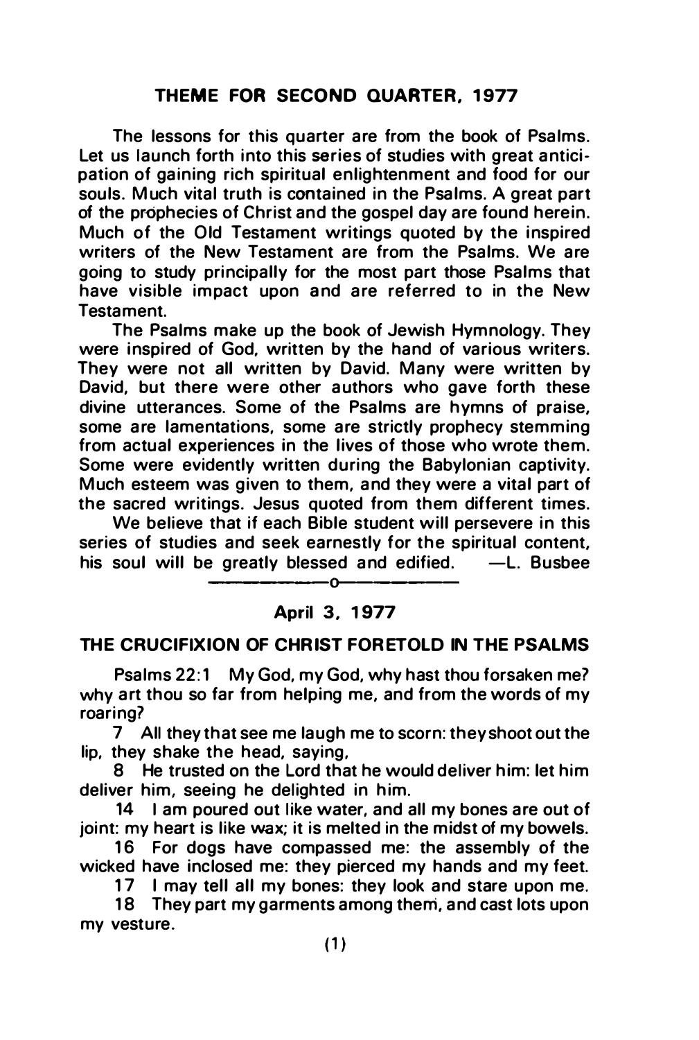## THEME FOR SECOND QUARTER, 1977

The lessons for this quarter are from the book of Psalms. Let us launch forth into this series of studies with great anticipation of gaining rich spiritual enlightenment and food for our souls. Much vital truth is contained in the Psalms. A great part of the prophecies of Christ and the gospel day are found herein. Much of the Old Testament writings quoted by the inspired writers of the New Testament are from the Psalms. We are going to study principally for the most part those Psalms that have visible impact upon and are referred to in the New Testament.

The Psalms make up the book of Jewish Hymnology. They were inspired of God, written by the hand of various writers. They were not all written by David. Many were written by David, but there were other authors who gave forth these divine utterances. Some of the Psalms are hymns of praise, some are lamentations, some are strictly prophecy stemming from actual experiences in the lives of those who wrote them. Some were evidently written during the Babylonian captivity. Much esteem was given to them, and they were a vital part of the sacred writings. Jesus quoted from them different times.

We believe that if each Bible student will persevere in this series of studies and seek earnestly for the spiritual content, his soul will be greatly blessed and edified. —L. Busbee

---

### April 3, 1977

### THE CRUCIFIXION OF CHRIST FORETOLD IN THE PSALMS

Psalms 22:1 My God, my God, why hast thou forsaken me? why art thou so far from helping me, and from the words of my roaring?

7 All they that see me laugh me to scorn: they shoot out the lip, they shake the head, saying,

8 He trusted on the Lord that he would deliver him: let him deliver him, seeing he delighted in him.

14 I am poured out like water, and all my bones are out of joint: my heart is like wax; it is melted in the midst of my bowels.

16 For dogs have compassed me: the assembly of the wicked have inclosed me: they pierced my hands and my feet.

17 I may tell all my bones: they look and stare upon me.

18 They part my garments among them, and cast lots upon my vesture.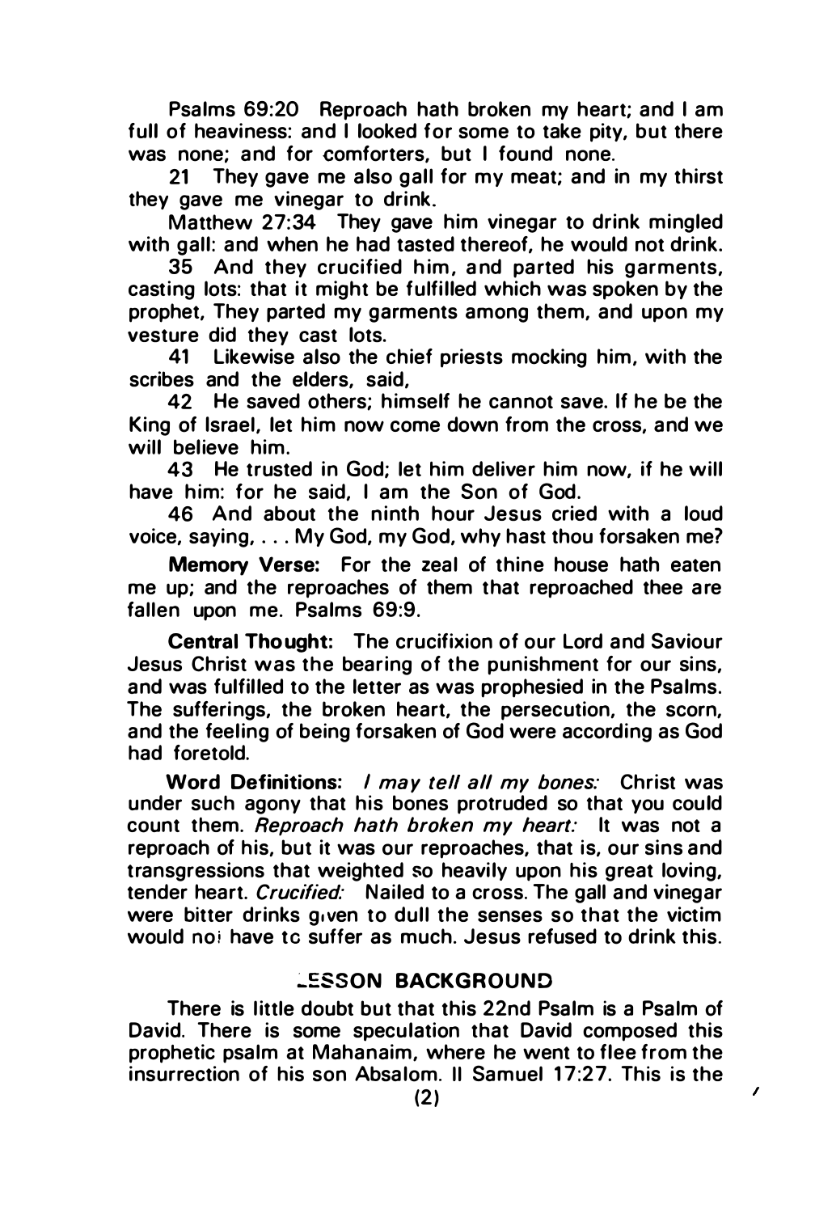Psalms 69:20 Reproach hath broken my heart; and I am full of heaviness: and I looked for some to take pity, but there was none; and for comforters, but I found none.

21 They gave me also gall for my meat; and in my thirst they gave me vinegar to drink.

Matthew 27:34 They gave him vinegar to drink mingled with gall: and when he had tasted thereof, he would not drink.

35 And they crucified him, and parted his garments, casting lots: that it might be fulfilled which was spoken by the prophet, They parted my garments among them, and upon my vesture did they cast lots.

41 Likewise also the chief priests mocking him, with the scribes and the elders, said,

42 He saved others; himself he cannot save. If he be the King of Israel, let him now come down from the cross, and we will believe him.

43 He trusted in God; let him deliver him now, if he will have him: for he said, I am the Son of God.

46 And about the ninth hour Jesus cried with a loud voice, saying, . . . My God, my God, why hast thou forsaken me?

**Memory Verse:** For the zeal of thine house hath eaten me up; and the reproaches of them that reproached thee are fallen upon me. Psalms 69:9.

**Central Thought:** The crucifixion of our Lord and Saviour Jesus Christ was the bearing of the punishment for our sins, and was fulfilled to the letter as was prophesied in the Psalms. The sufferings, the broken heart, the persecution, the scorn, and the feeling of being forsaken of God were according as God had foretold.

**Word Definitions:** *I may tell all my bones:* Christ was under such agony that his bones protruded so that you could count them. *Reproach hath broken my heart:* It was not a reproach of his, but it was our reproaches, that is, our sins and transgressions that weighted so heavily upon his great loving, tender heart. *Crucified:* Nailed to a cross. The gall and vinegar were bitter drinks given to dull the senses so that the victim would not have to suffer as much. Jesus refused to drink this.

## LESSON BACKGROUND

There is little doubt but that this 22nd Psalm is a Psalm of David. There is some speculation that David composed this prophetic psalm at Mahanaim, where he went to flee from the insurrection of his son Absalom. II Samuel 17:27. This is the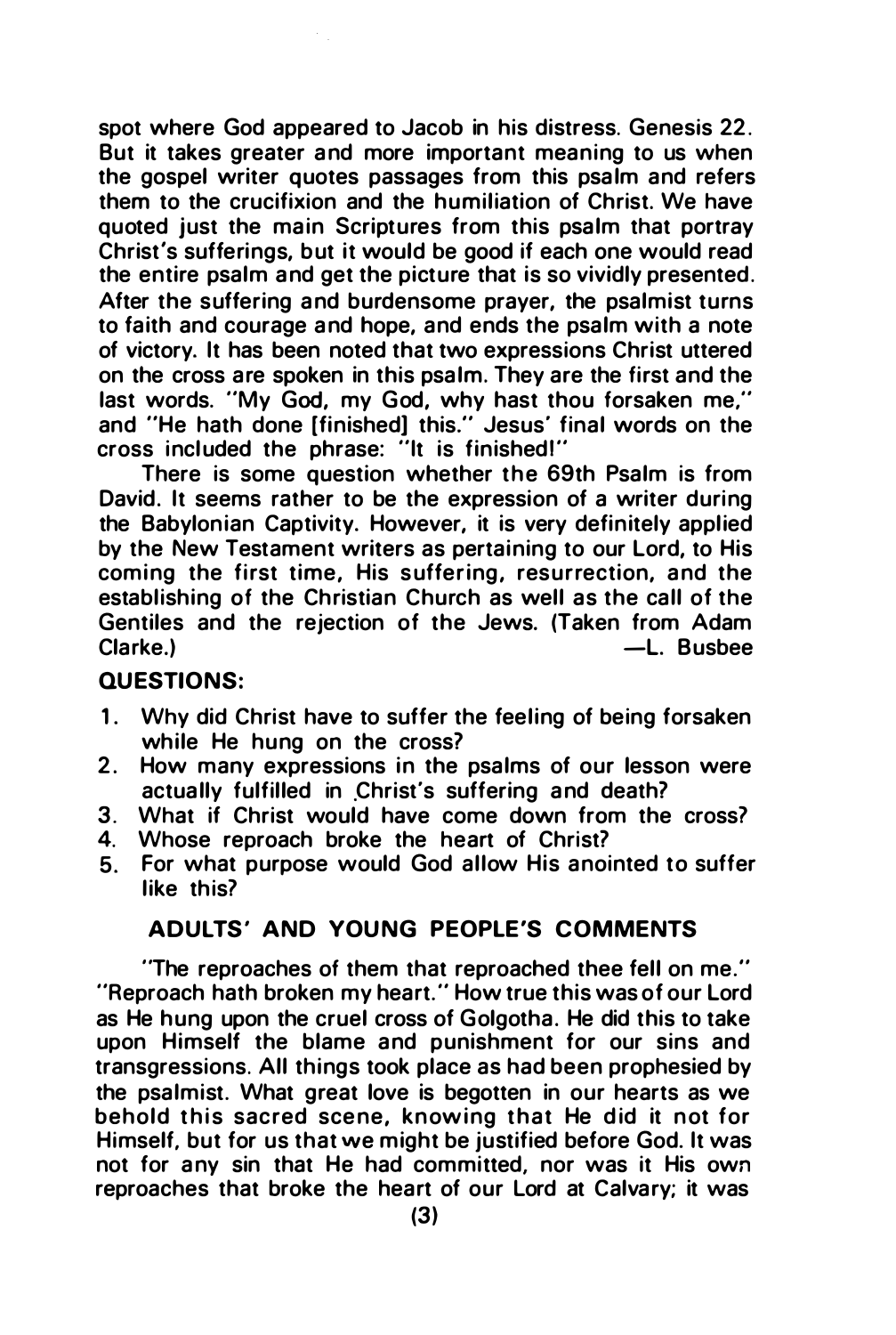spot where God appeared to Jacob in his distress. Genesis 22. But it takes greater and more important meaning to us when the gospel writer quotes passages from this psalm and refers them to the crucifixion and the humiliation of Christ. We have quoted just the main Scriptures from this psalm that portray Christ's sufferings, but it would be good if each one would read the entire psalm and get the picture that is so vividly presented. After the suffering and burdensome prayer, the psalmist turns to faith and courage and hope, and ends the psalm with a note of victory. It has been noted that two expressions Christ uttered on the cross are spoken in this psalm. They are the first and the last words. "My God, my God, why hast thou forsaken me," and "He hath done [finished] this." Jesus' final words on the cross included the phrase: "It is finished!"

There is some question whether the 69th Psalm is from David. It seems rather to be the expression of a writer during the Babylonian Captivity. However, it is very definitely applied by the New Testament writers as pertaining to our Lord, to His coming the first time, His suffering, resurrection, and the establishing of the Christian Church as well as the call of the Gentiles and the rejection of the Jews. (Taken from Adam Clarke.) —L. Busbee

**QUESTIONS:**

1. Why did Christ have to suffer the feeling of being forsaken while He hung on the cross?
2. How many expressions in the psalms of our lesson were actually fulfilled in Christ's suffering and death?
3. What if Christ would have come down from the cross?
4. Whose reproach broke the heart of Christ?
5. For what purpose would God allow His anointed to suffer like this?

## ADULTS' AND YOUNG PEOPLE'S COMMENTS

"The reproaches of them that reproached thee fell on me." "Reproach hath broken my heart." How true this was of our Lord as He hung upon the cruel cross of Golgotha. He did this to take upon Himself the blame and punishment for our sins and transgressions. All things took place as had been prophesied by the psalmist. What great love is begotten in our hearts as we behold this sacred scene, knowing that He did it not for Himself, but for us that we might be justified before God. It was not for any sin that He had committed, nor was it His own reproaches that broke the heart of our Lord at Calvary; it was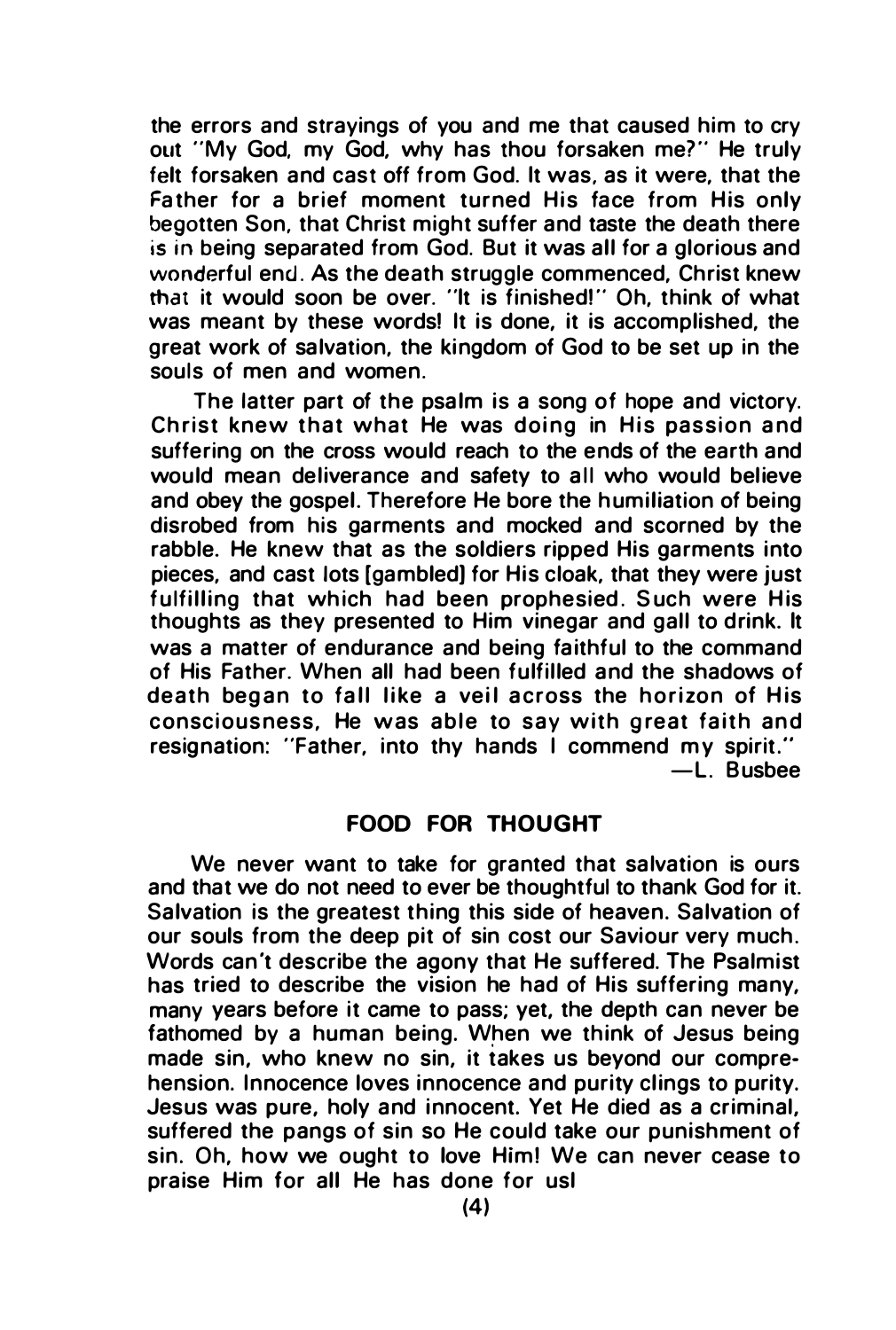the errors and strayings of you and me that caused him to cry out "My God, my God, why has thou forsaken me?" He truly felt forsaken and cast off from God. It was, as it were, that the Father for a brief moment turned His face from His only begotten Son, that Christ might suffer and taste the death there is in being separated from God. But it was all for a glorious and wonderful end. As the death struggle commenced, Christ knew that it would soon be over. "It is finished!" Oh, think of what was meant by these words! It is done, it is accomplished, the great work of salvation, the kingdom of God to be set up in the souls of men and women.

The latter part of the psalm is a song of hope and victory. Christ knew that what He was doing in His passion and suffering on the cross would reach to the ends of the earth and would mean deliverance and safety to all who would believe and obey the gospel. Therefore He bore the humiliation of being disrobed from his garments and mocked and scorned by the rabble. He knew that as the soldiers ripped His garments into pieces, and cast lots [gambled] for His cloak, that they were just fulfilling that which had been prophesied. Such were His thoughts as they presented to Him vinegar and gall to drink. It was a matter of endurance and being faithful to the command of His Father. When all had been fulfilled and the shadows of death began to fall like a veil across the horizon of His consciousness, He was able to say with great faith and resignation: "Father, into thy hands I commend my spirit."

—L. Busbee

## FOOD FOR THOUGHT

We never want to take for granted that salvation is ours and that we do not need to ever be thoughtful to thank God for it. Salvation is the greatest thing this side of heaven. Salvation of our souls from the deep pit of sin cost our Saviour very much. Words can't describe the agony that He suffered. The Psalmist has tried to describe the vision he had of His suffering many, many years before it came to pass; yet, the depth can never be fathomed by a human being. When we think of Jesus being made sin, who knew no sin, it takes us beyond our comprehension. Innocence loves innocence and purity clings to purity. Jesus was pure, holy and innocent. Yet He died as a criminal, suffered the pangs of sin so He could take our punishment of sin. Oh, how we ought to love Him! We can never cease to praise Him for all He has done for us!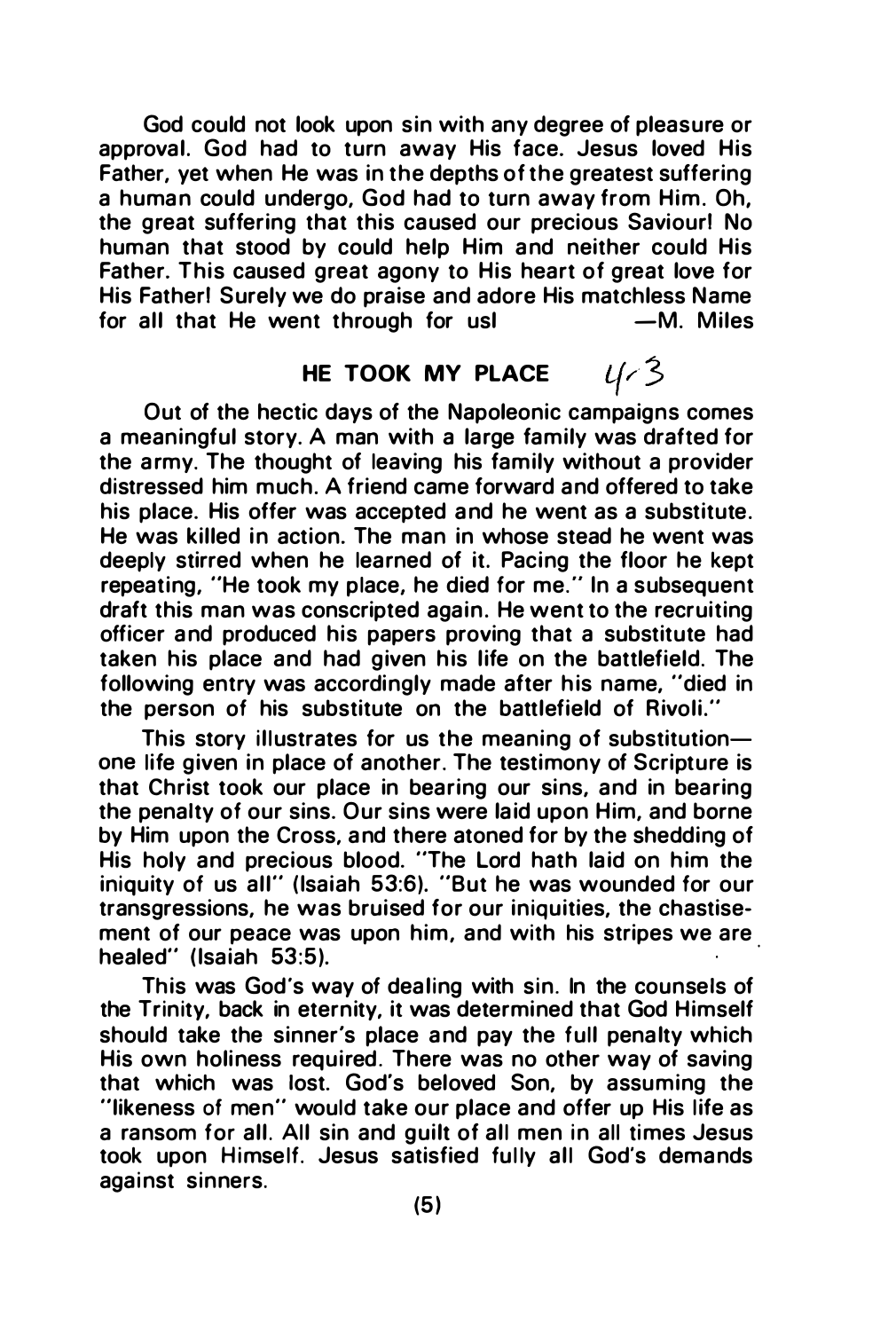God could not look upon sin with any degree of pleasure or approval. God had to turn away His face. Jesus loved His Father, yet when He was in the depths of the greatest suffering a human could undergo, God had to turn away from Him. Oh, the great suffering that this caused our precious Saviour! No human that stood by could help Him and neither could His Father. This caused great agony to His heart of great love for His Father! Surely we do praise and adore His matchless Name for all that He went through for us! —M. Miles

## HE TOOK MY PLACE 4-3

Out of the hectic days of the Napoleonic campaigns comes a meaningful story. A man with a large family was drafted for the army. The thought of leaving his family without a provider distressed him much. A friend came forward and offered to take his place. His offer was accepted and he went as a substitute. He was killed in action. The man in whose stead he went was deeply stirred when he learned of it. Pacing the floor he kept repeating, "He took my place, he died for me." In a subsequent draft this man was conscripted again. He went to the recruiting officer and produced his papers proving that a substitute had taken his place and had given his life on the battlefield. The following entry was accordingly made after his name, "died in the person of his substitute on the battlefield of Rivoli."

This story illustrates for us the meaning of substitution—one life given in place of another. The testimony of Scripture is that Christ took our place in bearing our sins, and in bearing the penalty of our sins. Our sins were laid upon Him, and borne by Him upon the Cross, and there atoned for by the shedding of His holy and precious blood. "The Lord hath laid on him the iniquity of us all" (Isaiah 53:6). "But he was wounded for our transgressions, he was bruised for our iniquities, the chastisement of our peace was upon him, and with his stripes we are healed" (Isaiah 53:5).

This was God's way of dealing with sin. In the counsels of the Trinity, back in eternity, it was determined that God Himself should take the sinner's place and pay the full penalty which His own holiness required. There was no other way of saving that which was lost. God's beloved Son, by assuming the "likeness of men" would take our place and offer up His life as a ransom for all. All sin and guilt of all men in all times Jesus took upon Himself. Jesus satisfied fully all God's demands against sinners.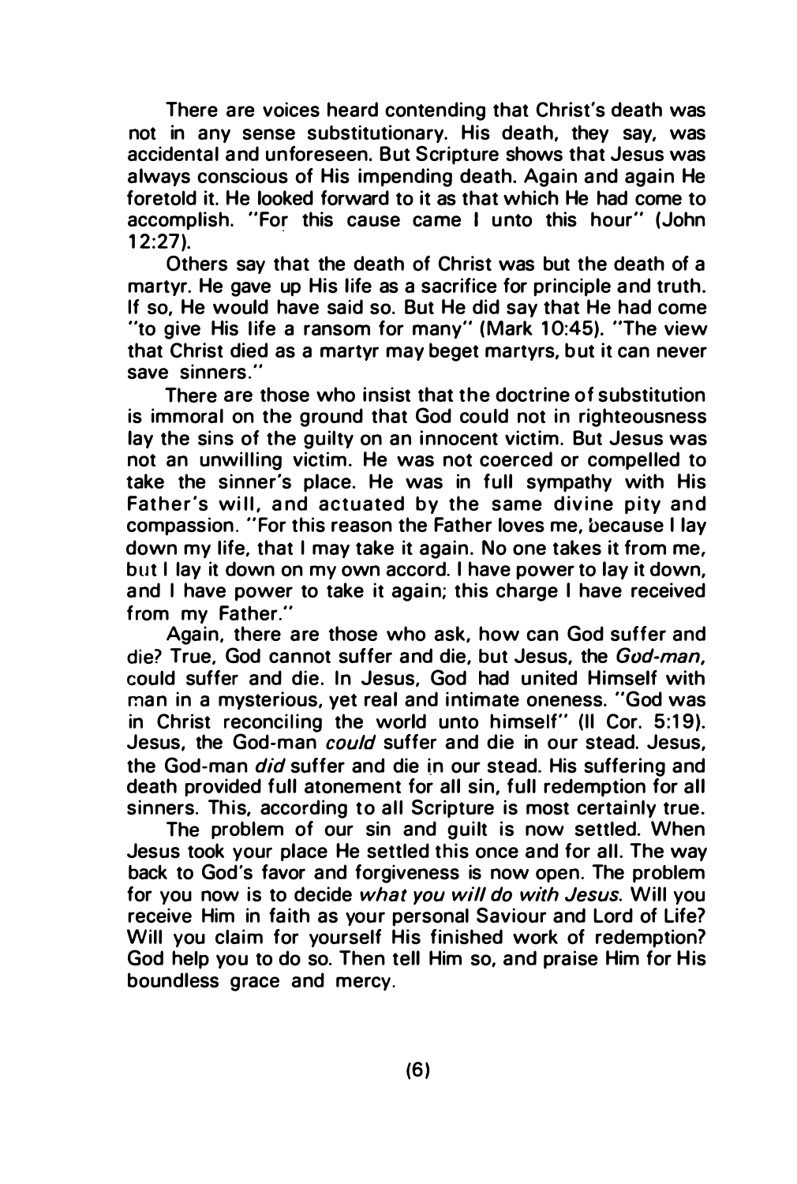There are voices heard contending that Christ's death was not in any sense substitutionary. His death, they say, was accidental and unforeseen. But Scripture shows that Jesus was always conscious of His impending death. Again and again He foretold it. He looked forward to it as that which He had come to accomplish. "For this cause came I unto this hour" (John 12:27).

Others say that the death of Christ was but the death of a martyr. He gave up His life as a sacrifice for principle and truth. If so, He would have said so. But He did say that He had come "to give His life a ransom for many" (Mark 10:45). "The view that Christ died as a martyr may beget martyrs, but it can never save sinners."

There are those who insist that the doctrine of substitution is immoral on the ground that God could not in righteousness lay the sins of the guilty on an innocent victim. But Jesus was not an unwilling victim. He was not coerced or compelled to take the sinner's place. He was in full sympathy with His Father's will, and actuated by the same divine pity and compassion. "For this reason the Father loves me, because I lay down my life, that I may take it again. No one takes it from me, but I lay it down on my own accord. I have power to lay it down, and I have power to take it again; this charge I have received from my Father."

Again, there are those who ask, how can God suffer and die? True, God cannot suffer and die, but Jesus, the *God-man*, could suffer and die. In Jesus, God had united Himself with man in a mysterious, yet real and intimate oneness. "God was in Christ reconciling the world unto himself" (II Cor. 5:19). Jesus, the God-man *could* suffer and die in our stead. Jesus, the God-man *did* suffer and die in our stead. His suffering and death provided full atonement for all sin, full redemption for all sinners. This, according to all Scripture is most certainly true.

The problem of our sin and guilt is now settled. When Jesus took your place He settled this once and for all. The way back to God's favor and forgiveness is now open. The problem for you now is to decide *what you will do with Jesus*. Will you receive Him in faith as your personal Saviour and Lord of Life? Will you claim for yourself His finished work of redemption? God help you to do so. Then tell Him so, and praise Him for His boundless grace and mercy.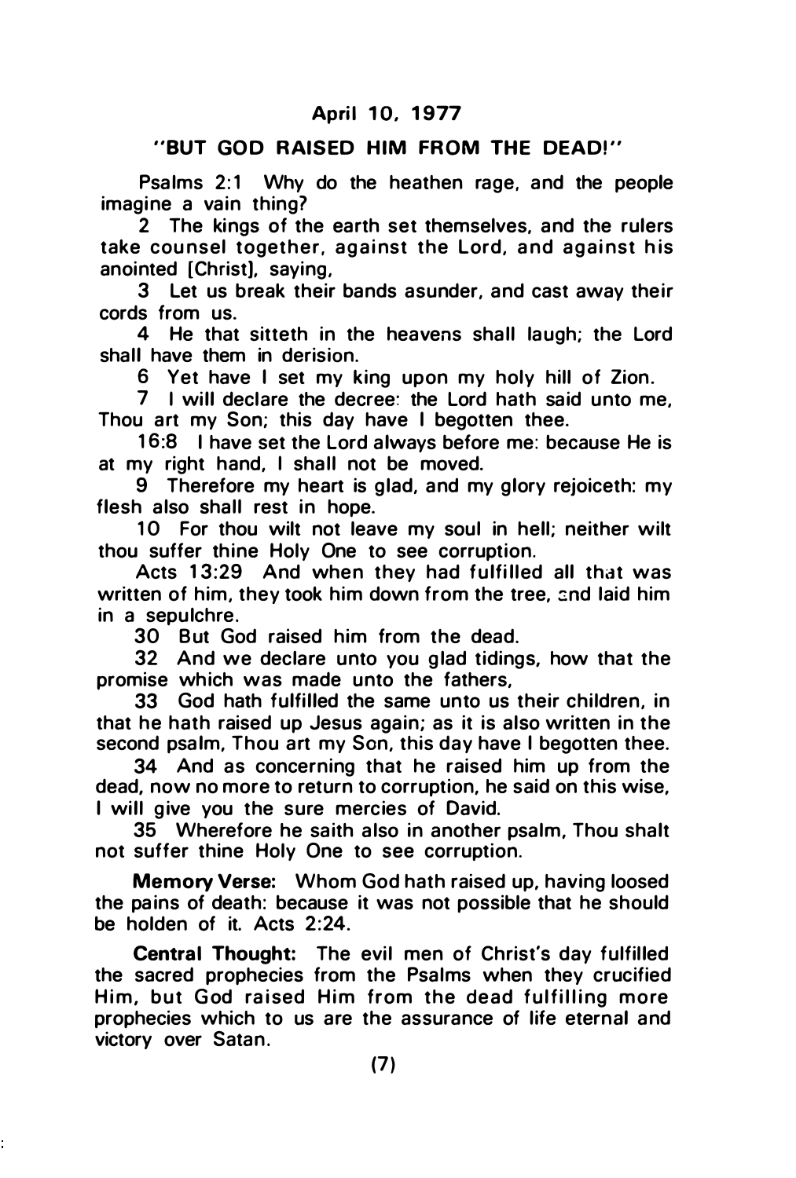## April 10, 1977

### "BUT GOD RAISED HIM FROM THE DEAD!"

Psalms 2:1 Why do the heathen rage, and the people imagine a vain thing?

2 The kings of the earth set themselves, and the rulers take counsel together, against the Lord, and against his anointed [Christ], saying,

3 Let us break their bands asunder, and cast away their cords from us.

4 He that sitteth in the heavens shall laugh; the Lord shall have them in derision.

6 Yet have I set my king upon my holy hill of Zion.

7 I will declare the decree: the Lord hath said unto me, Thou art my Son; this day have I begotten thee.

16:8 I have set the Lord always before me: because He is at my right hand, I shall not be moved.

9 Therefore my heart is glad, and my glory rejoiceth: my flesh also shall rest in hope.

10 For thou wilt not leave my soul in hell; neither wilt thou suffer thine Holy One to see corruption.

Acts 13:29 And when they had fulfilled all that was written of him, they took him down from the tree, and laid him in a sepulchre.

30 But God raised him from the dead.

32 And we declare unto you glad tidings, how that the promise which was made unto the fathers,

33 God hath fulfilled the same unto us their children, in that he hath raised up Jesus again; as it is also written in the second psalm, Thou art my Son, this day have I begotten thee.

34 And as concerning that he raised him up from the dead, now no more to return to corruption, he said on this wise, I will give you the sure mercies of David.

35 Wherefore he saith also in another psalm, Thou shalt not suffer thine Holy One to see corruption.

**Memory Verse:** Whom God hath raised up, having loosed the pains of death: because it was not possible that he should be holden of it. Acts 2:24.

**Central Thought:** The evil men of Christ's day fulfilled the sacred prophecies from the Psalms when they crucified Him, but God raised Him from the dead fulfilling more prophecies which to us are the assurance of life eternal and victory over Satan.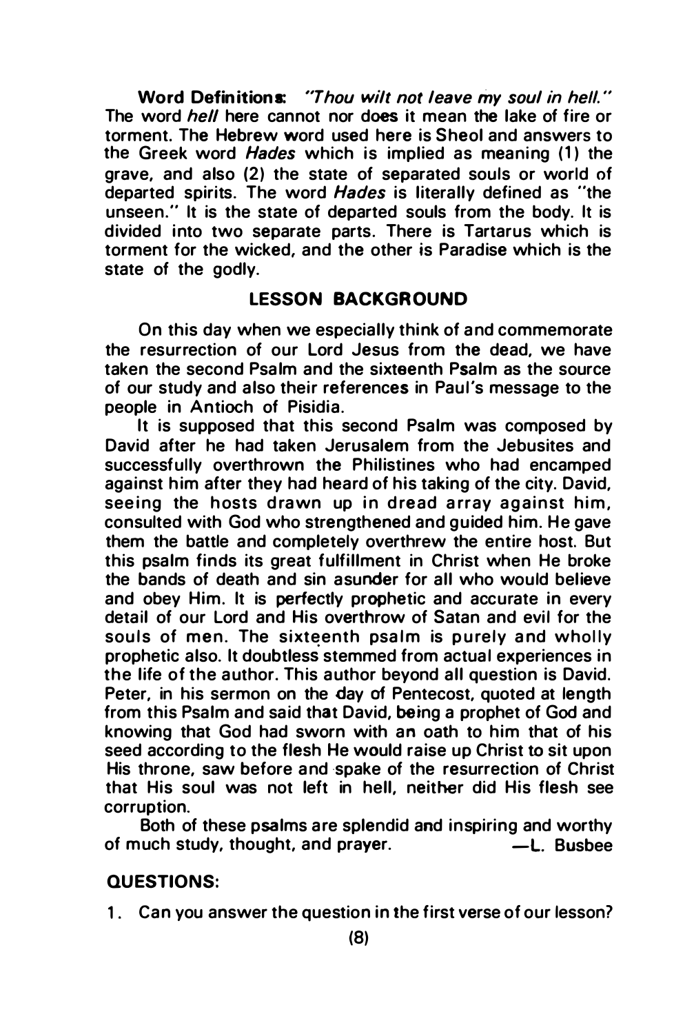**Word Definitions:** *"Thou wilt not leave my soul in hell."* The word *hell* here cannot nor does it mean the lake of fire or torment. The Hebrew word used here is Sheol and answers to the Greek word *Hades* which is implied as meaning (1) the grave, and also (2) the state of separated souls or world of departed spirits. The word *Hades* is literally defined as "the unseen." It is the state of departed souls from the body. It is divided into two separate parts. There is Tartarus which is torment for the wicked, and the other is Paradise which is the state of the godly.

## LESSON BACKGROUND

On this day when we especially think of and commemorate the resurrection of our Lord Jesus from the dead, we have taken the second Psalm and the sixteenth Psalm as the source of our study and also their references in Paul's message to the people in Antioch of Pisidia.

It is supposed that this second Psalm was composed by David after he had taken Jerusalem from the Jebusites and successfully overthrown the Philistines who had encamped against him after they had heard of his taking of the city. David, seeing the hosts drawn up in dread array against him, consulted with God who strengthened and guided him. He gave them the battle and completely overthrew the entire host. But this psalm finds its great fulfillment in Christ when He broke the bands of death and sin asunder for all who would believe and obey Him. It is perfectly prophetic and accurate in every detail of our Lord and His overthrow of Satan and evil for the souls of men. The sixteenth psalm is purely and wholly prophetic also. It doubtless stemmed from actual experiences in the life of the author. This author beyond all question is David. Peter, in his sermon on the day of Pentecost, quoted at length from this Psalm and said that David, being a prophet of God and knowing that God had sworn with an oath to him that of his seed according to the flesh He would raise up Christ to sit upon His throne, saw before and spake of the resurrection of Christ that His soul was not left in hell, neither did His flesh see corruption.

Both of these psalms are splendid and inspiring and worthy of much study, thought, and prayer. —L. Busbee

**QUESTIONS:**

1. Can you answer the question in the first verse of our lesson?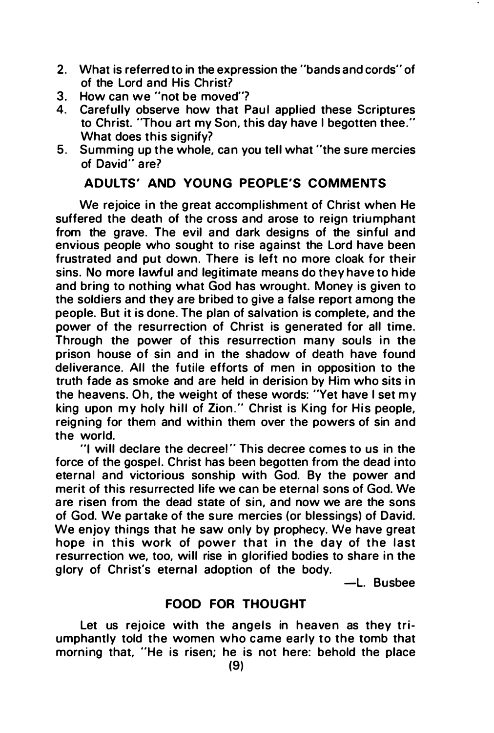2. What is referred to in the expression the "bands and cords" of of the Lord and His Christ?
3. How can we "not be moved"?
4. Carefully observe how that Paul applied these Scriptures to Christ. "Thou art my Son, this day have I begotten thee." What does this signify?
5. Summing up the whole, can you tell what "the sure mercies of David" are?

## ADULTS' AND YOUNG PEOPLE'S COMMENTS

We rejoice in the great accomplishment of Christ when He suffered the death of the cross and arose to reign triumphant from the grave. The evil and dark designs of the sinful and envious people who sought to rise against the Lord have been frustrated and put down. There is left no more cloak for their sins. No more lawful and legitimate means do they have to hide and bring to nothing what God has wrought. Money is given to the soldiers and they are bribed to give a false report among the people. But it is done. The plan of salvation is complete, and the power of the resurrection of Christ is generated for all time. Through the power of this resurrection many souls in the prison house of sin and in the shadow of death have found deliverance. All the futile efforts of men in opposition to the truth fade as smoke and are held in derision by Him who sits in the heavens. Oh, the weight of these words: "Yet have I set my king upon my holy hill of Zion." Christ is King for His people, reigning for them and within them over the powers of sin and the world.

"I will declare the decree!" This decree comes to us in the force of the gospel. Christ has been begotten from the dead into eternal and victorious sonship with God. By the power and merit of this resurrected life we can be eternal sons of God. We are risen from the dead state of sin, and now we are the sons of God. We partake of the sure mercies (or blessings) of David. We enjoy things that he saw only by prophecy. We have great hope in this work of power that in the day of the last resurrection we, too, will rise in glorified bodies to share in the glory of Christ's eternal adoption of the body.

—L. Busbee

## FOOD FOR THOUGHT

Let us rejoice with the angels in heaven as they triumphantly told the women who came early to the tomb that morning that, "He is risen; he is not here: behold the place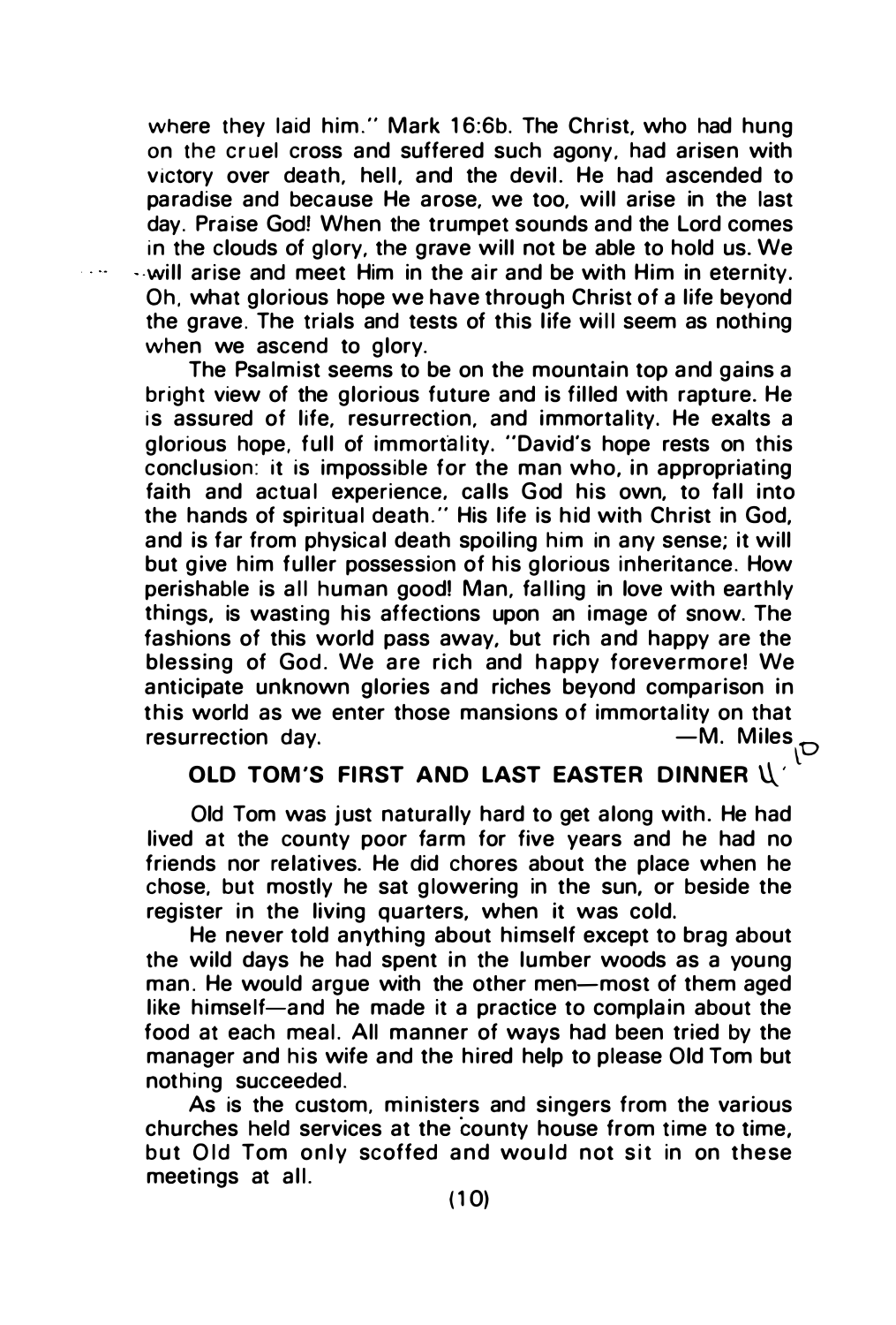where they laid him." Mark 16:6b. The Christ, who had hung on the cruel cross and suffered such agony, had arisen with victory over death, hell, and the devil. He had ascended to paradise and because He arose, we too, will arise in the last day. Praise God! When the trumpet sounds and the Lord comes in the clouds of glory, the grave will not be able to hold us. We will arise and meet Him in the air and be with Him in eternity. Oh, what glorious hope we have through Christ of a life beyond the grave. The trials and tests of this life will seem as nothing when we ascend to glory.

The Psalmist seems to be on the mountain top and gains a bright view of the glorious future and is filled with rapture. He is assured of life, resurrection, and immortality. He exalts a glorious hope, full of immortality. "David's hope rests on this conclusion: it is impossible for the man who, in appropriating faith and actual experience, calls God his own, to fall into the hands of spiritual death." His life is hid with Christ in God, and is far from physical death spoiling him in any sense; it will but give him fuller possession of his glorious inheritance. How perishable is all human good! Man, falling in love with earthly things, is wasting his affections upon an image of snow. The fashions of this world pass away, but rich and happy are the blessing of God. We are rich and happy forevermore! We anticipate unknown glories and riches beyond comparison in this world as we enter those mansions of immortality on that resurrection day.

—M. Miles

## OLD TOM'S FIRST AND LAST EASTER DINNER

Old Tom was just naturally hard to get along with. He had lived at the county poor farm for five years and he had no friends nor relatives. He did chores about the place when he chose, but mostly he sat glowering in the sun, or beside the register in the living quarters, when it was cold.

He never told anything about himself except to brag about the wild days he had spent in the lumber woods as a young man. He would argue with the other men—most of them aged like himself—and he made it a practice to complain about the food at each meal. All manner of ways had been tried by the manager and his wife and the hired help to please Old Tom but nothing succeeded.

As is the custom, ministers and singers from the various churches held services at the county house from time to time, but Old Tom only scoffed and would not sit in on these meetings at all.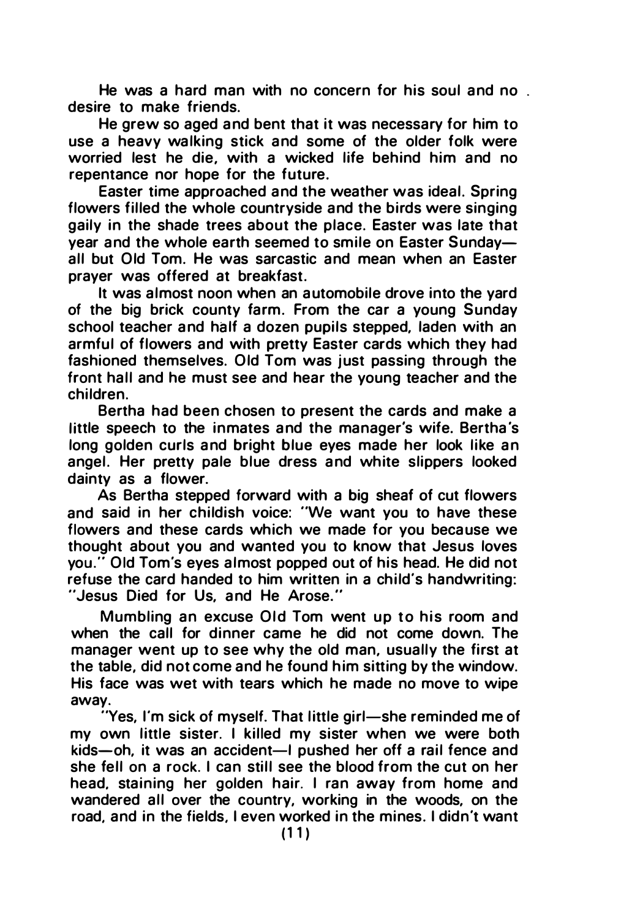He was a hard man with no concern for his soul and no desire to make friends.

He grew so aged and bent that it was necessary for him to use a heavy walking stick and some of the older folk were worried lest he die, with a wicked life behind him and no repentance nor hope for the future.

Easter time approached and the weather was ideal. Spring flowers filled the whole countryside and the birds were singing gaily in the shade trees about the place. Easter was late that year and the whole earth seemed to smile on Easter Sunday—all but Old Tom. He was sarcastic and mean when an Easter prayer was offered at breakfast.

It was almost noon when an automobile drove into the yard of the big brick county farm. From the car a young Sunday school teacher and half a dozen pupils stepped, laden with an armful of flowers and with pretty Easter cards which they had fashioned themselves. Old Tom was just passing through the front hall and he must see and hear the young teacher and the children.

Bertha had been chosen to present the cards and make a little speech to the inmates and the manager's wife. Bertha's long golden curls and bright blue eyes made her look like an angel. Her pretty pale blue dress and white slippers looked dainty as a flower.

As Bertha stepped forward with a big sheaf of cut flowers and said in her childish voice: "We want you to have these flowers and these cards which we made for you because we thought about you and wanted you to know that Jesus loves you." Old Tom's eyes almost popped out of his head. He did not refuse the card handed to him written in a child's handwriting: "Jesus Died for Us, and He Arose."

Mumbling an excuse Old Tom went up to his room and when the call for dinner came he did not come down. The manager went up to see why the old man, usually the first at the table, did not come and he found him sitting by the window. His face was wet with tears which he made no move to wipe away.

"Yes, I'm sick of myself. That little girl—she reminded me of my own little sister. I killed my sister when we were both kids—oh, it was an accident—I pushed her off a rail fence and she fell on a rock. I can still see the blood from the cut on her head, staining her golden hair. I ran away from home and wandered all over the country, working in the woods, on the road, and in the fields, I even worked in the mines. I didn't want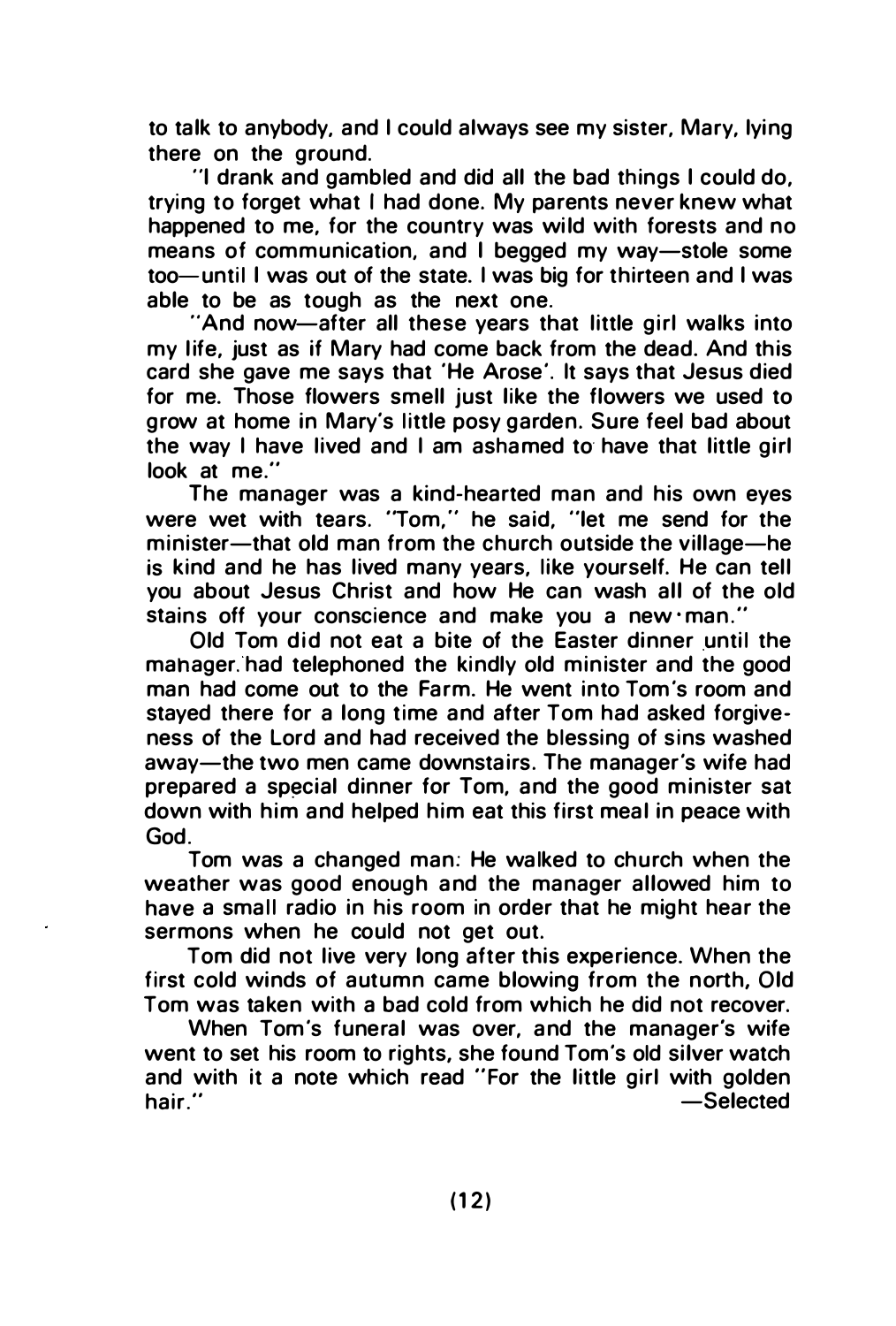to talk to anybody, and I could always see my sister, Mary, lying there on the ground.

"I drank and gambled and did all the bad things I could do, trying to forget what I had done. My parents never knew what happened to me, for the country was wild with forests and no means of communication, and I begged my way—stole some too—until I was out of the state. I was big for thirteen and I was able to be as tough as the next one.

"And now—after all these years that little girl walks into my life, just as if Mary had come back from the dead. And this card she gave me says that 'He Arose'. It says that Jesus died for me. Those flowers smell just like the flowers we used to grow at home in Mary's little posy garden. Sure feel bad about the way I have lived and I am ashamed to have that little girl look at me."

The manager was a kind-hearted man and his own eyes were wet with tears. "Tom," he said, "let me send for the minister—that old man from the church outside the village—he is kind and he has lived many years, like yourself. He can tell you about Jesus Christ and how He can wash all of the old stains off your conscience and make you a new·man."

Old Tom did not eat a bite of the Easter dinner until the manager had telephoned the kindly old minister and the good man had come out to the Farm. He went into Tom's room and stayed there for a long time and after Tom had asked forgiveness of the Lord and had received the blessing of sins washed away—the two men came downstairs. The manager's wife had prepared a special dinner for Tom, and the good minister sat down with him and helped him eat this first meal in peace with God.

Tom was a changed man: He walked to church when the weather was good enough and the manager allowed him to have a small radio in his room in order that he might hear the sermons when he could not get out.

Tom did not live very long after this experience. When the first cold winds of autumn came blowing from the north, Old Tom was taken with a bad cold from which he did not recover.

When Tom's funeral was over, and the manager's wife went to set his room to rights, she found Tom's old silver watch and with it a note which read "For the little girl with golden hair."

—Selected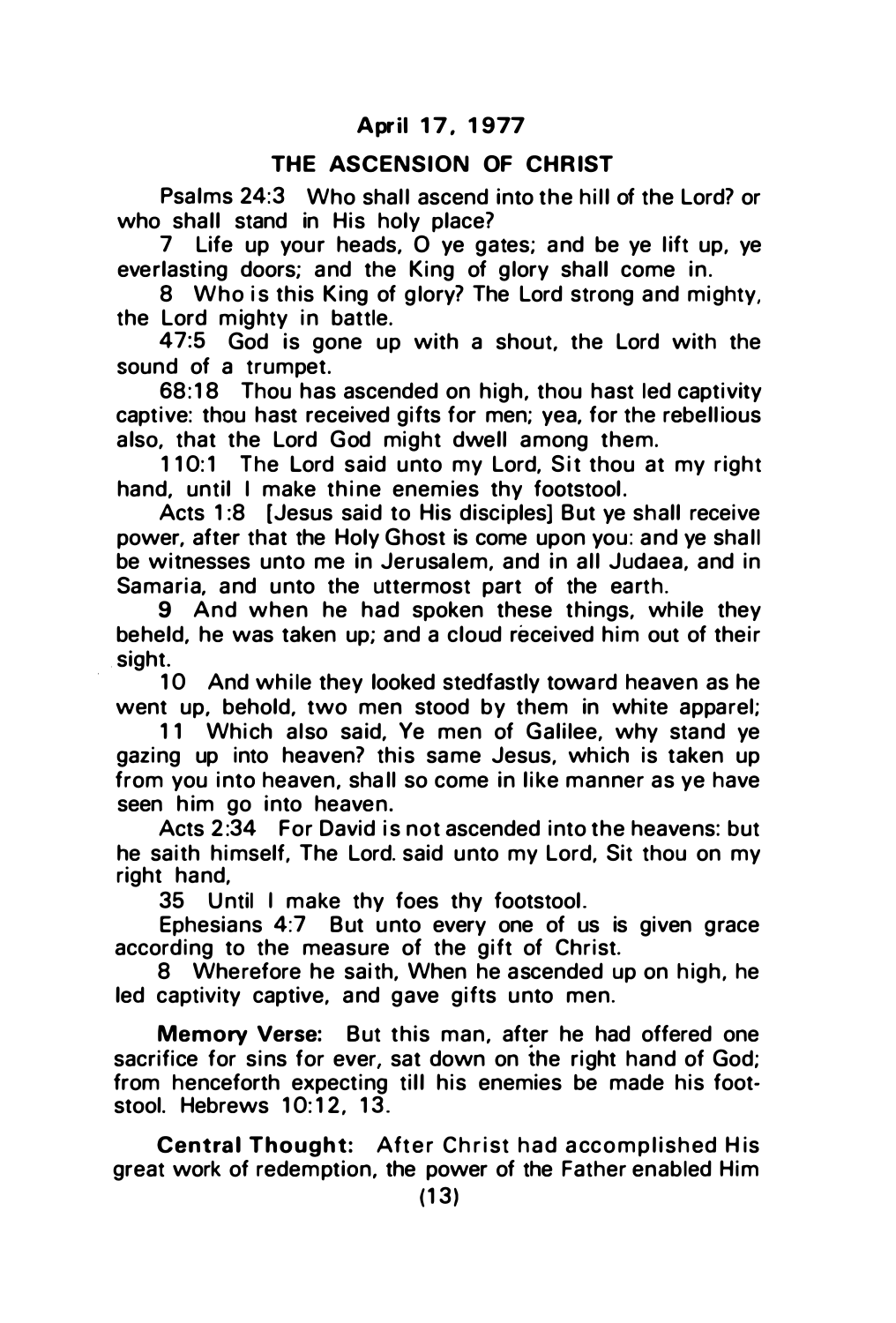## April 17, 1977

## THE ASCENSION OF CHRIST

Psalms 24:3 Who shall ascend into the hill of the Lord? or who shall stand in His holy place?

7 Life up your heads, O ye gates; and be ye lift up, ye everlasting doors; and the King of glory shall come in.

8 Who is this King of glory? The Lord strong and mighty, the Lord mighty in battle.

47:5 God is gone up with a shout, the Lord with the sound of a trumpet.

68:18 Thou has ascended on high, thou hast led captivity captive: thou hast received gifts for men; yea, for the rebellious also, that the Lord God might dwell among them.

110:1 The Lord said unto my Lord, Sit thou at my right hand, until I make thine enemies thy footstool.

Acts 1:8 [Jesus said to His disciples] But ye shall receive power, after that the Holy Ghost is come upon you: and ye shall be witnesses unto me in Jerusalem, and in all Judaea, and in Samaria, and unto the uttermost part of the earth.

9 And when he had spoken these things, while they beheld, he was taken up; and a cloud received him out of their sight.

10 And while they looked stedfastly toward heaven as he went up, behold, two men stood by them in white apparel;

11 Which also said, Ye men of Galilee, why stand ye gazing up into heaven? this same Jesus, which is taken up from you into heaven, shall so come in like manner as ye have seen him go into heaven.

Acts 2:34 For David is not ascended into the heavens: but he saith himself, The Lord. said unto my Lord, Sit thou on my right hand,

35 Until I make thy foes thy footstool.

Ephesians 4:7 But unto every one of us is given grace according to the measure of the gift of Christ.

8 Wherefore he saith, When he ascended up on high, he led captivity captive, and gave gifts unto men.

**Memory Verse:** But this man, after he had offered one sacrifice for sins for ever, sat down on the right hand of God; from henceforth expecting till his enemies be made his footstool. Hebrews 10:12, 13.

**Central Thought:** After Christ had accomplished His great work of redemption, the power of the Father enabled Him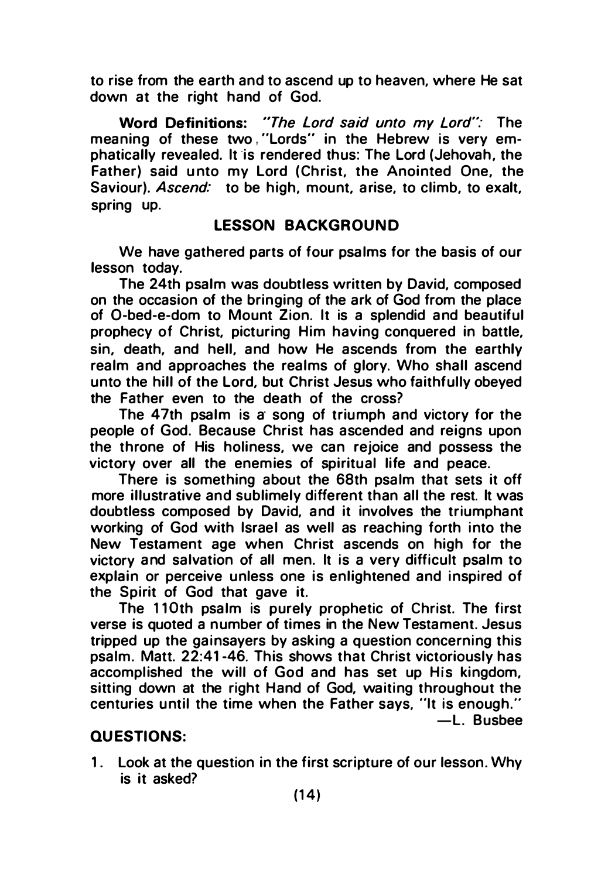to rise from the earth and to ascend up to heaven, where He sat down at the right hand of God.

**Word Definitions:** *"The Lord said unto my Lord":* The meaning of these two "Lords" in the Hebrew is very emphatically revealed. It is rendered thus: The Lord (Jehovah, the Father) said unto my Lord (Christ, the Anointed One, the Saviour). *Ascend:* to be high, mount, arise, to climb, to exalt, spring up.

## LESSON BACKGROUND

We have gathered parts of four psalms for the basis of our lesson today.

The 24th psalm was doubtless written by David, composed on the occasion of the bringing of the ark of God from the place of O-bed-e-dom to Mount Zion. It is a splendid and beautiful prophecy of Christ, picturing Him having conquered in battle, sin, death, and hell, and how He ascends from the earthly realm and approaches the realms of glory. Who shall ascend unto the hill of the Lord, but Christ Jesus who faithfully obeyed the Father even to the death of the cross?

The 47th psalm is a song of triumph and victory for the people of God. Because Christ has ascended and reigns upon the throne of His holiness, we can rejoice and possess the victory over all the enemies of spiritual life and peace.

There is something about the 68th psalm that sets it off more illustrative and sublimely different than all the rest. It was doubtless composed by David, and it involves the triumphant working of God with Israel as well as reaching forth into the New Testament age when Christ ascends on high for the victory and salvation of all men. It is a very difficult psalm to explain or perceive unless one is enlightened and inspired of the Spirit of God that gave it.

The 110th psalm is purely prophetic of Christ. The first verse is quoted a number of times in the New Testament. Jesus tripped up the gainsayers by asking a question concerning this psalm. Matt. 22:41-46. This shows that Christ victoriously has accomplished the will of God and has set up His kingdom, sitting down at the right Hand of God, waiting throughout the centuries until the time when the Father says, "It is enough."

—L. Busbee

**QUESTIONS:**

1. Look at the question in the first scripture of our lesson. Why is it asked?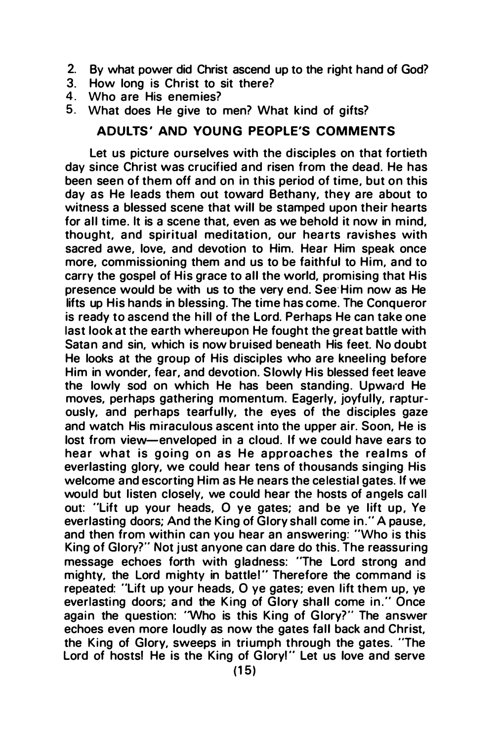2. By what power did Christ ascend up to the right hand of God?
3. How long is Christ to sit there?
4. Who are His enemies?
5. What does He give to men? What kind of gifts?

## ADULTS' AND YOUNG PEOPLE'S COMMENTS

Let us picture ourselves with the disciples on that fortieth day since Christ was crucified and risen from the dead. He has been seen of them off and on in this period of time, but on this day as He leads them out toward Bethany, they are about to witness a blessed scene that will be stamped upon their hearts for all time. It is a scene that, even as we behold it now in mind, thought, and spiritual meditation, our hearts ravishes with sacred awe, love, and devotion to Him. Hear Him speak once more, commissioning them and us to be faithful to Him, and to carry the gospel of His grace to all the world, promising that His presence would be with us to the very end. See Him now as He lifts up His hands in blessing. The time has come. The Conqueror is ready to ascend the hill of the Lord. Perhaps He can take one last look at the earth whereupon He fought the great battle with Satan and sin, which is now bruised beneath His feet. No doubt He looks at the group of His disciples who are kneeling before Him in wonder, fear, and devotion. Slowly His blessed feet leave the lowly sod on which He has been standing. Upward He moves, perhaps gathering momentum. Eagerly, joyfully, rapturously, and perhaps tearfully, the eyes of the disciples gaze and watch His miraculous ascent into the upper air. Soon, He is lost from view—enveloped in a cloud. If we could have ears to hear what is going on as He approaches the realms of everlasting glory, we could hear tens of thousands singing His welcome and escorting Him as He nears the celestial gates. If we would but listen closely, we could hear the hosts of angels call out: "Lift up your heads, O ye gates; and be ye lift up, Ye everlasting doors; And the King of Glory shall come in." A pause, and then from within can you hear an answering: "Who is this King of Glory?" Not just anyone can dare do this. The reassuring message echoes forth with gladness: "The Lord strong and mighty, the Lord mighty in battle!" Therefore the command is repeated: "Lift up your heads, O ye gates; even lift them up, ye everlasting doors; and the King of Glory shall come in." Once again the question: "Who is this King of Glory?" The answer echoes even more loudly as now the gates fall back and Christ, the King of Glory, sweeps in triumph through the gates. "The Lord of hosts! He is the King of Glory!" Let us love and serve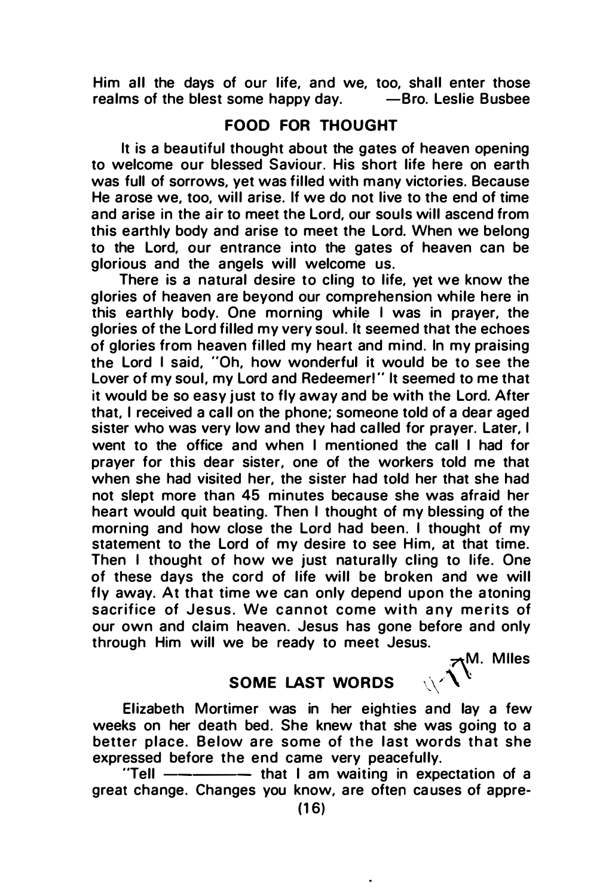Him all the days of our life, and we, too, shall enter those realms of the blest some happy day. —Bro. Leslie Busbee

## FOOD FOR THOUGHT

It is a beautiful thought about the gates of heaven opening to welcome our blessed Saviour. His short life here on earth was full of sorrows, yet was filled with many victories. Because He arose we, too, will arise. If we do not live to the end of time and arise in the air to meet the Lord, our souls will ascend from this earthly body and arise to meet the Lord. When we belong to the Lord, our entrance into the gates of heaven can be glorious and the angels will welcome us.

There is a natural desire to cling to life, yet we know the glories of heaven are beyond our comprehension while here in this earthly body. One morning while I was in prayer, the glories of the Lord filled my very soul. It seemed that the echoes of glories from heaven filled my heart and mind. In my praising the Lord I said, "Oh, how wonderful it would be to see the Lover of my soul, my Lord and Redeemer!" It seemed to me that it would be so easy just to fly away and be with the Lord. After that, I received a call on the phone; someone told of a dear aged sister who was very low and they had called for prayer. Later, I went to the office and when I mentioned the call I had for prayer for this dear sister, one of the workers told me that when she had visited her, the sister had told her that she had not slept more than 45 minutes because she was afraid her heart would quit beating. Then I thought of my blessing of the morning and how close the Lord had been. I thought of my statement to the Lord of my desire to see Him, at that time. Then I thought of how we just naturally cling to life. One of these days the cord of life will be broken and we will fly away. At that time we can only depend upon the atoning sacrifice of Jesus. We cannot come with any merits of our own and claim heaven. Jesus has gone before and only through Him will we be ready to meet Jesus.

—M. Miles

## SOME LAST WORDS

Elizabeth Mortimer was in her eighties and lay a few weeks on her death bed. She knew that she was going to a better place. Below are some of the last words that she expressed before the end came very peacefully.

"Tell ———— that I am waiting in expectation of a great change. Changes you know, are often causes of appre-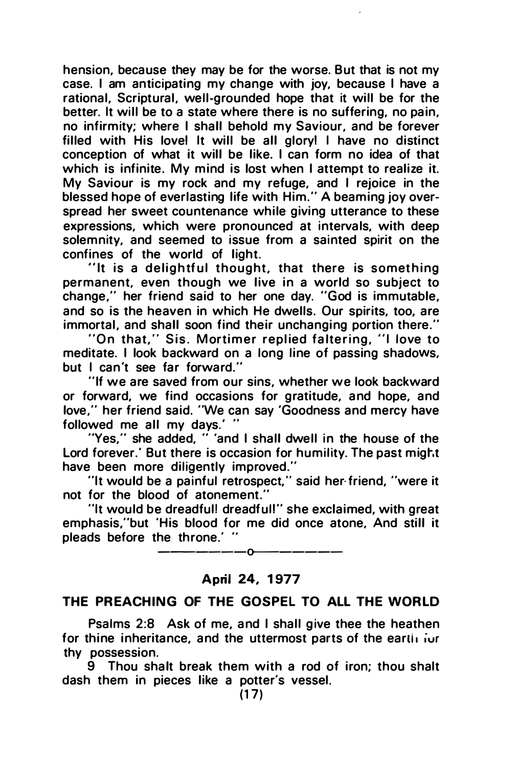hension, because they may be for the worse. But that is not my case. I am anticipating my change with joy, because I have a rational, Scriptural, well-grounded hope that it will be for the better. It will be to a state where there is no suffering, no pain, no infirmity; where I shall behold my Saviour, and be forever filled with His love! It will be all glory! I have no distinct conception of what it will be like. I can form no idea of that which is infinite. My mind is lost when I attempt to realize it. My Saviour is my rock and my refuge, and I rejoice in the blessed hope of everlasting life with Him." A beaming joy overspread her sweet countenance while giving utterance to these expressions, which were pronounced at intervals, with deep solemnity, and seemed to issue from a sainted spirit on the confines of the world of light.

"It is a delightful thought, that there is something permanent, even though we live in a world so subject to change," her friend said to her one day. "God is immutable, and so is the heaven in which He dwells. Our spirits, too, are immortal, and shall soon find their unchanging portion there."

"On that," Sis. Mortimer replied faltering, "I love to meditate. I look backward on a long line of passing shadows, but I can't see far forward."

"If we are saved from our sins, whether we look backward or forward, we find occasions for gratitude, and hope, and love," her friend said. "We can say 'Goodness and mercy have followed me all my days.' "

"Yes," she added, " 'and I shall dwell in the house of the Lord forever.' But there is occasion for humility. The past might have been more diligently improved."

"It would be a painful retrospect," said her friend, "were it not for the blood of atonement."

"It would be dreadful! dreadful!" she exclaimed, with great emphasis,"but 'His blood for me did once atone, And still it pleads before the throne.' "

---o---

**April 24, 1977**

## THE PREACHING OF THE GOSPEL TO ALL THE WORLD

Psalms 2:8 Ask of me, and I shall give thee the heathen for thine inheritance, and the uttermost parts of the earth for thy possession.

9 Thou shalt break them with a rod of iron; thou shalt dash them in pieces like a potter's vessel.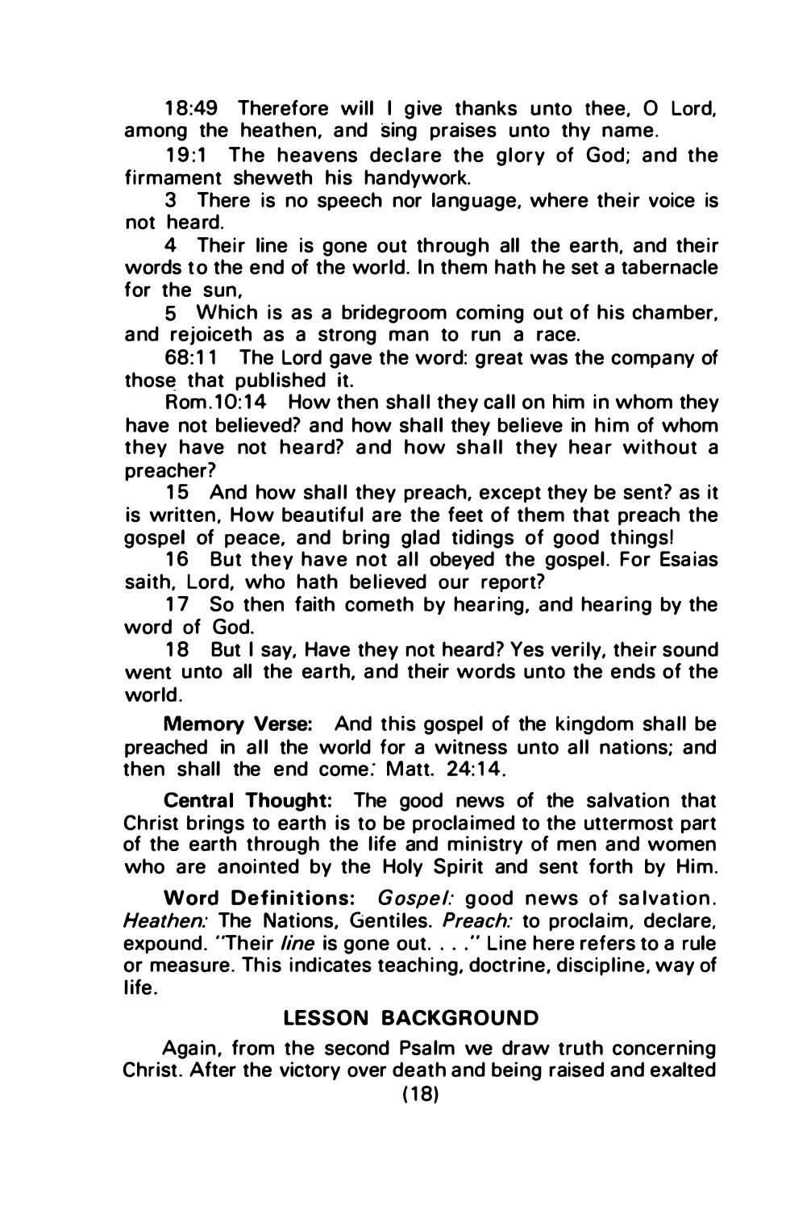18:49 Therefore will I give thanks unto thee, O Lord, among the heathen, and sing praises unto thy name.

19:1 The heavens declare the glory of God; and the firmament sheweth his handywork.

3 There is no speech nor language, where their voice is not heard.

4 Their line is gone out through all the earth, and their words to the end of the world. In them hath he set a tabernacle for the sun,

5 Which is as a bridegroom coming out of his chamber, and rejoiceth as a strong man to run a race.

68:11 The Lord gave the word: great was the company of those that published it.

Rom.10:14 How then shall they call on him in whom they have not believed? and how shall they believe in him of whom they have not heard? and how shall they hear without a preacher?

15 And how shall they preach, except they be sent? as it is written, How beautiful are the feet of them that preach the gospel of peace, and bring glad tidings of good things!

16 But they have not all obeyed the gospel. For Esaias saith, Lord, who hath believed our report?

17 So then faith cometh by hearing, and hearing by the word of God.

18 But I say, Have they not heard? Yes verily, their sound went unto all the earth, and their words unto the ends of the world.

**Memory Verse:** And this gospel of the kingdom shall be preached in all the world for a witness unto all nations; and then shall the end come: Matt. 24:14.

**Central Thought:** The good news of the salvation that Christ brings to earth is to be proclaimed to the uttermost part of the earth through the life and ministry of men and women who are anointed by the Holy Spirit and sent forth by Him.

**Word Definitions:** *Gospel:* good news of salvation. *Heathen:* The Nations, Gentiles. *Preach:* to proclaim, declare, expound. "Their *line* is gone out. . . ." Line here refers to a rule or measure. This indicates teaching, doctrine, discipline, way of life.

## LESSON BACKGROUND

Again, from the second Psalm we draw truth concerning Christ. After the victory over death and being raised and exalted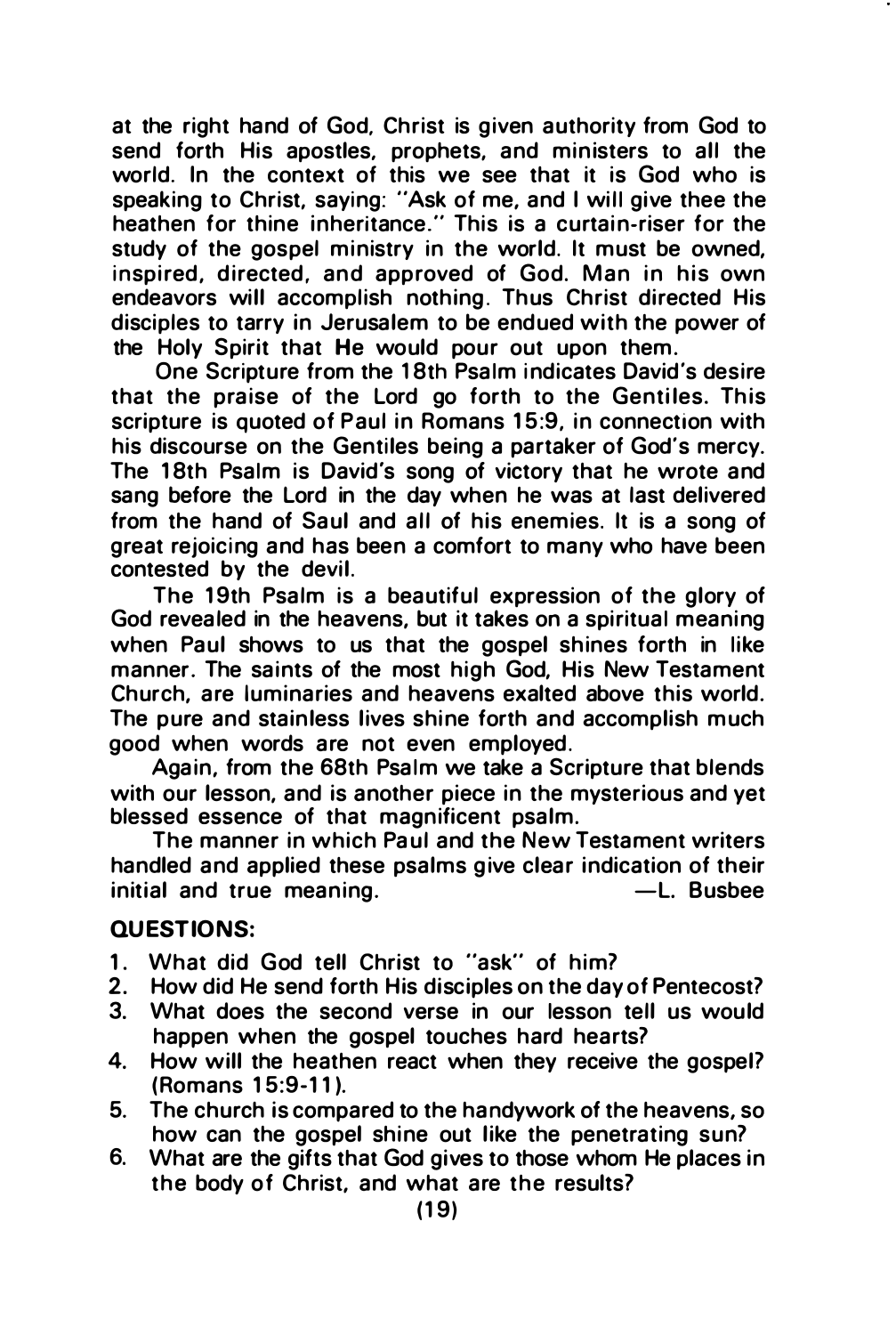at the right hand of God, Christ is given authority from God to send forth His apostles, prophets, and ministers to all the world. In the context of this we see that it is God who is speaking to Christ, saying: "Ask of me, and I will give thee the heathen for thine inheritance." This is a curtain-riser for the study of the gospel ministry in the world. It must be owned, inspired, directed, and approved of God. Man in his own endeavors will accomplish nothing. Thus Christ directed His disciples to tarry in Jerusalem to be endued with the power of the Holy Spirit that He would pour out upon them.

One Scripture from the 18th Psalm indicates David's desire that the praise of the Lord go forth to the Gentiles. This scripture is quoted of Paul in Romans 15:9, in connection with his discourse on the Gentiles being a partaker of God's mercy. The 18th Psalm is David's song of victory that he wrote and sang before the Lord in the day when he was at last delivered from the hand of Saul and all of his enemies. It is a song of great rejoicing and has been a comfort to many who have been contested by the devil.

The 19th Psalm is a beautiful expression of the glory of God revealed in the heavens, but it takes on a spiritual meaning when Paul shows to us that the gospel shines forth in like manner. The saints of the most high God, His New Testament Church, are luminaries and heavens exalted above this world. The pure and stainless lives shine forth and accomplish much good when words are not even employed.

Again, from the 68th Psalm we take a Scripture that blends with our lesson, and is another piece in the mysterious and yet blessed essence of that magnificent psalm.

The manner in which Paul and the New Testament writers handled and applied these psalms give clear indication of their initial and true meaning. —L. Busbee

**QUESTIONS:**

1. What did God tell Christ to "ask" of him?
2. How did He send forth His disciples on the day of Pentecost?
3. What does the second verse in our lesson tell us would happen when the gospel touches hard hearts?
4. How will the heathen react when they receive the gospel? (Romans 15:9-11).
5. The church is compared to the handywork of the heavens, so how can the gospel shine out like the penetrating sun?
6. What are the gifts that God gives to those whom He places in the body of Christ, and what are the results?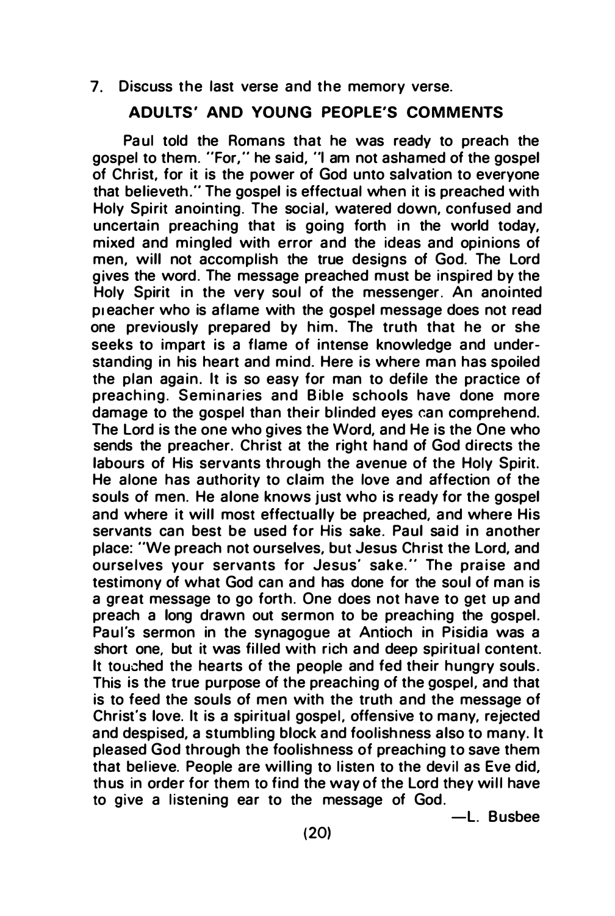7. Discuss the last verse and the memory verse.

## ADULTS' AND YOUNG PEOPLE'S COMMENTS

Paul told the Romans that he was ready to preach the gospel to them. "For," he said, "I am not ashamed of the gospel of Christ, for it is the power of God unto salvation to everyone that believeth." The gospel is effectual when it is preached with Holy Spirit anointing. The social, watered down, confused and uncertain preaching that is going forth in the world today, mixed and mingled with error and the ideas and opinions of men, will not accomplish the true designs of God. The Lord gives the word. The message preached must be inspired by the Holy Spirit in the very soul of the messenger. An anointed preacher who is aflame with the gospel message does not read one previously prepared by him. The truth that he or she seeks to impart is a flame of intense knowledge and understanding in his heart and mind. Here is where man has spoiled the plan again. It is so easy for man to defile the practice of preaching. Seminaries and Bible schools have done more damage to the gospel than their blinded eyes can comprehend. The Lord is the one who gives the Word, and He is the One who sends the preacher. Christ at the right hand of God directs the labours of His servants through the avenue of the Holy Spirit. He alone has authority to claim the love and affection of the souls of men. He alone knows just who is ready for the gospel and where it will most effectually be preached, and where His servants can best be used for His sake. Paul said in another place: "We preach not ourselves, but Jesus Christ the Lord, and ourselves your servants for Jesus' sake." The praise and testimony of what God can and has done for the soul of man is a great message to go forth. One does not have to get up and preach a long drawn out sermon to be preaching the gospel. Paul's sermon in the synagogue at Antioch in Pisidia was a short one, but it was filled with rich and deep spiritual content. It touched the hearts of the people and fed their hungry souls. This is the true purpose of the preaching of the gospel, and that is to feed the souls of men with the truth and the message of Christ's love. It is a spiritual gospel, offensive to many, rejected and despised, a stumbling block and foolishness also to many. It pleased God through the foolishness of preaching to save them that believe. People are willing to listen to the devil as Eve did, thus in order for them to find the way of the Lord they will have to give a listening ear to the message of God.

—L. Busbee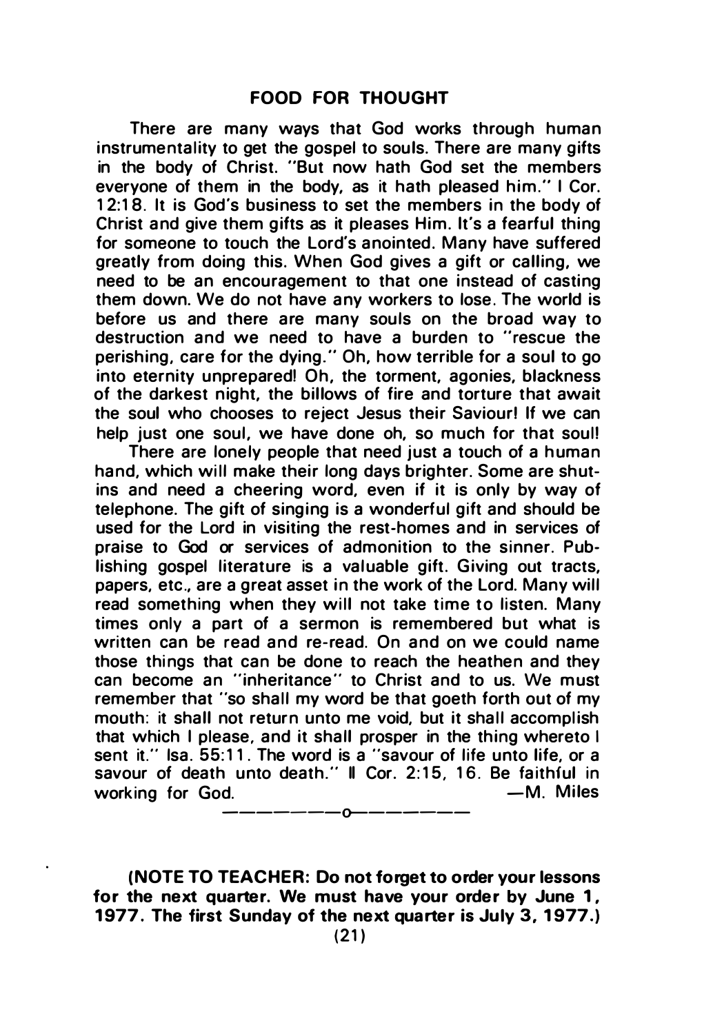## FOOD FOR THOUGHT

There are many ways that God works through human instrumentality to get the gospel to souls. There are many gifts in the body of Christ. "But now hath God set the members everyone of them in the body, as it hath pleased him." I Cor. 12:18. It is God's business to set the members in the body of Christ and give them gifts as it pleases Him. It's a fearful thing for someone to touch the Lord's anointed. Many have suffered greatly from doing this. When God gives a gift or calling, we need to be an encouragement to that one instead of casting them down. We do not have any workers to lose. The world is before us and there are many souls on the broad way to destruction and we need to have a burden to "rescue the perishing, care for the dying." Oh, how terrible for a soul to go into eternity unprepared! Oh, the torment, agonies, blackness of the darkest night, the billows of fire and torture that await the soul who chooses to reject Jesus their Saviour! If we can help just one soul, we have done oh, so much for that soul!

There are lonely people that need just a touch of a human hand, which will make their long days brighter. Some are shut-ins and need a cheering word, even if it is only by way of telephone. The gift of singing is a wonderful gift and should be used for the Lord in visiting the rest-homes and in services of praise to God or services of admonition to the sinner. Publishing gospel literature is a valuable gift. Giving out tracts, papers, etc., are a great asset in the work of the Lord. Many will read something when they will not take time to listen. Many times only a part of a sermon is remembered but what is written can be read and re-read. On and on we could name those things that can be done to reach the heathen and they can become an "inheritance" to Christ and to us. We must remember that "so shall my word be that goeth forth out of my mouth: it shall not return unto me void, but it shall accomplish that which I please, and it shall prosper in the thing whereto I sent it." Isa. 55:11. The word is a "savour of life unto life, or a savour of death unto death." II Cor. 2:15, 16. Be faithful in working for God.

—M. Miles

—————o—————

**(NOTE TO TEACHER: Do not forget to order your lessons for the next quarter. We must have your order by June 1, 1977. The first Sunday of the next quarter is July 3, 1977.)**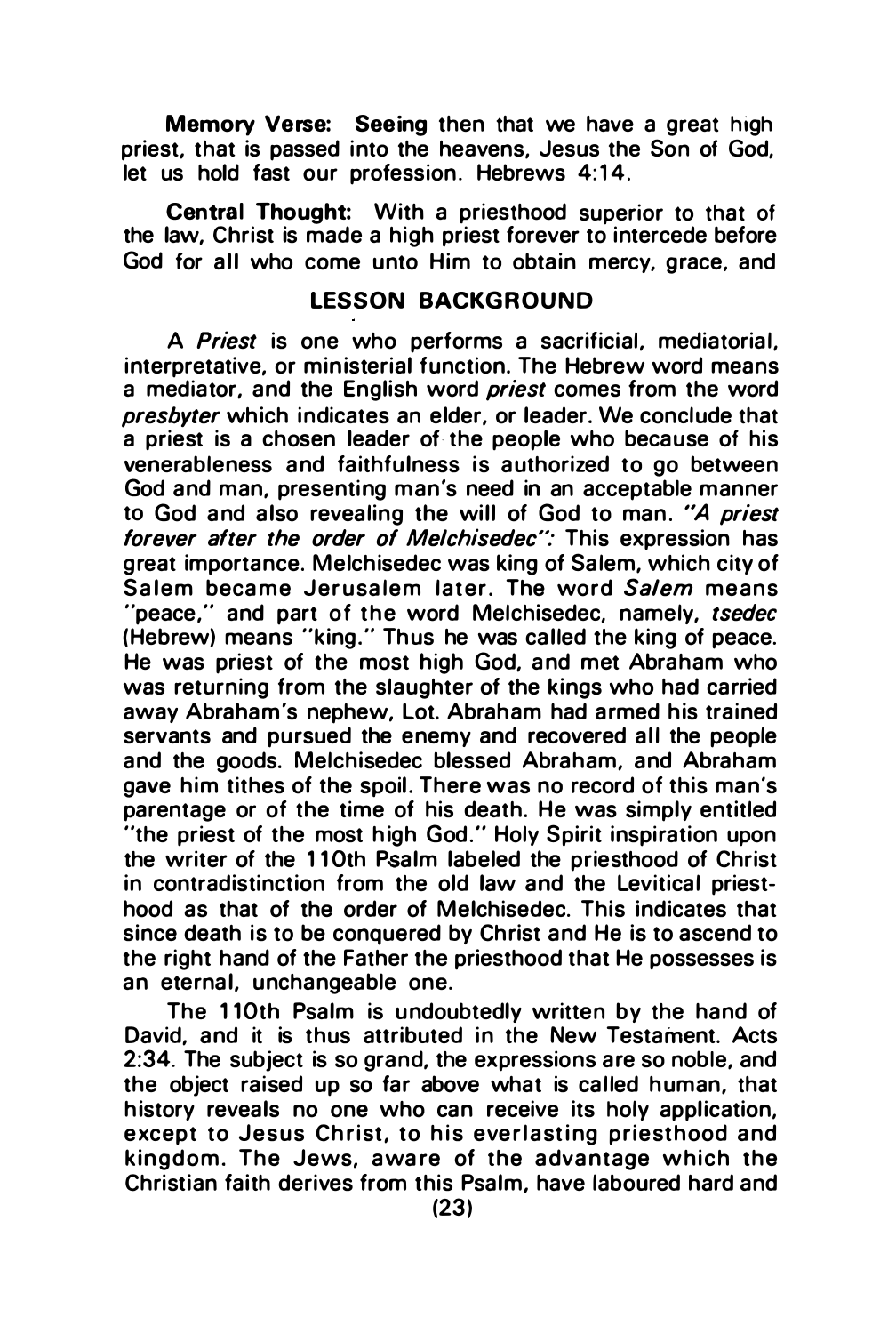**Memory Verse:** Seeing then that we have a great high priest, that is passed into the heavens, Jesus the Son of God, let us hold fast our profession. Hebrews 4:14.

**Central Thought:** With a priesthood superior to that of the law, Christ is made a high priest forever to intercede before God for all who come unto Him to obtain mercy, grace, and

## LESSON BACKGROUND

A *Priest* is one who performs a sacrificial, mediatorial, interpretative, or ministerial function. The Hebrew word means a mediator, and the English word *priest* comes from the word *presbyter* which indicates an elder, or leader. We conclude that a priest is a chosen leader of the people who because of his venerableness and faithfulness is authorized to go between God and man, presenting man's need in an acceptable manner to God and also revealing the will of God to man. *"A priest forever after the order of Melchisedec"*: This expression has great importance. Melchisedec was king of Salem, which city of Salem became Jerusalem later. The word *Salem* means "peace," and part of the word Melchisedec, namely, *tsedec* (Hebrew) means "king." Thus he was called the king of peace. He was priest of the most high God, and met Abraham who was returning from the slaughter of the kings who had carried away Abraham's nephew, Lot. Abraham had armed his trained servants and pursued the enemy and recovered all the people and the goods. Melchisedec blessed Abraham, and Abraham gave him tithes of the spoil. There was no record of this man's parentage or of the time of his death. He was simply entitled "the priest of the most high God." Holy Spirit inspiration upon the writer of the 110th Psalm labeled the priesthood of Christ in contradistinction from the old law and the Levitical priesthood as that of the order of Melchisedec. This indicates that since death is to be conquered by Christ and He is to ascend to the right hand of the Father the priesthood that He possesses is an eternal, unchangeable one.

The 110th Psalm is undoubtedly written by the hand of David, and it is thus attributed in the New Testament. Acts 2:34. The subject is so grand, the expressions are so noble, and the object raised up so far above what is called human, that history reveals no one who can receive its holy application, except to Jesus Christ, to his everlasting priesthood and kingdom. The Jews, aware of the advantage which the Christian faith derives from this Psalm, have laboured hard and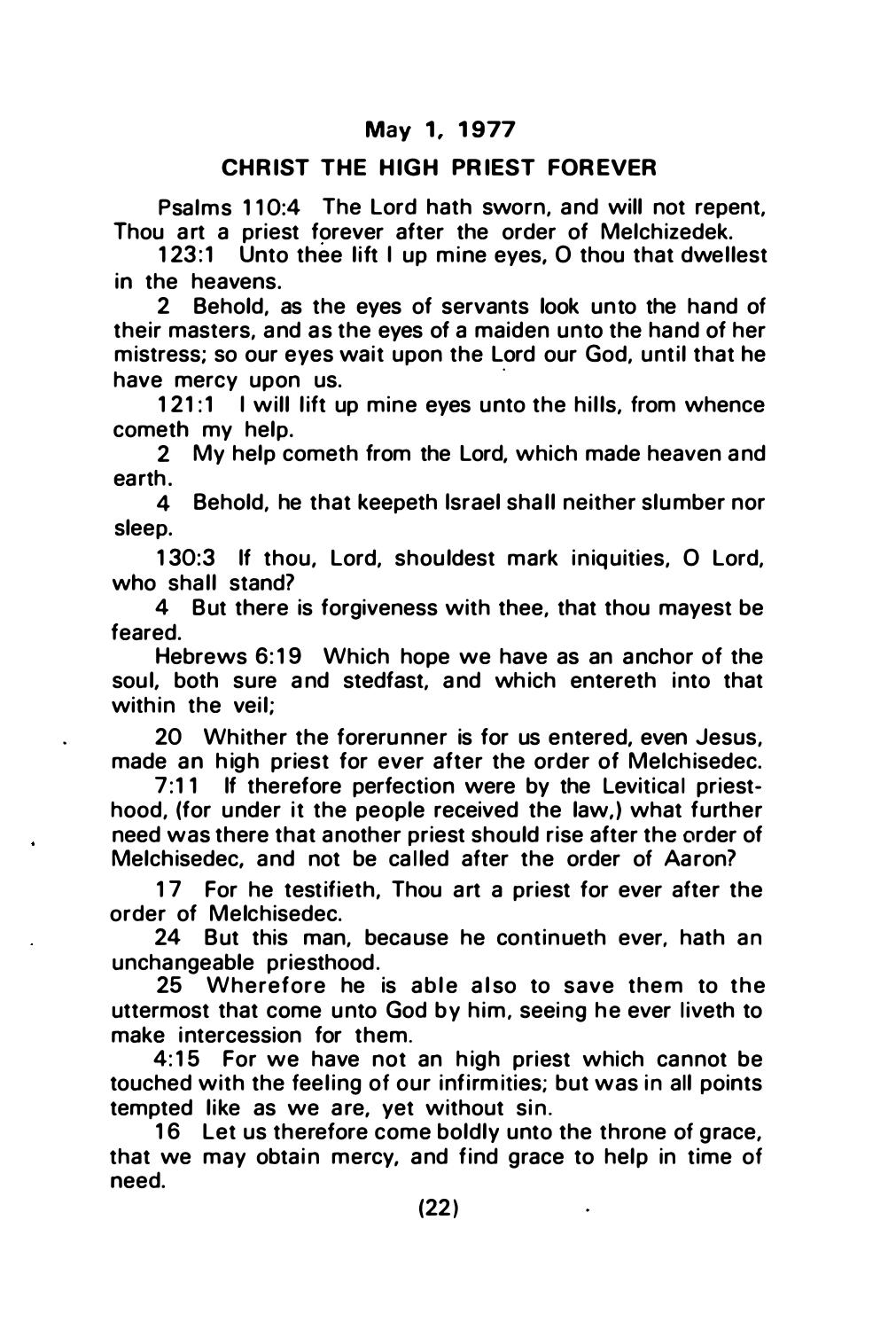**May 1, 1977**

**CHRIST THE HIGH PRIEST FOREVER**

Psalms 110:4 The Lord hath sworn, and will not repent, Thou art a priest forever after the order of Melchizedek.

123:1 Unto thee lift I up mine eyes, O thou that dwellest in the heavens.

2 Behold, as the eyes of servants look unto the hand of their masters, and as the eyes of a maiden unto the hand of her mistress; so our eyes wait upon the Lord our God, until that he have mercy upon us.

121:1 I will lift up mine eyes unto the hills, from whence cometh my help.

2 My help cometh from the Lord, which made heaven and earth.

4 Behold, he that keepeth Israel shall neither slumber nor sleep.

130:3 If thou, Lord, shouldest mark iniquities, O Lord, who shall stand?

4 But there is forgiveness with thee, that thou mayest be feared.

Hebrews 6:19 Which hope we have as an anchor of the soul, both sure and stedfast, and which entereth into that within the veil;

20 Whither the forerunner is for us entered, even Jesus, made an high priest for ever after the order of Melchisedec.

7:11 If therefore perfection were by the Levitical priesthood, (for under it the people received the law,) what further need was there that another priest should rise after the order of Melchisedec, and not be called after the order of Aaron?

17 For he testifieth, Thou art a priest for ever after the order of Melchisedec.

24 But this man, because he continueth ever, hath an unchangeable priesthood.

25 Wherefore he is able also to save them to the uttermost that come unto God by him, seeing he ever liveth to make intercession for them.

4:15 For we have not an high priest which cannot be touched with the feeling of our infirmities; but was in all points tempted like as we are, yet without sin.

16 Let us therefore come boldly unto the throne of grace, that we may obtain mercy, and find grace to help in time of need.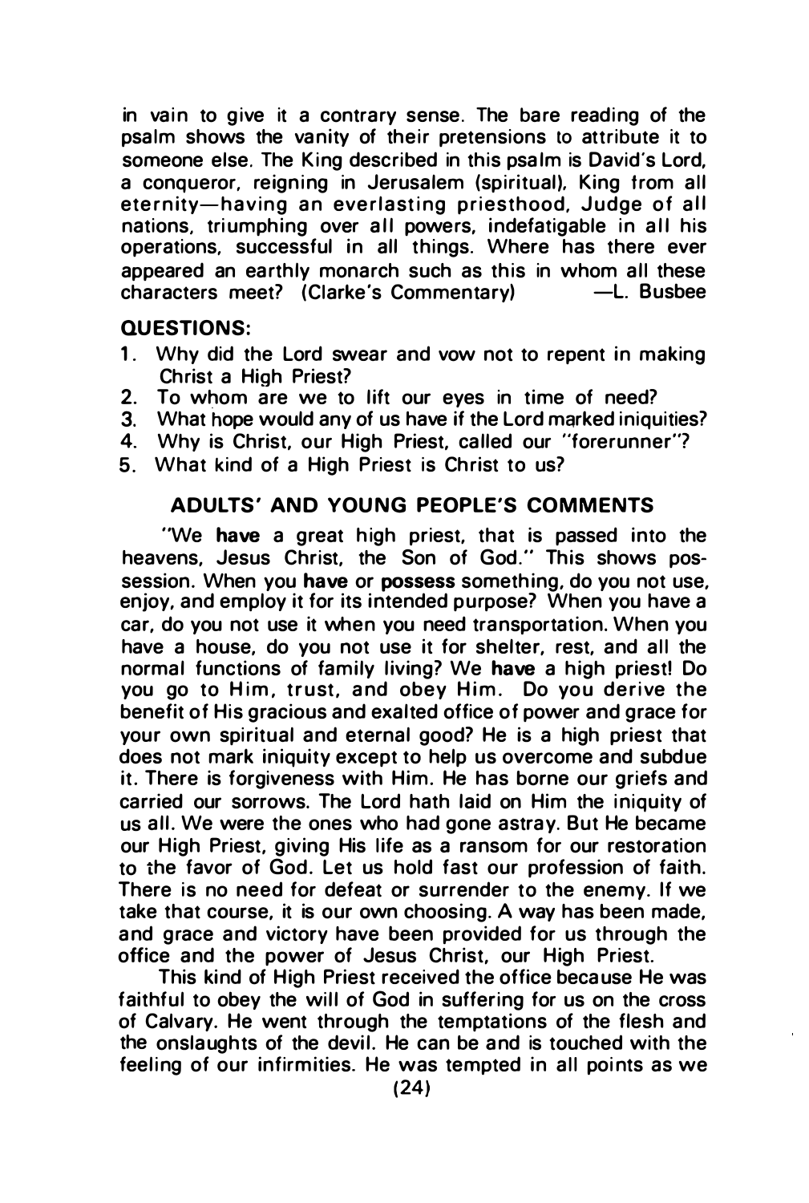in vain to give it a contrary sense. The bare reading of the psalm shows the vanity of their pretensions to attribute it to someone else. The King described in this psalm is David's Lord, a conqueror, reigning in Jerusalem (spiritual), King from all eternity—having an everlasting priesthood, Judge of all nations, triumphing over all powers, indefatigable in all his operations, successful in all things. Where has there ever appeared an earthly monarch such as this in whom all these characters meet? (Clarke's Commentary) —L. Busbee

**QUESTIONS:**

1. Why did the Lord swear and vow not to repent in making Christ a High Priest?
2. To whom are we to lift our eyes in time of need?
3. What hope would any of us have if the Lord marked iniquities?
4. Why is Christ, our High Priest, called our "forerunner"?
5. What kind of a High Priest is Christ to us?

## ADULTS' AND YOUNG PEOPLE'S COMMENTS

"We **have** a great high priest, that is passed into the heavens, Jesus Christ, the Son of God." This shows possession. When you **have** or **possess** something, do you not use, enjoy, and employ it for its intended purpose? When you have a car, do you not use it when you need transportation. When you have a house, do you not use it for shelter, rest, and all the normal functions of family living? We **have** a high priest! Do you go to Him, trust, and obey Him. Do you derive the benefit of His gracious and exalted office of power and grace for your own spiritual and eternal good? He is a high priest that does not mark iniquity except to help us overcome and subdue it. There is forgiveness with Him. He has borne our griefs and carried our sorrows. The Lord hath laid on Him the iniquity of us all. We were the ones who had gone astray. But He became our High Priest, giving His life as a ransom for our restoration to the favor of God. Let us hold fast our profession of faith. There is no need for defeat or surrender to the enemy. If we take that course, it is our own choosing. A way has been made, and grace and victory have been provided for us through the office and the power of Jesus Christ, our High Priest.

This kind of High Priest received the office because He was faithful to obey the will of God in suffering for us on the cross of Calvary. He went through the temptations of the flesh and the onslaughts of the devil. He can be and is touched with the feeling of our infirmities. He was tempted in all points as we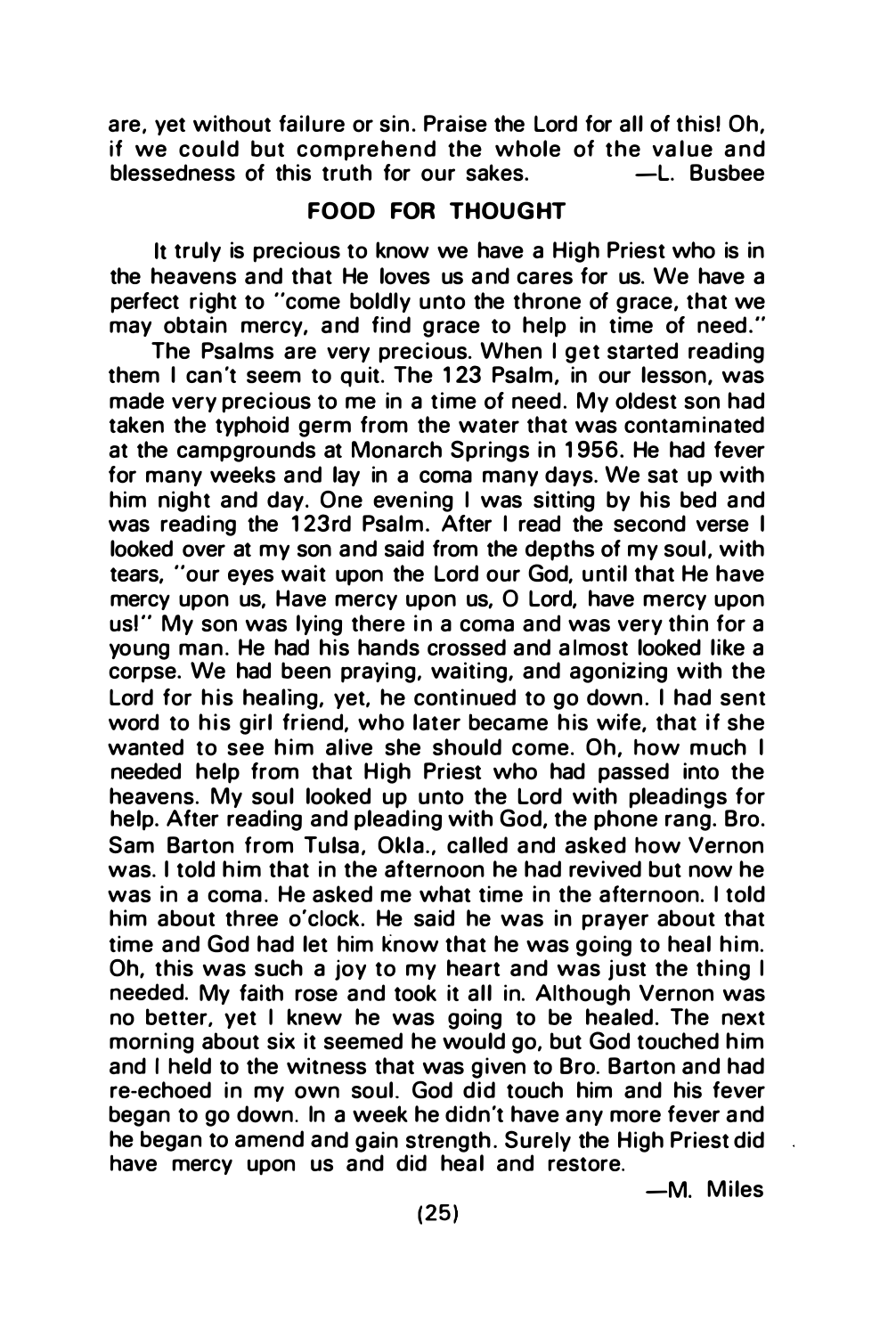are, yet without failure or sin. Praise the Lord for all of this! Oh, if we could but comprehend the whole of the value and blessedness of this truth for our sakes. —L. Busbee

## FOOD FOR THOUGHT

It truly is precious to know we have a High Priest who is in the heavens and that He loves us and cares for us. We have a perfect right to "come boldly unto the throne of grace, that we may obtain mercy, and find grace to help in time of need."

The Psalms are very precious. When I get started reading them I can't seem to quit. The 123 Psalm, in our lesson, was made very precious to me in a time of need. My oldest son had taken the typhoid germ from the water that was contaminated at the campgrounds at Monarch Springs in 1956. He had fever for many weeks and lay in a coma many days. We sat up with him night and day. One evening I was sitting by his bed and was reading the 123rd Psalm. After I read the second verse I looked over at my son and said from the depths of my soul, with tears, "our eyes wait upon the Lord our God, until that He have mercy upon us, Have mercy upon us, O Lord, have mercy upon us!" My son was lying there in a coma and was very thin for a young man. He had his hands crossed and almost looked like a corpse. We had been praying, waiting, and agonizing with the Lord for his healing, yet, he continued to go down. I had sent word to his girl friend, who later became his wife, that if she wanted to see him alive she should come. Oh, how much I needed help from that High Priest who had passed into the heavens. My soul looked up unto the Lord with pleadings for help. After reading and pleading with God, the phone rang. Bro. Sam Barton from Tulsa, Okla., called and asked how Vernon was. I told him that in the afternoon he had revived but now he was in a coma. He asked me what time in the afternoon. I told him about three o'clock. He said he was in prayer about that time and God had let him know that he was going to heal him. Oh, this was such a joy to my heart and was just the thing I needed. My faith rose and took it all in. Although Vernon was no better, yet I knew he was going to be healed. The next morning about six it seemed he would go, but God touched him and I held to the witness that was given to Bro. Barton and had re-echoed in my own soul. God did touch him and his fever began to go down. In a week he didn't have any more fever and he began to amend and gain strength. Surely the High Priest did have mercy upon us and did heal and restore.

—M. Miles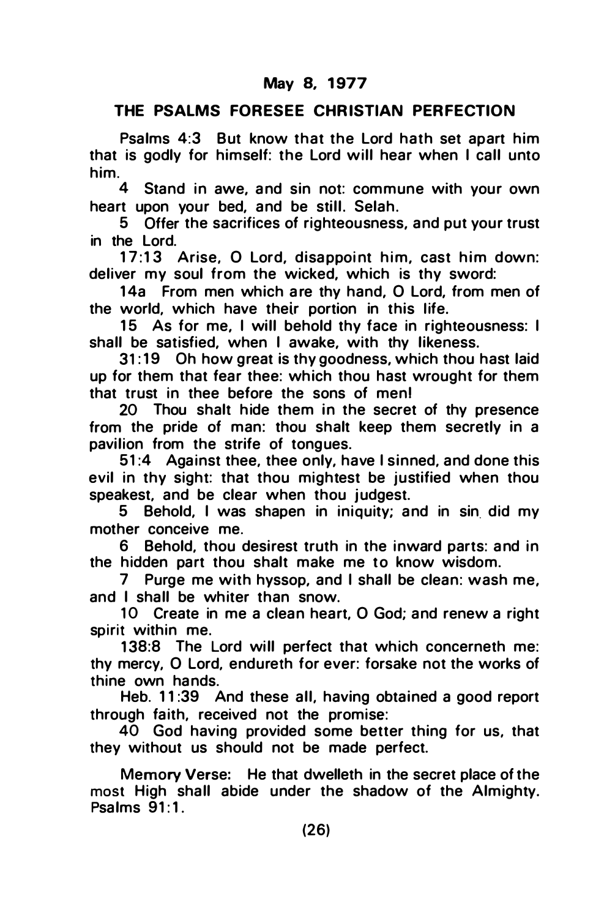May 8, 1977

## THE PSALMS FORESEE CHRISTIAN PERFECTION

Psalms 4:3 But know that the Lord hath set apart him that is godly for himself: the Lord will hear when I call unto him.

4 Stand in awe, and sin not: commune with your own heart upon your bed, and be still. Selah.

5 Offer the sacrifices of righteousness, and put your trust in the Lord.

17:13 Arise, O Lord, disappoint him, cast him down: deliver my soul from the wicked, which is thy sword:

14a From men which are thy hand, O Lord, from men of the world, which have their portion in this life.

15 As for me, I will behold thy face in righteousness: I shall be satisfied, when I awake, with thy likeness.

31:19 Oh how great is thy goodness, which thou hast laid up for them that fear thee: which thou hast wrought for them that trust in thee before the sons of men!

20 Thou shalt hide them in the secret of thy presence from the pride of man: thou shalt keep them secretly in a pavilion from the strife of tongues.

51:4 Against thee, thee only, have I sinned, and done this evil in thy sight: that thou mightest be justified when thou speakest, and be clear when thou judgest.

5 Behold, I was shapen in iniquity; and in sin did my mother conceive me.

6 Behold, thou desirest truth in the inward parts: and in the hidden part thou shalt make me to know wisdom.

7 Purge me with hyssop, and I shall be clean: wash me, and I shall be whiter than snow.

10 Create in me a clean heart, O God; and renew a right spirit within me.

138:8 The Lord will perfect that which concerneth me: thy mercy, O Lord, endureth for ever: forsake not the works of thine own hands.

Heb. 11:39 And these all, having obtained a good report through faith, received not the promise:

40 God having provided some better thing for us, that they without us should not be made perfect.

Memory Verse: He that dwelleth in the secret place of the most High shall abide under the shadow of the Almighty. Psalms 91:1.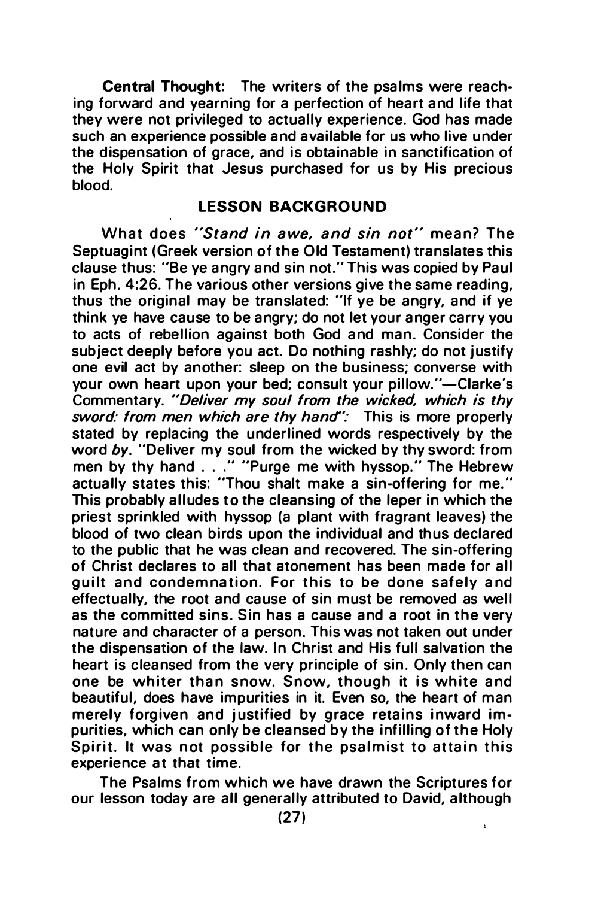**Central Thought:** The writers of the psalms were reaching forward and yearning for a perfection of heart and life that they were not privileged to actually experience. God has made such an experience possible and available for us who live under the dispensation of grace, and is obtainable in sanctification of the Holy Spirit that Jesus purchased for us by His precious blood.

## LESSON BACKGROUND

What does *"Stand in awe, and sin not"* mean? The Septuagint (Greek version of the Old Testament) translates this clause thus: "Be ye angry and sin not." This was copied by Paul in Eph. 4:26. The various other versions give the same reading, thus the original may be translated: "If ye be angry, and if ye think ye have cause to be angry; do not let your anger carry you to acts of rebellion against both God and man. Consider the subject deeply before you act. Do nothing rashly; do not justify one evil act by another: sleep on the business; converse with your own heart upon your bed; consult your pillow."—Clarke's Commentary. *"Deliver my soul from the wicked, which is thy sword: from men which are thy hand":* This is more properly stated by replacing the underlined words respectively by the word *by*. "Deliver my soul from the wicked by thy sword: from men by thy hand . . ." "Purge me with hyssop." The Hebrew actually states this: "Thou shalt make a sin-offering for me." This probably alludes to the cleansing of the leper in which the priest sprinkled with hyssop (a plant with fragrant leaves) the blood of two clean birds upon the individual and thus declared to the public that he was clean and recovered. The sin-offering of Christ declares to all that atonement has been made for all guilt and condemnation. For this to be done safely and effectually, the root and cause of sin must be removed as well as the committed sins. Sin has a cause and a root in the very nature and character of a person. This was not taken out under the dispensation of the law. In Christ and His full salvation the heart is cleansed from the very principle of sin. Only then can one be whiter than snow. Snow, though it is white and beautiful, does have impurities in it. Even so, the heart of man merely forgiven and justified by grace retains inward impurities, which can only be cleansed by the infilling of the Holy Spirit. It was not possible for the psalmist to attain this experience at that time.

The Psalms from which we have drawn the Scriptures for our lesson today are all generally attributed to David, although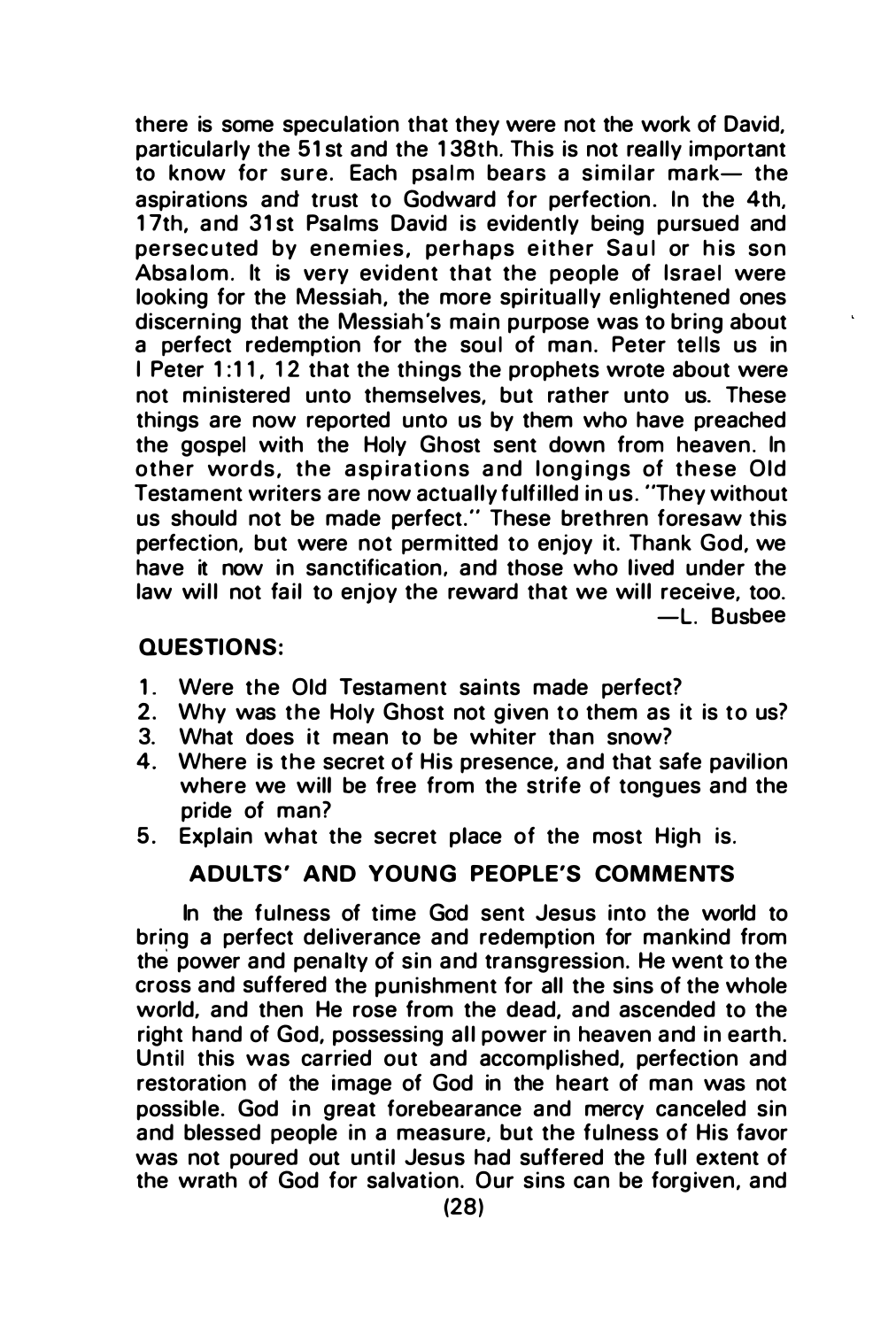there is some speculation that they were not the work of David, particularly the 51st and the 138th. This is not really important to know for sure. Each psalm bears a similar mark— the aspirations and trust to Godward for perfection. In the 4th, 17th, and 31st Psalms David is evidently being pursued and persecuted by enemies, perhaps either Saul or his son Absalom. It is very evident that the people of Israel were looking for the Messiah, the more spiritually enlightened ones discerning that the Messiah's main purpose was to bring about a perfect redemption for the soul of man. Peter tells us in I Peter 1:11, 12 that the things the prophets wrote about were not ministered unto themselves, but rather unto us. These things are now reported unto us by them who have preached the gospel with the Holy Ghost sent down from heaven. In other words, the aspirations and longings of these Old Testament writers are now actually fulfilled in us. "They without us should not be made perfect." These brethren foresaw this perfection, but were not permitted to enjoy it. Thank God, we have it now in sanctification, and those who lived under the law will not fail to enjoy the reward that we will receive, too.

—L. Busbee

### QUESTIONS:

1. Were the Old Testament saints made perfect?
2. Why was the Holy Ghost not given to them as it is to us?
3. What does it mean to be whiter than snow?
4. Where is the secret of His presence, and that safe pavilion where we will be free from the strife of tongues and the pride of man?
5. Explain what the secret place of the most High is.

### ADULTS' AND YOUNG PEOPLE'S COMMENTS

In the fulness of time God sent Jesus into the world to bring a perfect deliverance and redemption for mankind from the power and penalty of sin and transgression. He went to the cross and suffered the punishment for all the sins of the whole world, and then He rose from the dead, and ascended to the right hand of God, possessing all power in heaven and in earth. Until this was carried out and accomplished, perfection and restoration of the image of God in the heart of man was not possible. God in great forebearance and mercy canceled sin and blessed people in a measure, but the fulness of His favor was not poured out until Jesus had suffered the full extent of the wrath of God for salvation. Our sins can be forgiven, and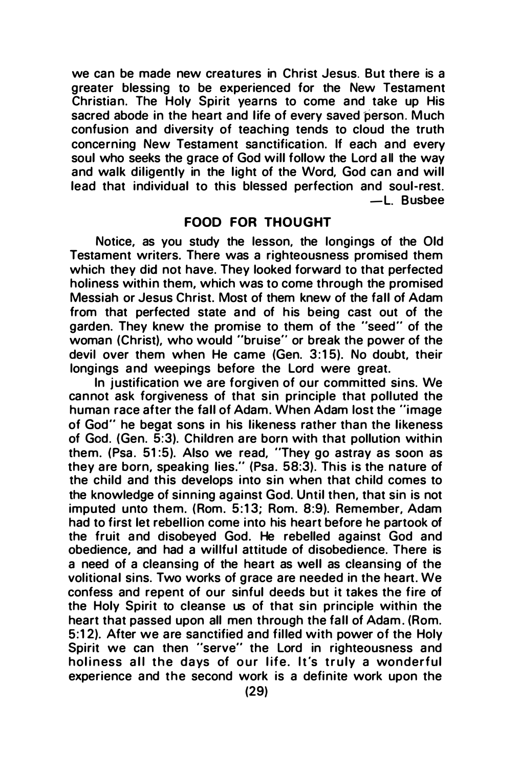we can be made new creatures in Christ Jesus. But there is a greater blessing to be experienced for the New Testament Christian. The Holy Spirit yearns to come and take up His sacred abode in the heart and life of every saved person. Much confusion and diversity of teaching tends to cloud the truth concerning New Testament sanctification. If each and every soul who seeks the grace of God will follow the Lord all the way and walk diligently in the light of the Word, God can and will lead that individual to this blessed perfection and soul-rest.

—L. Busbee

## FOOD FOR THOUGHT

Notice, as you study the lesson, the longings of the Old Testament writers. There was a righteousness promised them which they did not have. They looked forward to that perfected holiness within them, which was to come through the promised Messiah or Jesus Christ. Most of them knew of the fall of Adam from that perfected state and of his being cast out of the garden. They knew the promise to them of the "seed" of the woman (Christ), who would "bruise" or break the power of the devil over them when He came (Gen. 3:15). No doubt, their longings and weepings before the Lord were great.

In justification we are forgiven of our committed sins. We cannot ask forgiveness of that sin principle that polluted the human race after the fall of Adam. When Adam lost the "image of God" he begat sons in his likeness rather than the likeness of God. (Gen. 5:3). Children are born with that pollution within them. (Psa. 51:5). Also we read, "They go astray as soon as they are born, speaking lies." (Psa. 58:3). This is the nature of the child and this develops into sin when that child comes to the knowledge of sinning against God. Until then, that sin is not imputed unto them. (Rom. 5:13; Rom. 8:9). Remember, Adam had to first let rebellion come into his heart before he partook of the fruit and disobeyed God. He rebelled against God and obedience, and had a willful attitude of disobedience. There is a need of a cleansing of the heart as well as cleansing of the volitional sins. Two works of grace are needed in the heart. We confess and repent of our sinful deeds but it takes the fire of the Holy Spirit to cleanse us of that sin principle within the heart that passed upon all men through the fall of Adam. (Rom. 5:12). After we are sanctified and filled with power of the Holy Spirit we can then "serve" the Lord in righteousness and holiness all the days of our life. It's truly a wonderful experience and the second work is a definite work upon the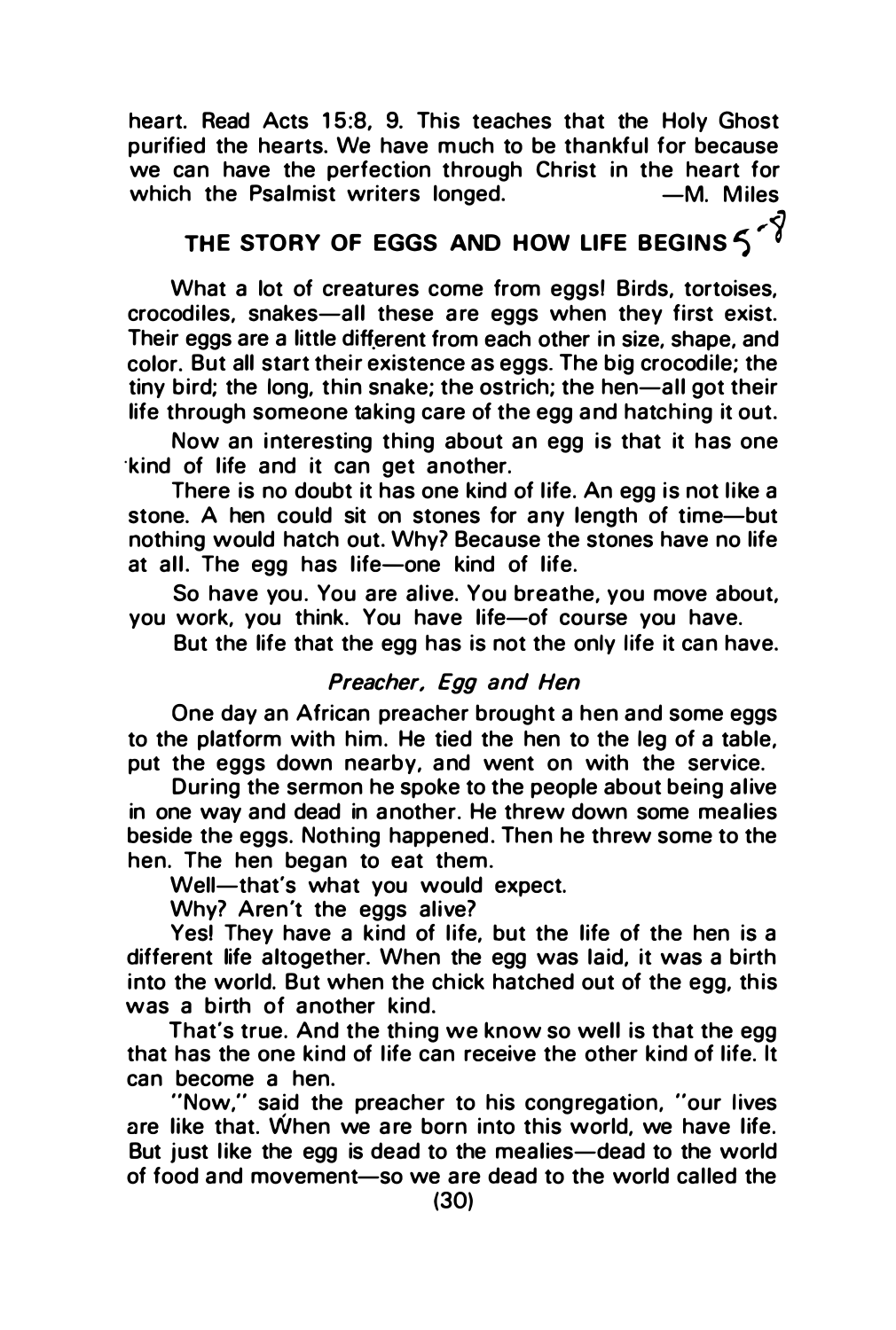heart. Read Acts 15:8, 9. This teaches that the Holy Ghost purified the hearts. We have much to be thankful for because we can have the perfection through Christ in the heart for which the Psalmist writers longed. —M. Miles

## THE STORY OF EGGS AND HOW LIFE BEGINS 5-8

What a lot of creatures come from eggs! Birds, tortoises, crocodiles, snakes—all these are eggs when they first exist. Their eggs are a little different from each other in size, shape, and color. But all start their existence as eggs. The big crocodile; the tiny bird; the long, thin snake; the ostrich; the hen—all got their life through someone taking care of the egg and hatching it out.

Now an interesting thing about an egg is that it has one kind of life and it can get another.

There is no doubt it has one kind of life. An egg is not like a stone. A hen could sit on stones for any length of time—but nothing would hatch out. Why? Because the stones have no life at all. The egg has life—one kind of life.

So have you. You are alive. You breathe, you move about, you work, you think. You have life—of course you have.

But the life that the egg has is not the only life it can have.

### *Preacher, Egg and Hen*

One day an African preacher brought a hen and some eggs to the platform with him. He tied the hen to the leg of a table, put the eggs down nearby, and went on with the service.

During the sermon he spoke to the people about being alive in one way and dead in another. He threw down some mealies beside the eggs. Nothing happened. Then he threw some to the hen. The hen began to eat them.

Well—that's what you would expect.

Why? Aren't the eggs alive?

Yes! They have a kind of life, but the life of the hen is a different life altogether. When the egg was laid, it was a birth into the world. But when the chick hatched out of the egg, this was a birth of another kind.

That's true. And the thing we know so well is that the egg that has the one kind of life can receive the other kind of life. It can become a hen.

"Now," said the preacher to his congregation, "our lives are like that. When we are born into this world, we have life. But just like the egg is dead to the mealies—dead to the world of food and movement—so we are dead to the world called the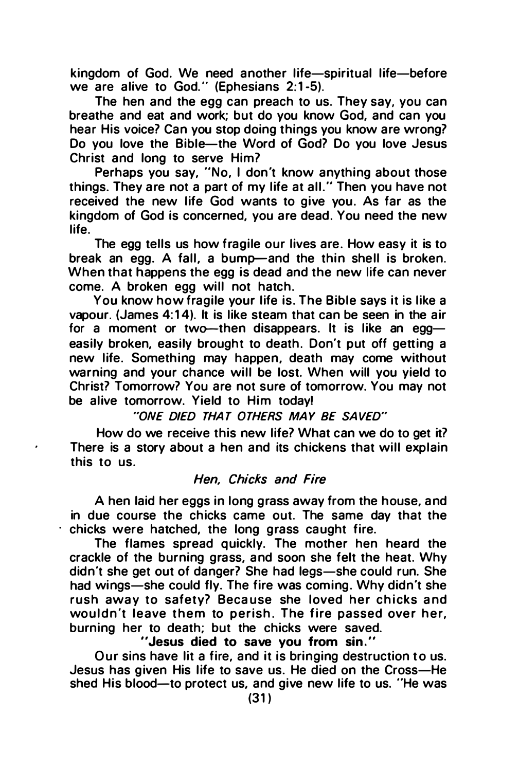kingdom of God. We need another life—spiritual life—before we are alive to God." (Ephesians 2:1-5).

The hen and the egg can preach to us. They say, you can breathe and eat and work; but do you know God, and can you hear His voice? Can you stop doing things you know are wrong? Do you love the Bible—the Word of God? Do you love Jesus Christ and long to serve Him?

Perhaps you say, "No, I don't know anything about those things. They are not a part of my life at all." Then you have not received the new life God wants to give you. As far as the kingdom of God is concerned, you are dead. You need the new life.

The egg tells us how fragile our lives are. How easy it is to break an egg. A fall, a bump—and the thin shell is broken. When that happens the egg is dead and the new life can never come. A broken egg will not hatch.

You know how fragile your life is. The Bible says it is like a vapour. (James 4:14). It is like steam that can be seen in the air for a moment or two—then disappears. It is like an egg—easily broken, easily brought to death. Don't put off getting a new life. Something may happen, death may come without warning and your chance will be lost. When will you yield to Christ? Tomorrow? You are not sure of tomorrow. You may not be alive tomorrow. Yield to Him today!

*"ONE DIED THAT OTHERS MAY BE SAVED"*

How do we receive this new life? What can we do to get it? There is a story about a hen and its chickens that will explain this to us.

### *Hen, Chicks and Fire*

A hen laid her eggs in long grass away from the house, and in due course the chicks came out. The same day that the chicks were hatched, the long grass caught fire.

The flames spread quickly. The mother hen heard the crackle of the burning grass, and soon she felt the heat. Why didn't she get out of danger? She had legs—she could run. She had wings—she could fly. The fire was coming. Why didn't she rush away to safety? Because she loved her chicks and wouldn't leave them to perish. The fire passed over her, burning her to death; but the chicks were saved.

**"Jesus died to save you from sin."**

Our sins have lit a fire, and it is bringing destruction to us. Jesus has given His life to save us. He died on the Cross—He shed His blood—to protect us, and give new life to us. "He was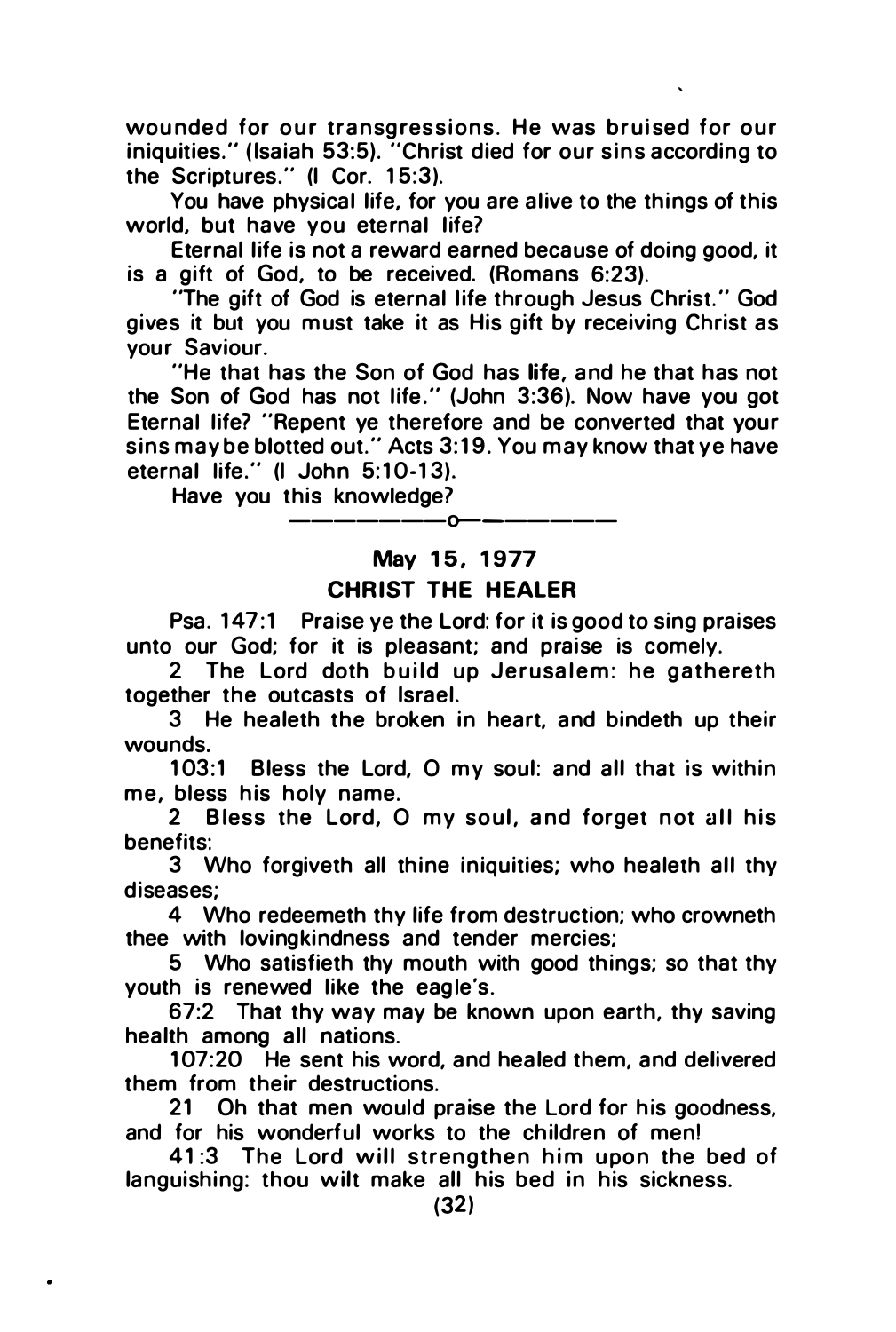wounded for our transgressions. He was bruised for our iniquities." (Isaiah 53:5). "Christ died for our sins according to the Scriptures." (I Cor. 15:3).

You have physical life, for you are alive to the things of this world, but have you eternal life?

Eternal life is not a reward earned because of doing good, it is a gift of God, to be received. (Romans 6:23).

"The gift of God is eternal life through Jesus Christ." God gives it but you must take it as His gift by receiving Christ as your Saviour.

"He that has the Son of God has **life**, and he that has not the Son of God has not life." (John 3:36). Now have you got Eternal life? "Repent ye therefore and be converted that your sins may be blotted out." Acts 3:19. You may know that ye have eternal life." (I John 5:10-13).

Have you this knowledge?

—————o—————

## May 15, 1977

## CHRIST THE HEALER

Psa. 147:1 Praise ye the Lord: for it is good to sing praises unto our God; for it is pleasant; and praise is comely.

2 The Lord doth build up Jerusalem: he gathereth together the outcasts of Israel.

3 He healeth the broken in heart, and bindeth up their wounds.

103:1 Bless the Lord, O my soul: and all that is within me, bless his holy name.

2 Bless the Lord, O my soul, and forget not all his benefits:

3 Who forgiveth all thine iniquities; who healeth all thy diseases;

4 Who redeemeth thy life from destruction; who crowneth thee with lovingkindness and tender mercies;

5 Who satisfieth thy mouth with good things; so that thy youth is renewed like the eagle's.

67:2 That thy way may be known upon earth, thy saving health among all nations.

107:20 He sent his word, and healed them, and delivered them from their destructions.

21 Oh that men would praise the Lord for his goodness, and for his wonderful works to the children of men!

41:3 The Lord will strengthen him upon the bed of languishing: thou wilt make all his bed in his sickness.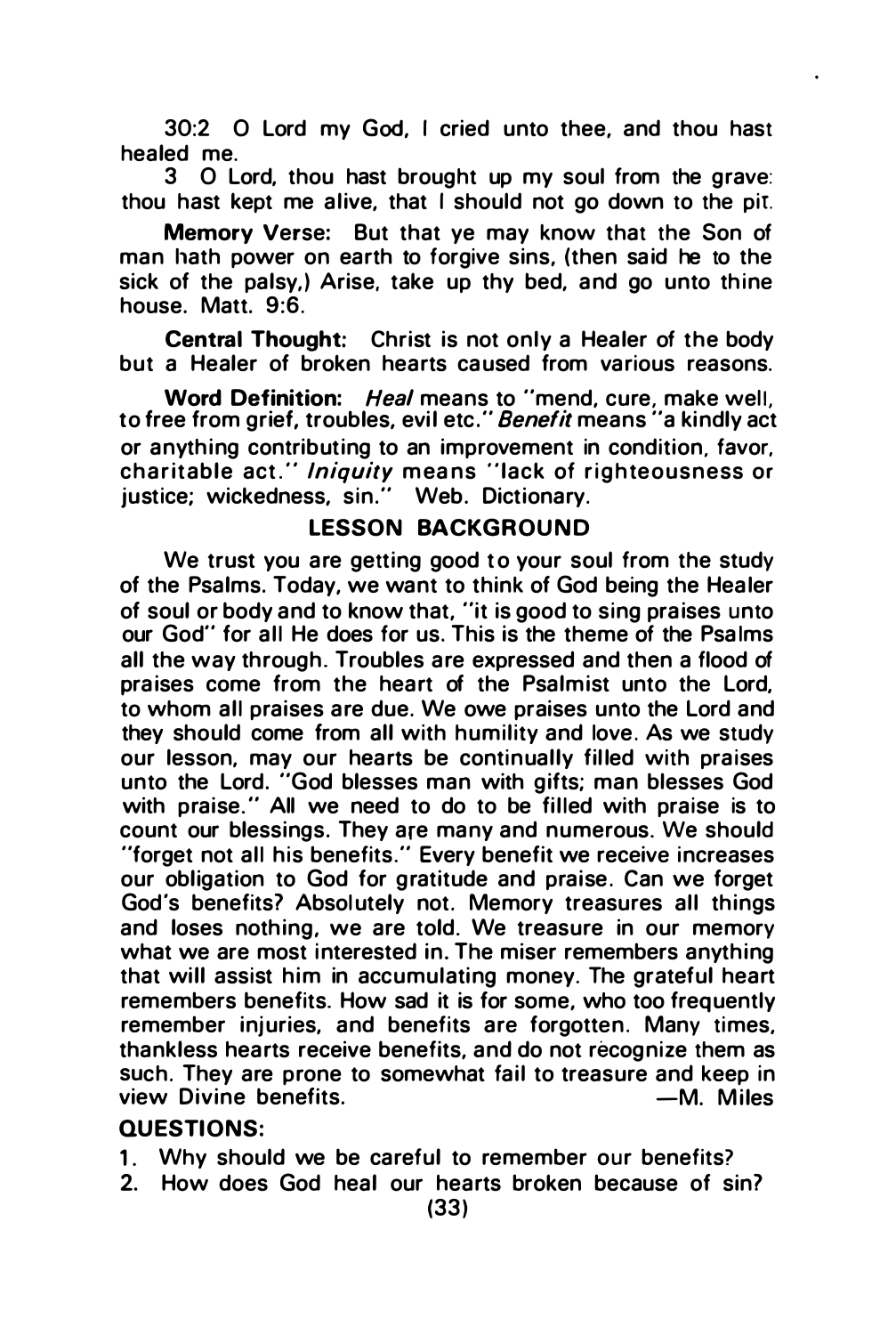30:2 O Lord my God, I cried unto thee, and thou hast healed me.

3 O Lord, thou hast brought up my soul from the grave: thou hast kept me alive, that I should not go down to the pit.

**Memory Verse:** But that ye may know that the Son of man hath power on earth to forgive sins, (then said he to the sick of the palsy,) Arise, take up thy bed, and go unto thine house. Matt. 9:6.

**Central Thought:** Christ is not only a Healer of the body but a Healer of broken hearts caused from various reasons.

**Word Definition:** *Heal* means to "mend, cure, make well, to free from grief, troubles, evil etc." *Benefit* means "a kindly act or anything contributing to an improvement in condition, favor, charitable act." *Iniquity* means "lack of righteousness or justice; wickedness, sin." Web. Dictionary.

## LESSON BACKGROUND

We trust you are getting good to your soul from the study of the Psalms. Today, we want to think of God being the Healer of soul or body and to know that, "it is good to sing praises unto our God" for all He does for us. This is the theme of the Psalms all the way through. Troubles are expressed and then a flood of praises come from the heart of the Psalmist unto the Lord, to whom all praises are due. We owe praises unto the Lord and they should come from all with humility and love. As we study our lesson, may our hearts be continually filled with praises unto the Lord. "God blesses man with gifts; man blesses God with praise." All we need to do to be filled with praise is to count our blessings. They are many and numerous. We should "forget not all his benefits." Every benefit we receive increases our obligation to God for gratitude and praise. Can we forget God's benefits? Absolutely not. Memory treasures all things and loses nothing, we are told. We treasure in our memory what we are most interested in. The miser remembers anything that will assist him in accumulating money. The grateful heart remembers benefits. How sad it is for some, who too frequently remember injuries, and benefits are forgotten. Many times, thankless hearts receive benefits, and do not recognize them as such. They are prone to somewhat fail to treasure and keep in view Divine benefits. —M. Miles

**QUESTIONS:**

1. Why should we be careful to remember our benefits?
2. How does God heal our hearts broken because of sin?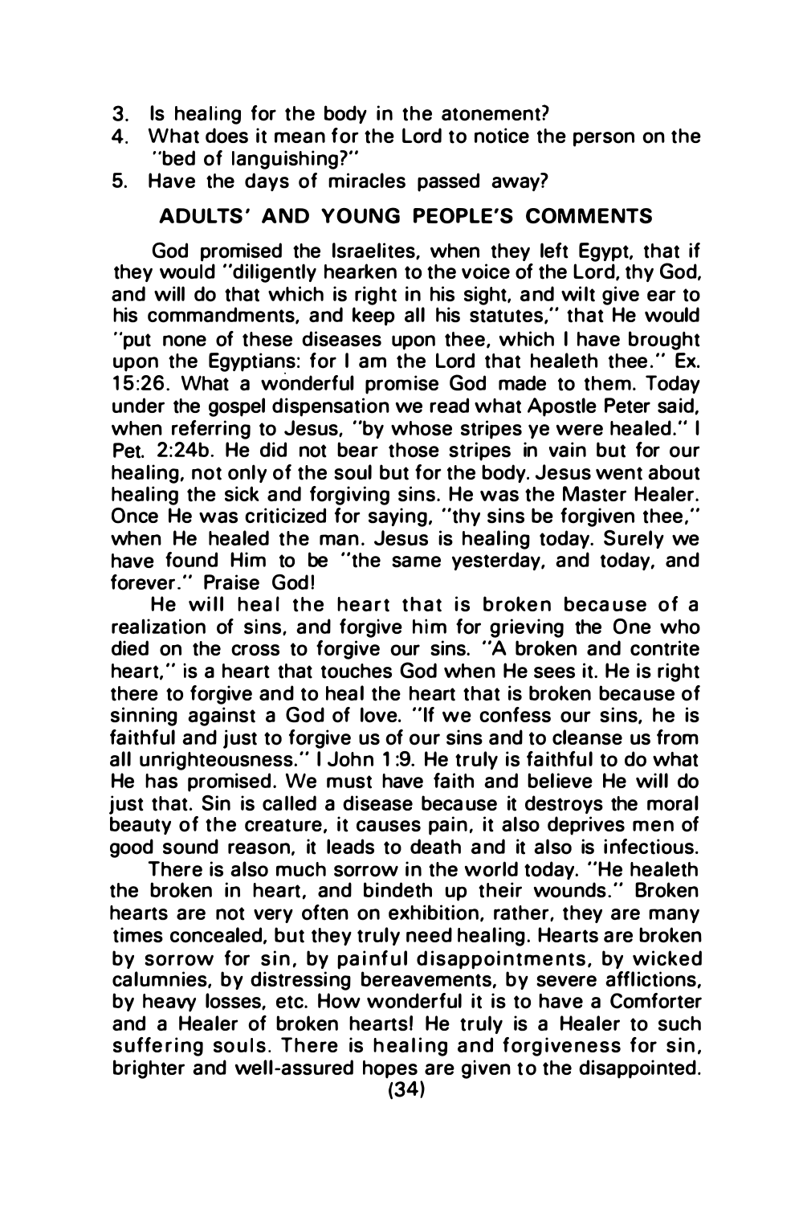3. Is healing for the body in the atonement?
4. What does it mean for the Lord to notice the person on the "bed of languishing?"
5. Have the days of miracles passed away?

## ADULTS' AND YOUNG PEOPLE'S COMMENTS

God promised the Israelites, when they left Egypt, that if they would "diligently hearken to the voice of the Lord, thy God, and will do that which is right in his sight, and wilt give ear to his commandments, and keep all his statutes," that He would "put none of these diseases upon thee, which I have brought upon the Egyptians: for I am the Lord that healeth thee." Ex. 15:26. What a wonderful promise God made to them. Today under the gospel dispensation we read what Apostle Peter said, when referring to Jesus, "by whose stripes ye were healed." I Pet. 2:24b. He did not bear those stripes in vain but for our healing, not only of the soul but for the body. Jesus went about healing the sick and forgiving sins. He was the Master Healer. Once He was criticized for saying, "thy sins be forgiven thee," when He healed the man. Jesus is healing today. Surely we have found Him to be "the same yesterday, and today, and forever." Praise God!

He will heal the heart that is broken because of a realization of sins, and forgive him for grieving the One who died on the cross to forgive our sins. "A broken and contrite heart," is a heart that touches God when He sees it. He is right there to forgive and to heal the heart that is broken because of sinning against a God of love. "If we confess our sins, he is faithful and just to forgive us of our sins and to cleanse us from all unrighteousness." I John 1:9. He truly is faithful to do what He has promised. We must have faith and believe He will do just that. Sin is called a disease because it destroys the moral beauty of the creature, it causes pain, it also deprives men of good sound reason, it leads to death and it also is infectious.

There is also much sorrow in the world today. "He healeth the broken in heart, and bindeth up their wounds." Broken hearts are not very often on exhibition, rather, they are many times concealed, but they truly need healing. Hearts are broken by sorrow for sin, by painful disappointments, by wicked calumnies, by distressing bereavements, by severe afflictions, by heavy losses, etc. How wonderful it is to have a Comforter and a Healer of broken hearts! He truly is a Healer to such suffering souls. There is healing and forgiveness for sin, brighter and well-assured hopes are given to the disappointed.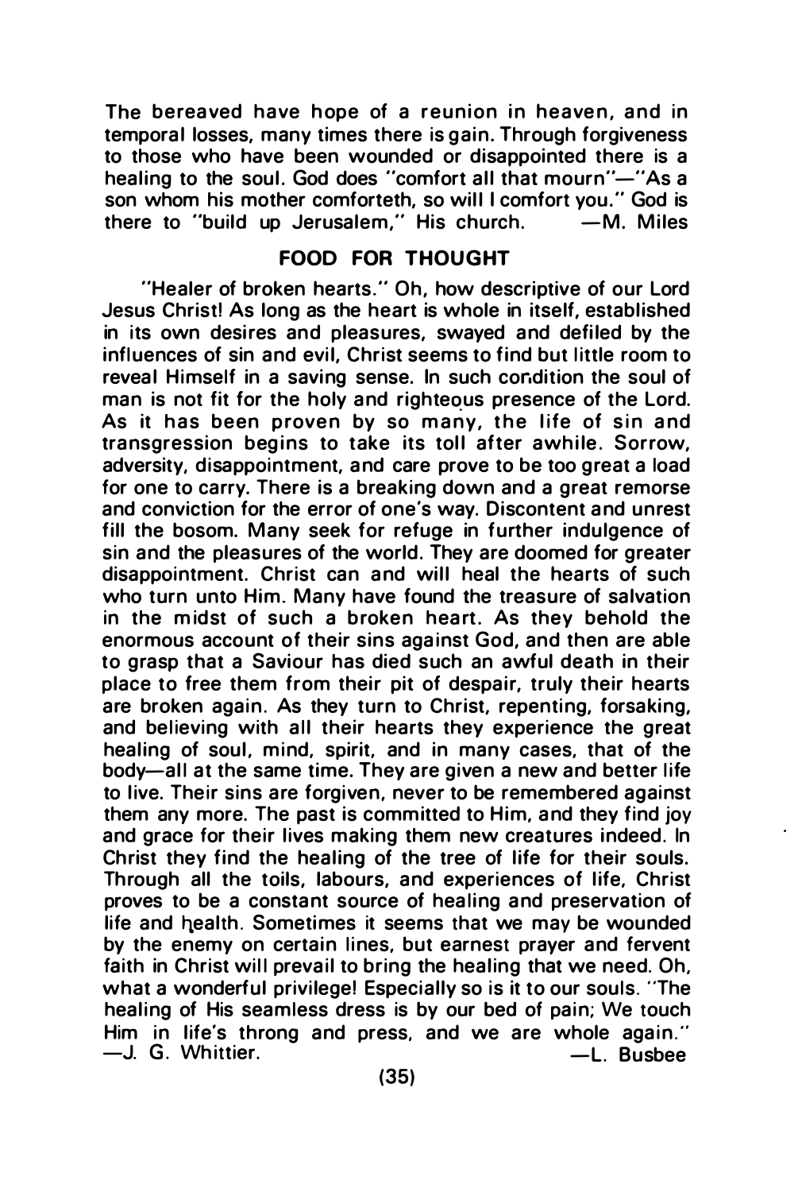The bereaved have hope of a reunion in heaven, and in temporal losses, many times there is gain. Through forgiveness to those who have been wounded or disappointed there is a healing to the soul. God does "comfort all that mourn"—"As a son whom his mother comforteth, so will I comfort you." God is there to "build up Jerusalem," His church. —M. Miles

## FOOD FOR THOUGHT

"Healer of broken hearts." Oh, how descriptive of our Lord Jesus Christ! As long as the heart is whole in itself, established in its own desires and pleasures, swayed and defiled by the influences of sin and evil, Christ seems to find but little room to reveal Himself in a saving sense. In such condition the soul of man is not fit for the holy and righteous presence of the Lord. As it has been proven by so many, the life of sin and transgression begins to take its toll after awhile. Sorrow, adversity, disappointment, and care prove to be too great a load for one to carry. There is a breaking down and a great remorse and conviction for the error of one's way. Discontent and unrest fill the bosom. Many seek for refuge in further indulgence of sin and the pleasures of the world. They are doomed for greater disappointment. Christ can and will heal the hearts of such who turn unto Him. Many have found the treasure of salvation in the midst of such a broken heart. As they behold the enormous account of their sins against God, and then are able to grasp that a Saviour has died such an awful death in their place to free them from their pit of despair, truly their hearts are broken again. As they turn to Christ, repenting, forsaking, and believing with all their hearts they experience the great healing of soul, mind, spirit, and in many cases, that of the body—all at the same time. They are given a new and better life to live. Their sins are forgiven, never to be remembered against them any more. The past is committed to Him, and they find joy and grace for their lives making them new creatures indeed. In Christ they find the healing of the tree of life for their souls. Through all the toils, labours, and experiences of life, Christ proves to be a constant source of healing and preservation of life and health. Sometimes it seems that we may be wounded by the enemy on certain lines, but earnest prayer and fervent faith in Christ will prevail to bring the healing that we need. Oh, what a wonderful privilege! Especially so is it to our souls. "The healing of His seamless dress is by our bed of pain; We touch Him in life's throng and press, and we are whole again." —J. G. Whittier. —L. Busbee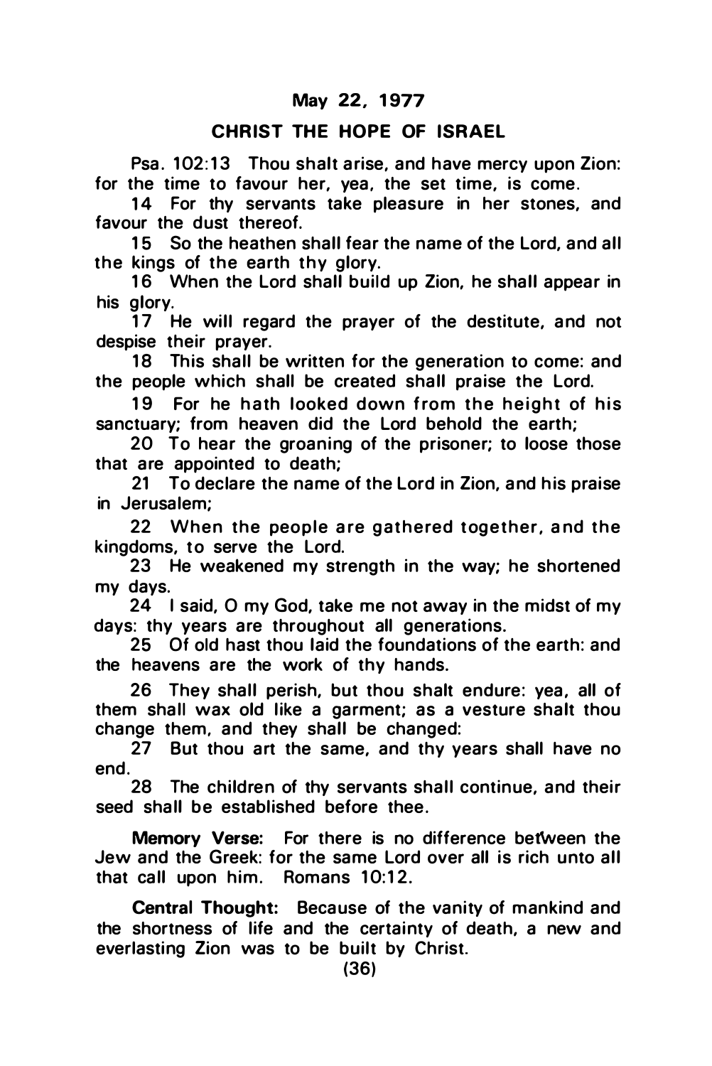## May 22, 1977

## CHRIST THE HOPE OF ISRAEL

Psa. 102:13 Thou shalt arise, and have mercy upon Zion: for the time to favour her, yea, the set time, is come.

14 For thy servants take pleasure in her stones, and favour the dust thereof.

15 So the heathen shall fear the name of the Lord, and all the kings of the earth thy glory.

16 When the Lord shall build up Zion, he shall appear in his glory.

17 He will regard the prayer of the destitute, and not despise their prayer.

18 This shall be written for the generation to come: and the people which shall be created shall praise the Lord.

19 For he hath looked down from the height of his sanctuary; from heaven did the Lord behold the earth;

20 To hear the groaning of the prisoner; to loose those that are appointed to death;

21 To declare the name of the Lord in Zion, and his praise in Jerusalem;

22 When the people are gathered together, and the kingdoms, to serve the Lord.

23 He weakened my strength in the way; he shortened my days.

24 I said, O my God, take me not away in the midst of my days: thy years are throughout all generations.

25 Of old hast thou laid the foundations of the earth: and the heavens are the work of thy hands.

26 They shall perish, but thou shalt endure: yea, all of them shall wax old like a garment; as a vesture shalt thou change them, and they shall be changed:

27 But thou art the same, and thy years shall have no end.

28 The children of thy servants shall continue, and their seed shall be established before thee.

**Memory Verse:** For there is no difference between the Jew and the Greek: for the same Lord over all is rich unto all that call upon him. Romans 10:12.

**Central Thought:** Because of the vanity of mankind and the shortness of life and the certainty of death, a new and everlasting Zion was to be built by Christ.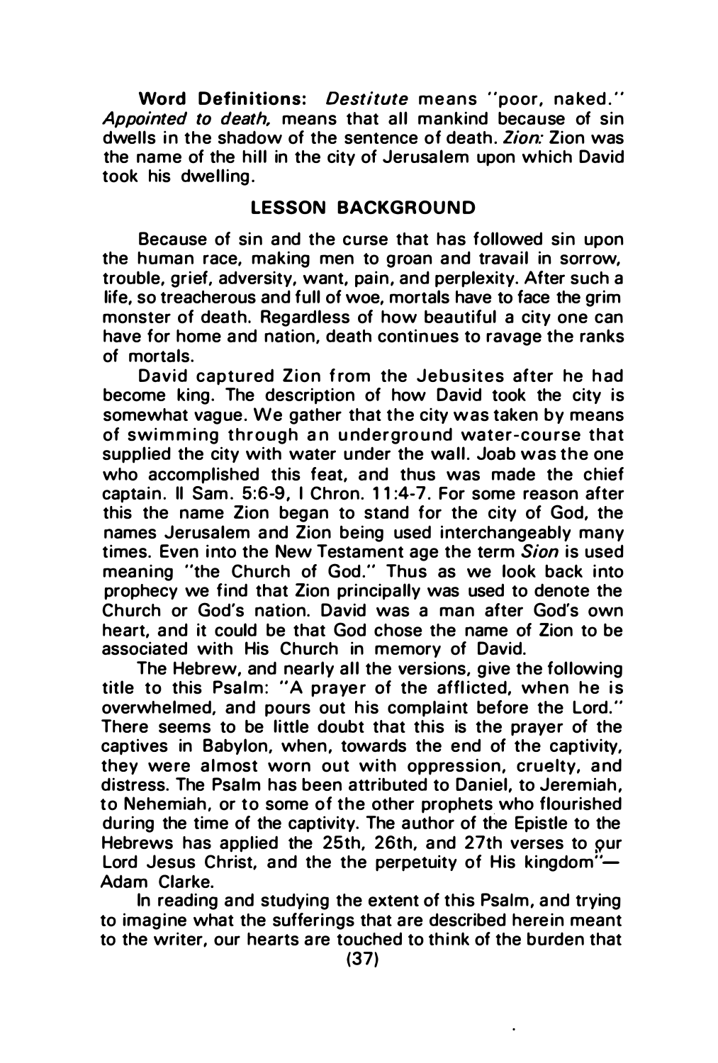**Word Definitions:** *Destitute* means "poor, naked." *Appointed to death,* means that all mankind because of sin dwells in the shadow of the sentence of death. *Zion:* Zion was the name of the hill in the city of Jerusalem upon which David took his dwelling.

## LESSON BACKGROUND

Because of sin and the curse that has followed sin upon the human race, making men to groan and travail in sorrow, trouble, grief, adversity, want, pain, and perplexity. After such a life, so treacherous and full of woe, mortals have to face the grim monster of death. Regardless of how beautiful a city one can have for home and nation, death continues to ravage the ranks of mortals.

David captured Zion from the Jebusites after he had become king. The description of how David took the city is somewhat vague. We gather that the city was taken by means of swimming through an underground water-course that supplied the city with water under the wall. Joab was the one who accomplished this feat, and thus was made the chief captain. II Sam. 5:6-9, I Chron. 11:4-7. For some reason after this the name Zion began to stand for the city of God, the names Jerusalem and Zion being used interchangeably many times. Even into the New Testament age the term *Sion* is used meaning "the Church of God." Thus as we look back into prophecy we find that Zion principally was used to denote the Church or God's nation. David was a man after God's own heart, and it could be that God chose the name of Zion to be associated with His Church in memory of David.

The Hebrew, and nearly all the versions, give the following title to this Psalm: "A prayer of the afflicted, when he is overwhelmed, and pours out his complaint before the Lord." There seems to be little doubt that this is the prayer of the captives in Babylon, when, towards the end of the captivity, they were almost worn out with oppression, cruelty, and distress. The Psalm has been attributed to Daniel, to Jeremiah, to Nehemiah, or to some of the other prophets who flourished during the time of the captivity. The author of the Epistle to the Hebrews has applied the 25th, 26th, and 27th verses to our Lord Jesus Christ, and the the perpetuity of His kingdom"— Adam Clarke.

In reading and studying the extent of this Psalm, and trying to imagine what the sufferings that are described herein meant to the writer, our hearts are touched to think of the burden that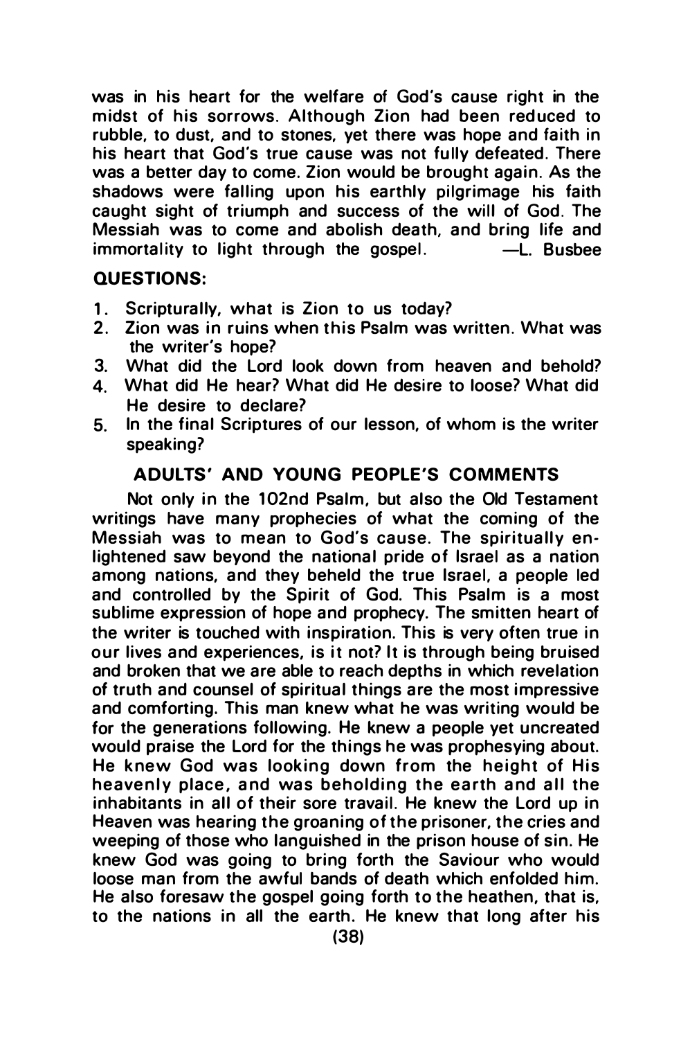was in his heart for the welfare of God's cause right in the midst of his sorrows. Although Zion had been reduced to rubble, to dust, and to stones, yet there was hope and faith in his heart that God's true cause was not fully defeated. There was a better day to come. Zion would be brought again. As the shadows were falling upon his earthly pilgrimage his faith caught sight of triumph and success of the will of God. The Messiah was to come and abolish death, and bring life and immortality to light through the gospel. —L. Busbee

### QUESTIONS:

1. Scripturally, what is Zion to us today?
2. Zion was in ruins when this Psalm was written. What was the writer's hope?
3. What did the Lord look down from heaven and behold?
4. What did He hear? What did He desire to loose? What did He desire to declare?
5. In the final Scriptures of our lesson, of whom is the writer speaking?

### ADULTS' AND YOUNG PEOPLE'S COMMENTS

Not only in the 102nd Psalm, but also the Old Testament writings have many prophecies of what the coming of the Messiah was to mean to God's cause. The spiritually enlightened saw beyond the national pride of Israel as a nation among nations, and they beheld the true Israel, a people led and controlled by the Spirit of God. This Psalm is a most sublime expression of hope and prophecy. The smitten heart of the writer is touched with inspiration. This is very often true in our lives and experiences, is it not? It is through being bruised and broken that we are able to reach depths in which revelation of truth and counsel of spiritual things are the most impressive and comforting. This man knew what he was writing would be for the generations following. He knew a people yet uncreated would praise the Lord for the things he was prophesying about. He knew God was looking down from the height of His heavenly place, and was beholding the earth and all the inhabitants in all of their sore travail. He knew the Lord up in Heaven was hearing the groaning of the prisoner, the cries and weeping of those who languished in the prison house of sin. He knew God was going to bring forth the Saviour who would loose man from the awful bands of death which enfolded him. He also foresaw the gospel going forth to the heathen, that is, to the nations in all the earth. He knew that long after his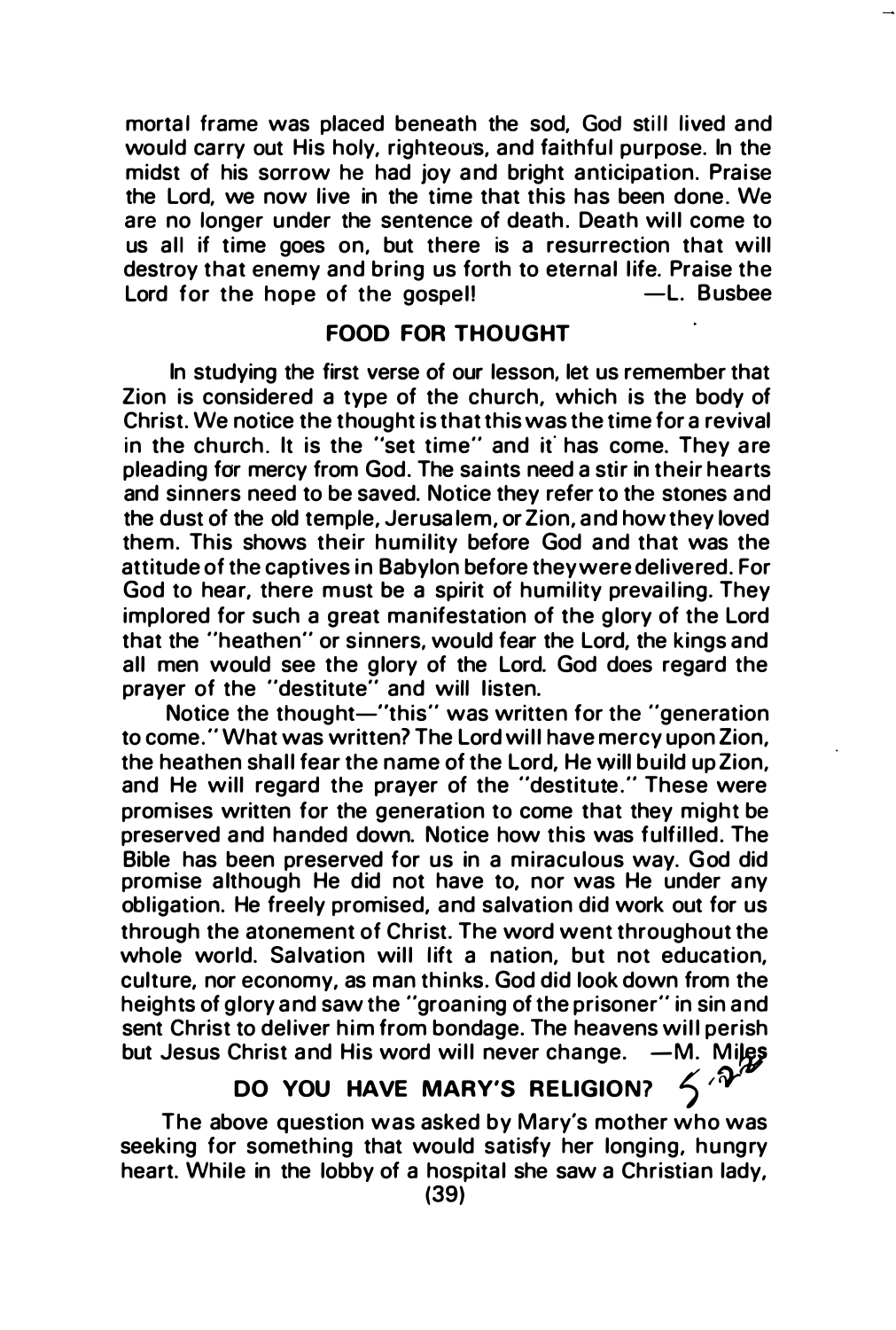mortal frame was placed beneath the sod, God still lived and would carry out His holy, righteous, and faithful purpose. In the midst of his sorrow he had joy and bright anticipation. Praise the Lord, we now live in the time that this has been done. We are no longer under the sentence of death. Death will come to us all if time goes on, but there is a resurrection that will destroy that enemy and bring us forth to eternal life. Praise the Lord for the hope of the gospel! —L. Busbee

## FOOD FOR THOUGHT

In studying the first verse of our lesson, let us remember that Zion is considered a type of the church, which is the body of Christ. We notice the thought is that this was the time for a revival in the church. It is the "set time" and it has come. They are pleading for mercy from God. The saints need a stir in their hearts and sinners need to be saved. Notice they refer to the stones and the dust of the old temple, Jerusalem, or Zion, and how they loved them. This shows their humility before God and that was the attitude of the captives in Babylon before they were delivered. For God to hear, there must be a spirit of humility prevailing. They implored for such a great manifestation of the glory of the Lord that the "heathen" or sinners, would fear the Lord, the kings and all men would see the glory of the Lord. God does regard the prayer of the "destitute" and will listen.

Notice the thought—"this" was written for the "generation to come." What was written? The Lord will have mercy upon Zion, the heathen shall fear the name of the Lord, He will build up Zion, and He will regard the prayer of the "destitute." These were promises written for the generation to come that they might be preserved and handed down. Notice how this was fulfilled. The Bible has been preserved for us in a miraculous way. God did promise although He did not have to, nor was He under any obligation. He freely promised, and salvation did work out for us through the atonement of Christ. The word went throughout the whole world. Salvation will lift a nation, but not education, culture, nor economy, as man thinks. God did look down from the heights of glory and saw the "groaning of the prisoner" in sin and sent Christ to deliver him from bondage. The heavens will perish but Jesus Christ and His word will never change. —M. Miles

## DO YOU HAVE MARY'S RELIGION?

The above question was asked by Mary's mother who was seeking for something that would satisfy her longing, hungry heart. While in the lobby of a hospital she saw a Christian lady,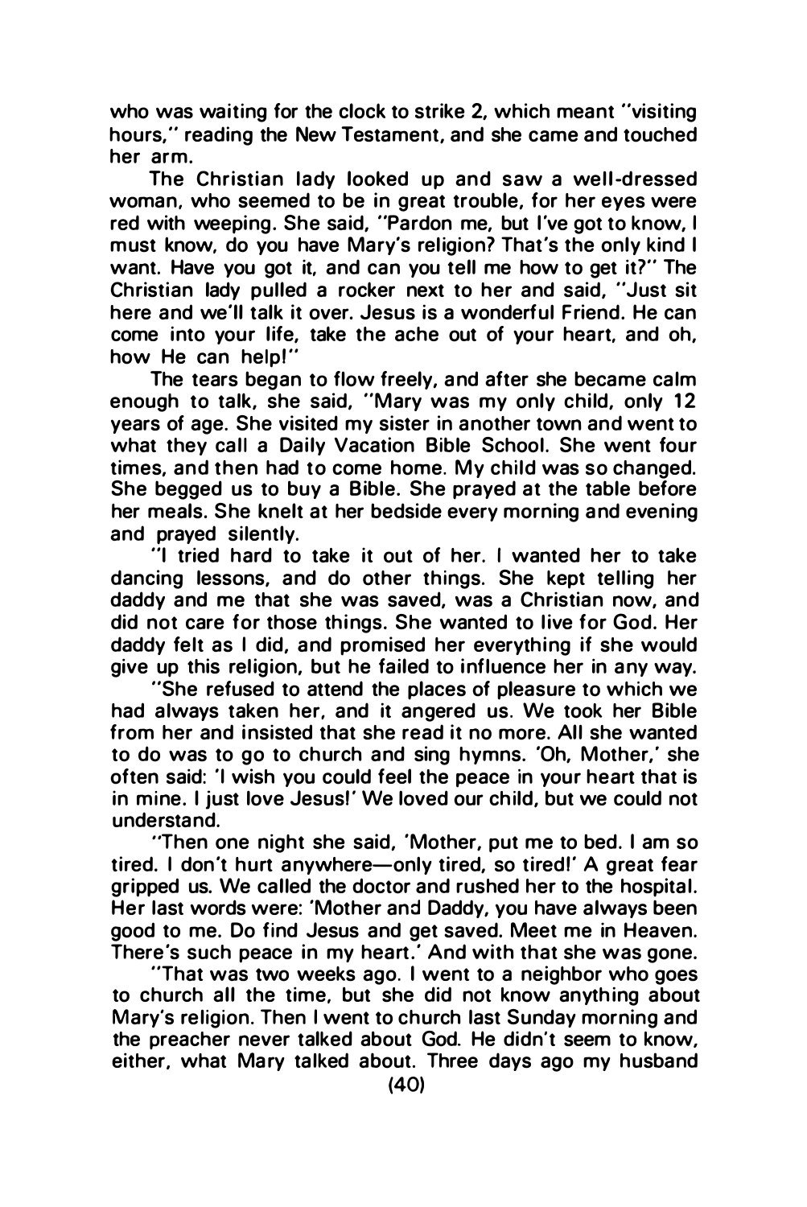who was waiting for the clock to strike 2, which meant "visiting hours," reading the New Testament, and she came and touched her arm.

The Christian lady looked up and saw a well-dressed woman, who seemed to be in great trouble, for her eyes were red with weeping. She said, "Pardon me, but I've got to know, I must know, do you have Mary's religion? That's the only kind I want. Have you got it, and can you tell me how to get it?" The Christian lady pulled a rocker next to her and said, "Just sit here and we'll talk it over. Jesus is a wonderful Friend. He can come into your life, take the ache out of your heart, and oh, how He can help!"

The tears began to flow freely, and after she became calm enough to talk, she said, "Mary was my only child, only 12 years of age. She visited my sister in another town and went to what they call a Daily Vacation Bible School. She went four times, and then had to come home. My child was so changed. She begged us to buy a Bible. She prayed at the table before her meals. She knelt at her bedside every morning and evening and prayed silently.

"I tried hard to take it out of her. I wanted her to take dancing lessons, and do other things. She kept telling her daddy and me that she was saved, was a Christian now, and did not care for those things. She wanted to live for God. Her daddy felt as I did, and promised her everything if she would give up this religion, but he failed to influence her in any way.

"She refused to attend the places of pleasure to which we had always taken her, and it angered us. We took her Bible from her and insisted that she read it no more. All she wanted to do was to go to church and sing hymns. 'Oh, Mother,' she often said: 'I wish you could feel the peace in your heart that is in mine. I just love Jesus!' We loved our child, but we could not understand.

"Then one night she said, 'Mother, put me to bed. I am so tired. I don't hurt anywhere—only tired, so tired!' A great fear gripped us. We called the doctor and rushed her to the hospital. Her last words were: 'Mother and Daddy, you have always been good to me. Do find Jesus and get saved. Meet me in Heaven. There's such peace in my heart.' And with that she was gone.

"That was two weeks ago. I went to a neighbor who goes to church all the time, but she did not know anything about Mary's religion. Then I went to church last Sunday morning and the preacher never talked about God. He didn't seem to know, either, what Mary talked about. Three days ago my husband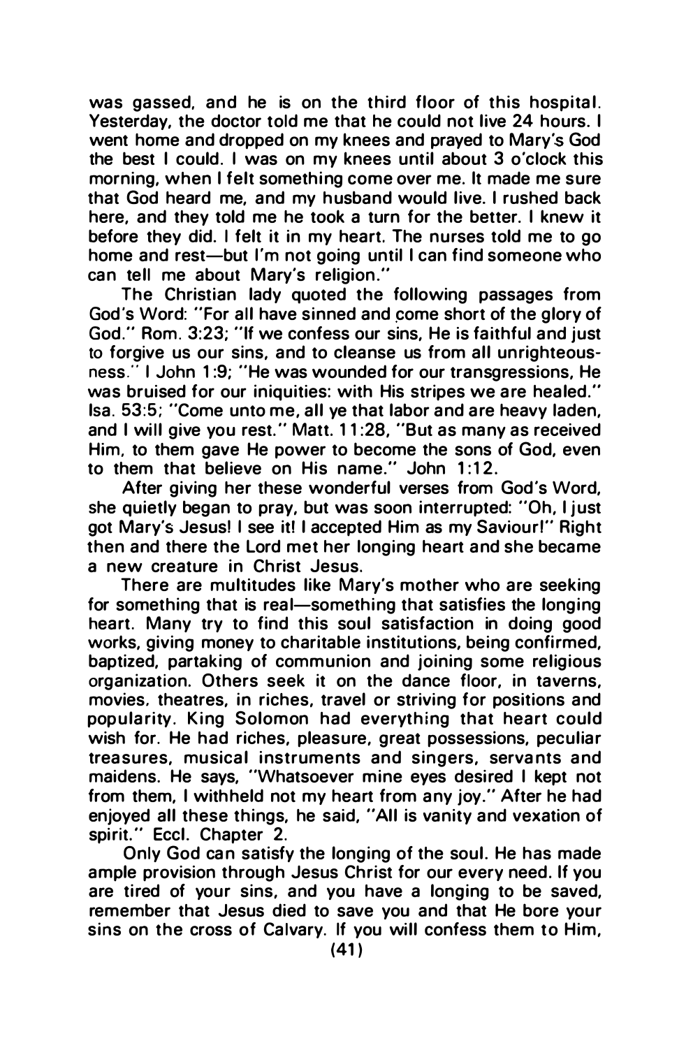was gassed, and he is on the third floor of this hospital. Yesterday, the doctor told me that he could not live 24 hours. I went home and dropped on my knees and prayed to Mary's God the best I could. I was on my knees until about 3 o'clock this morning, when I felt something come over me. It made me sure that God heard me, and my husband would live. I rushed back here, and they told me he took a turn for the better. I knew it before they did. I felt it in my heart. The nurses told me to go home and rest—but I'm not going until I can find someone who can tell me about Mary's religion."

The Christian lady quoted the following passages from God's Word: "For all have sinned and come short of the glory of God." Rom. 3:23; "If we confess our sins, He is faithful and just to forgive us our sins, and to cleanse us from all unrighteousness." I John 1:9; "He was wounded for our transgressions, He was bruised for our iniquities: with His stripes we are healed." Isa. 53:5; "Come unto me, all ye that labor and are heavy laden, and I will give you rest." Matt. 11:28, "But as many as received Him, to them gave He power to become the sons of God, even to them that believe on His name." John 1:12.

After giving her these wonderful verses from God's Word, she quietly began to pray, but was soon interrupted: "Oh, I just got Mary's Jesus! I see it! I accepted Him as my Saviour!" Right then and there the Lord met her longing heart and she became a new creature in Christ Jesus.

There are multitudes like Mary's mother who are seeking for something that is real—something that satisfies the longing heart. Many try to find this soul satisfaction in doing good works, giving money to charitable institutions, being confirmed, baptized, partaking of communion and joining some religious organization. Others seek it on the dance floor, in taverns, movies, theatres, in riches, travel or striving for positions and popularity. King Solomon had everything that heart could wish for. He had riches, pleasure, great possessions, peculiar treasures, musical instruments and singers, servants and maidens. He says, "Whatsoever mine eyes desired I kept not from them, I withheld not my heart from any joy." After he had enjoyed all these things, he said, "All is vanity and vexation of spirit." Eccl. Chapter 2.

Only God can satisfy the longing of the soul. He has made ample provision through Jesus Christ for our every need. If you are tired of your sins, and you have a longing to be saved, remember that Jesus died to save you and that He bore your sins on the cross of Calvary. If you will confess them to Him,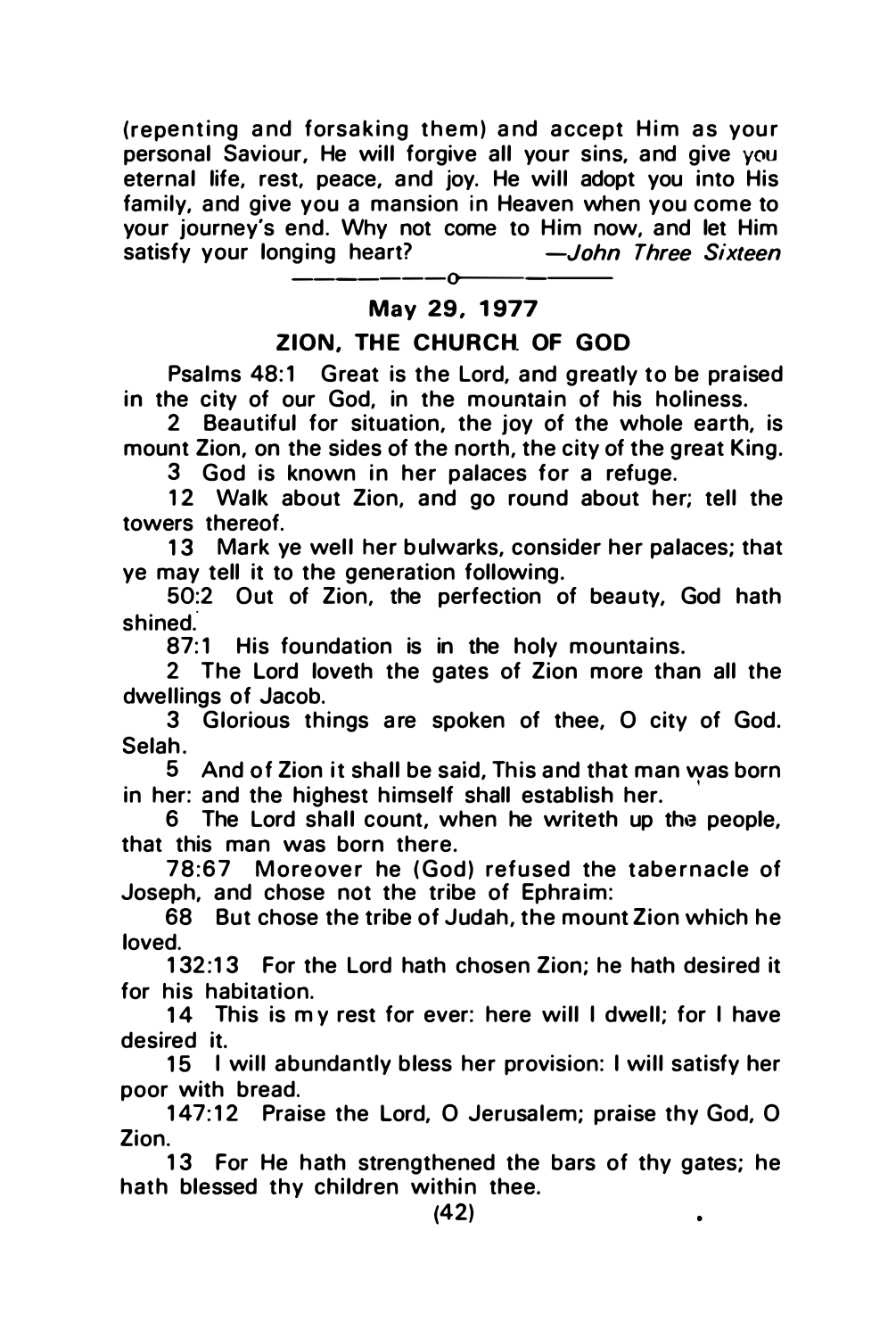(repenting and forsaking them) and accept Him as your personal Saviour, He will forgive all your sins, and give you eternal life, rest, peace, and joy. He will adopt you into His family, and give you a mansion in Heaven when you come to your journey's end. Why not come to Him now, and let Him satisfy your longing heart? —*John Three Sixteen*

———o———

## May 29, 1977

## ZION, THE CHURCH OF GOD

Psalms 48:1 Great is the Lord, and greatly to be praised in the city of our God, in the mountain of his holiness.

2 Beautiful for situation, the joy of the whole earth, is mount Zion, on the sides of the north, the city of the great King.

3 God is known in her palaces for a refuge.

12 Walk about Zion, and go round about her; tell the towers thereof.

13 Mark ye well her bulwarks, consider her palaces; that ye may tell it to the generation following.

50:2 Out of Zion, the perfection of beauty, God hath shined.

87:1 His foundation is in the holy mountains.

2 The Lord loveth the gates of Zion more than all the dwellings of Jacob.

3 Glorious things are spoken of thee, O city of God. Selah.

5 And of Zion it shall be said, This and that man was born in her: and the highest himself shall establish her.

6 The Lord shall count, when he writeth up the people, that this man was born there.

78:67 Moreover he (God) refused the tabernacle of Joseph, and chose not the tribe of Ephraim:

68 But chose the tribe of Judah, the mount Zion which he loved.

132:13 For the Lord hath chosen Zion; he hath desired it for his habitation.

14 This is my rest for ever: here will I dwell; for I have desired it.

15 I will abundantly bless her provision: I will satisfy her poor with bread.

147:12 Praise the Lord, O Jerusalem; praise thy God, O Zion.

13 For He hath strengthened the bars of thy gates; he hath blessed thy children within thee.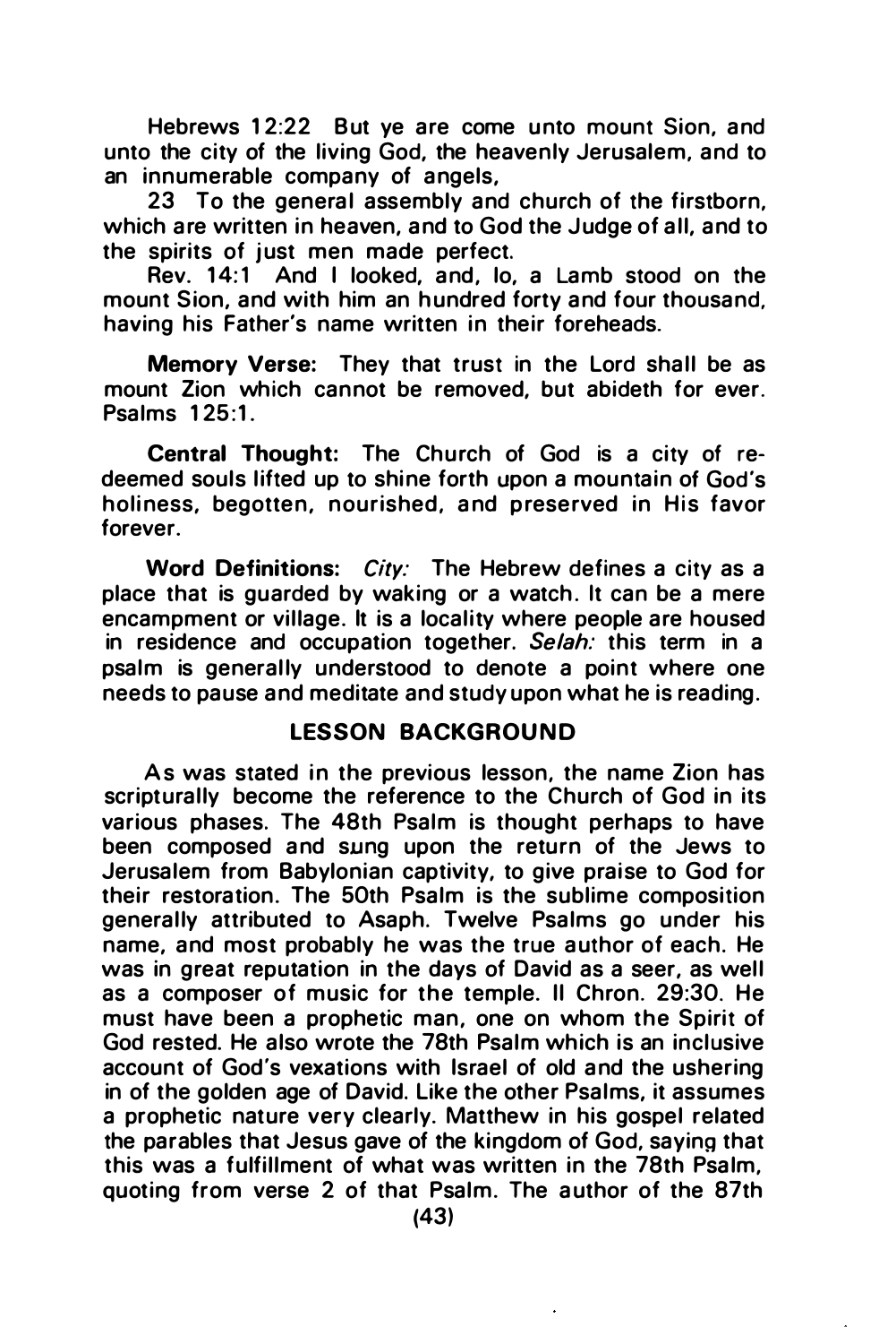Hebrews 12:22 But ye are come unto mount Sion, and unto the city of the living God, the heavenly Jerusalem, and to an innumerable company of angels,

23 To the general assembly and church of the firstborn, which are written in heaven, and to God the Judge of all, and to the spirits of just men made perfect.

Rev. 14:1 And I looked, and, lo, a Lamb stood on the mount Sion, and with him an hundred forty and four thousand, having his Father's name written in their foreheads.

**Memory Verse:** They that trust in the Lord shall be as mount Zion which cannot be removed, but abideth for ever. Psalms 125:1.

**Central Thought:** The Church of God is a city of redeemed souls lifted up to shine forth upon a mountain of God's holiness, begotten, nourished, and preserved in His favor forever.

**Word Definitions:** *City:* The Hebrew defines a city as a place that is guarded by waking or a watch. It can be a mere encampment or village. It is a locality where people are housed in residence and occupation together. *Selah:* this term in a psalm is generally understood to denote a point where one needs to pause and meditate and study upon what he is reading.

## LESSON BACKGROUND

As was stated in the previous lesson, the name Zion has scripturally become the reference to the Church of God in its various phases. The 48th Psalm is thought perhaps to have been composed and sung upon the return of the Jews to Jerusalem from Babylonian captivity, to give praise to God for their restoration. The 50th Psalm is the sublime composition generally attributed to Asaph. Twelve Psalms go under his name, and most probably he was the true author of each. He was in great reputation in the days of David as a seer, as well as a composer of music for the temple. II Chron. 29:30. He must have been a prophetic man, one on whom the Spirit of God rested. He also wrote the 78th Psalm which is an inclusive account of God's vexations with Israel of old and the ushering in of the golden age of David. Like the other Psalms, it assumes a prophetic nature very clearly. Matthew in his gospel related the parables that Jesus gave of the kingdom of God, saying that this was a fulfillment of what was written in the 78th Psalm, quoting from verse 2 of that Psalm. The author of the 87th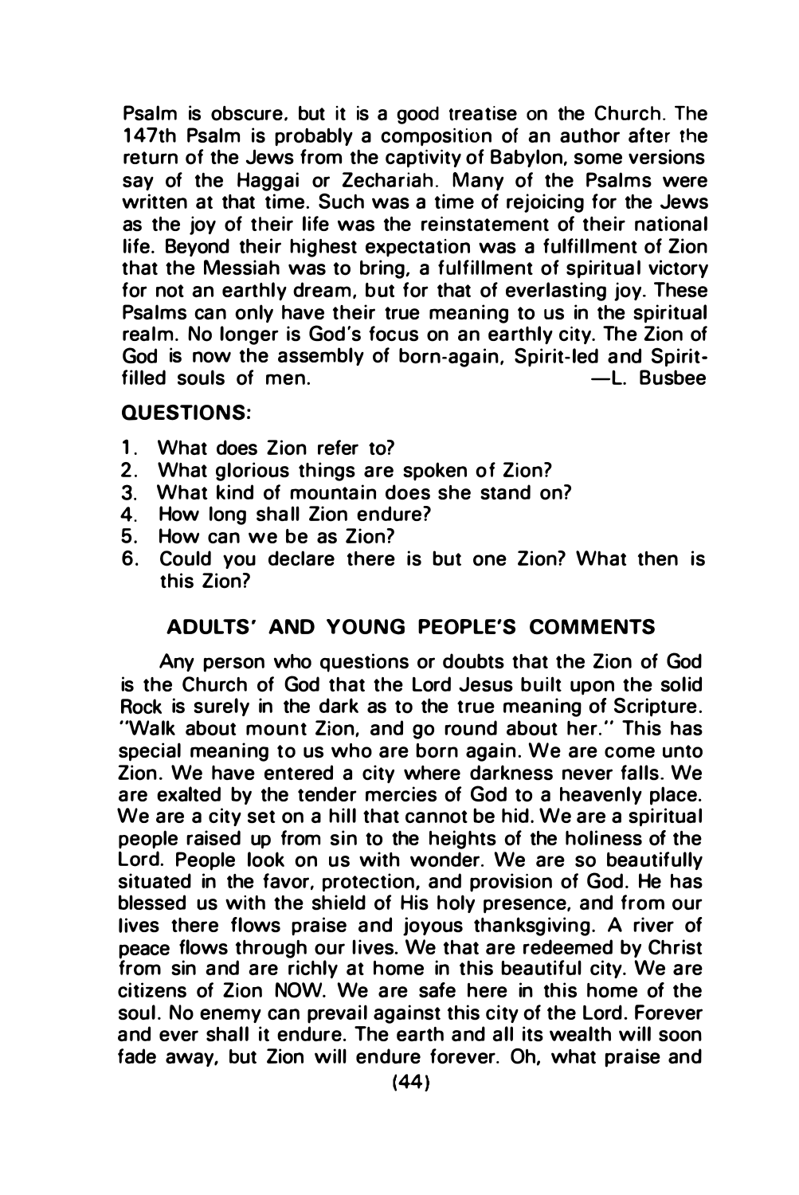Psalm is obscure, but it is a good treatise on the Church. The 147th Psalm is probably a composition of an author after the return of the Jews from the captivity of Babylon, some versions say of the Haggai or Zechariah. Many of the Psalms were written at that time. Such was a time of rejoicing for the Jews as the joy of their life was the reinstatement of their national life. Beyond their highest expectation was a fulfillment of Zion that the Messiah was to bring, a fulfillment of spiritual victory for not an earthly dream, but for that of everlasting joy. These Psalms can only have their true meaning to us in the spiritual realm. No longer is God's focus on an earthly city. The Zion of God is now the assembly of born-again, Spirit-led and Spirit-filled souls of men. —L. Busbee

**QUESTIONS:**

1. What does Zion refer to?
2. What glorious things are spoken of Zion?
3. What kind of mountain does she stand on?
4. How long shall Zion endure?
5. How can we be as Zion?
6. Could you declare there is but one Zion? What then is this Zion?

## ADULTS' AND YOUNG PEOPLE'S COMMENTS

Any person who questions or doubts that the Zion of God is the Church of God that the Lord Jesus built upon the solid Rock is surely in the dark as to the true meaning of Scripture. "Walk about mount Zion, and go round about her." This has special meaning to us who are born again. We are come unto Zion. We have entered a city where darkness never falls. We are exalted by the tender mercies of God to a heavenly place. We are a city set on a hill that cannot be hid. We are a spiritual people raised up from sin to the heights of the holiness of the Lord. People look on us with wonder. We are so beautifully situated in the favor, protection, and provision of God. He has blessed us with the shield of His holy presence, and from our lives there flows praise and joyous thanksgiving. A river of peace flows through our lives. We that are redeemed by Christ from sin and are richly at home in this beautiful city. We are citizens of Zion NOW. We are safe here in this home of the soul. No enemy can prevail against this city of the Lord. Forever and ever shall it endure. The earth and all its wealth will soon fade away, but Zion will endure forever. Oh, what praise and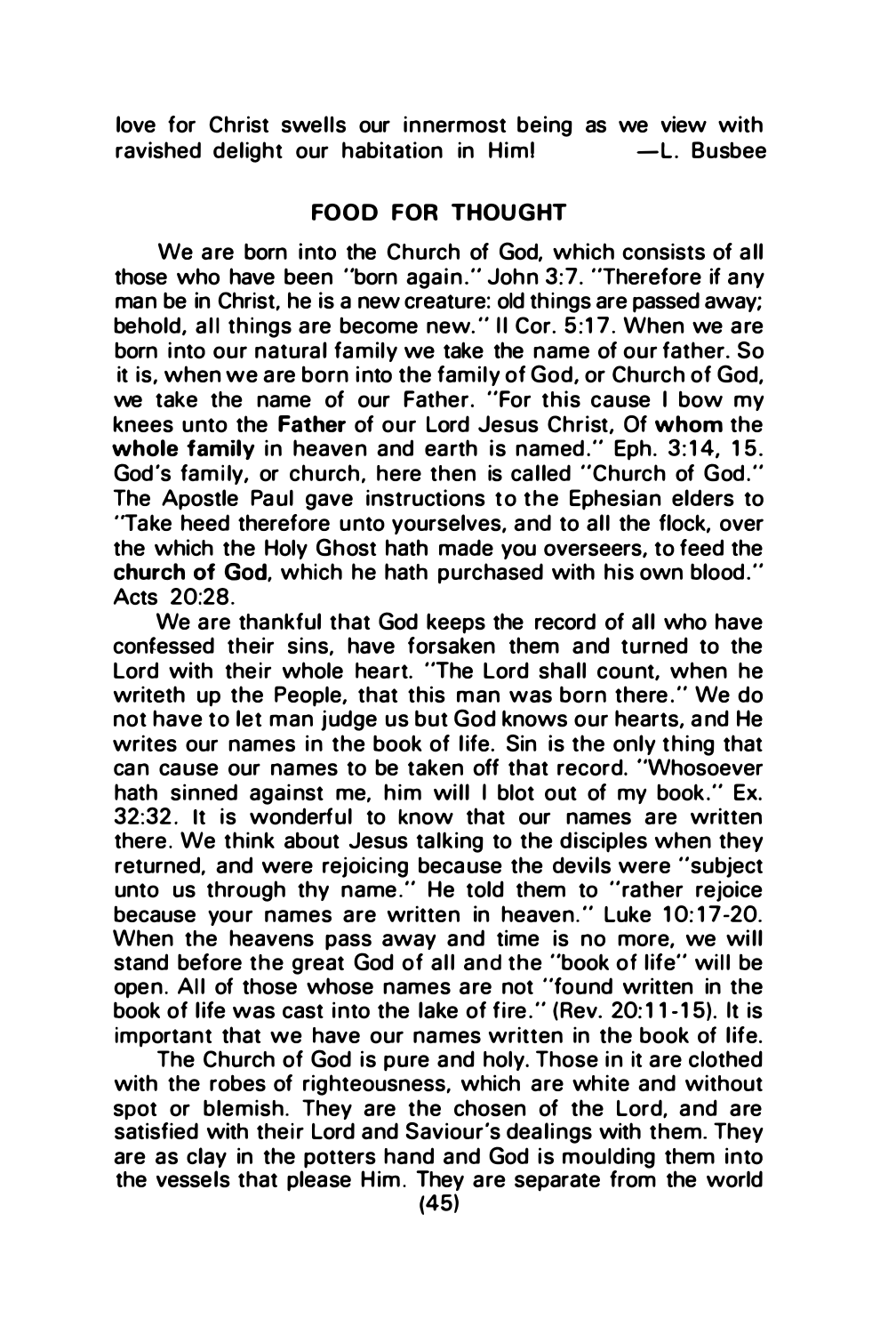love for Christ swells our innermost being as we view with ravished delight our habitation in Him! —L. Busbee

## FOOD FOR THOUGHT

We are born into the Church of God, which consists of all those who have been "born again." John 3:7. "Therefore if any man be in Christ, he is a new creature: old things are passed away; behold, all things are become new." II Cor. 5:17. When we are born into our natural family we take the name of our father. So it is, when we are born into the family of God, or Church of God, we take the name of our Father. "For this cause I bow my knees unto the **Father** of our Lord Jesus Christ, Of **whom** the **whole family** in heaven and earth is named." Eph. 3:14, 15. God's family, or church, here then is called "Church of God." The Apostle Paul gave instructions to the Ephesian elders to "Take heed therefore unto yourselves, and to all the flock, over the which the Holy Ghost hath made you overseers, to feed the **church of God**, which he hath purchased with his own blood." Acts 20:28.

We are thankful that God keeps the record of all who have confessed their sins, have forsaken them and turned to the Lord with their whole heart. "The Lord shall count, when he writeth up the People, that this man was born there." We do not have to let man judge us but God knows our hearts, and He writes our names in the book of life. Sin is the only thing that can cause our names to be taken off that record. "Whosoever hath sinned against me, him will I blot out of my book." Ex. 32:32. It is wonderful to know that our names are written there. We think about Jesus talking to the disciples when they returned, and were rejoicing because the devils were "subject unto us through thy name." He told them to "rather rejoice because your names are written in heaven." Luke 10:17-20. When the heavens pass away and time is no more, we will stand before the great God of all and the "book of life" will be open. All of those whose names are not "found written in the book of life was cast into the lake of fire." (Rev. 20:11-15). It is important that we have our names written in the book of life.

The Church of God is pure and holy. Those in it are clothed with the robes of righteousness, which are white and without spot or blemish. They are the chosen of the Lord, and are satisfied with their Lord and Saviour's dealings with them. They are as clay in the potters hand and God is moulding them into the vessels that please Him. They are separate from the world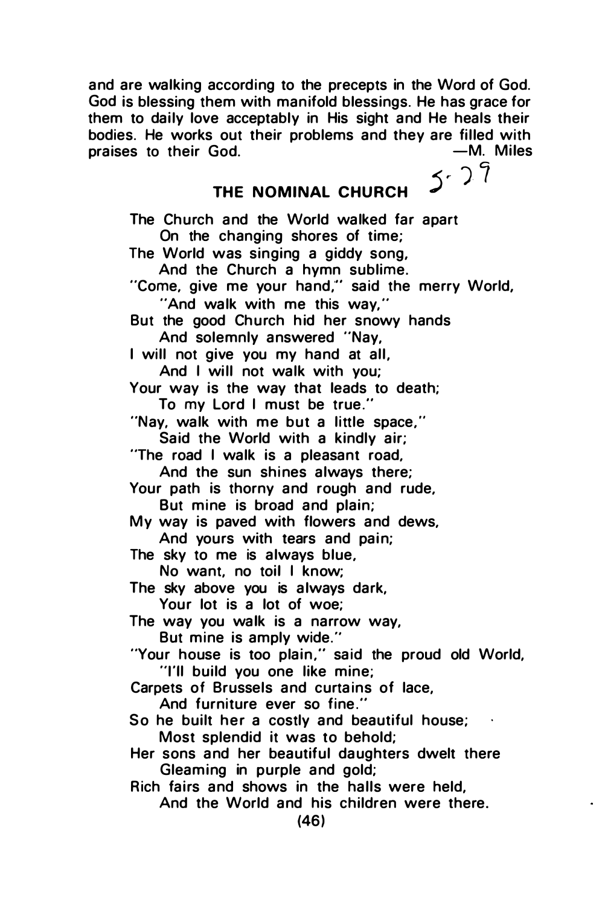and are walking according to the precepts in the Word of God. God is blessing them with manifold blessings. He has grace for them to daily love acceptably in His sight and He heals their bodies. He works out their problems and they are filled with praises to their God. —M. Miles

## THE NOMINAL CHURCH

5·29

The Church and the World walked far apart
  On the changing shores of time;
The World was singing a giddy song,
  And the Church a hymn sublime.
"Come, give me your hand," said the merry World,
  "And walk with me this way,"
But the good Church hid her snowy hands
  And solemnly answered "Nay,
I will not give you my hand at all,
  And I will not walk with you;
Your way is the way that leads to death;
  To my Lord I must be true."
"Nay, walk with me but a little space,"
  Said the World with a kindly air;
"The road I walk is a pleasant road,
  And the sun shines always there;
Your path is thorny and rough and rude,
  But mine is broad and plain;
My way is paved with flowers and dews,
  And yours with tears and pain;
The sky to me is always blue,
  No want, no toil I know;
The sky above you is always dark,
  Your lot is a lot of woe;
The way you walk is a narrow way,
  But mine is amply wide."
"Your house is too plain," said the proud old World,
  "I'll build you one like mine;
Carpets of Brussels and curtains of lace,
  And furniture ever so fine."
So he built her a costly and beautiful house;
  Most splendid it was to behold;
Her sons and her beautiful daughters dwelt there
  Gleaming in purple and gold;
Rich fairs and shows in the halls were held,
  And the World and his children were there.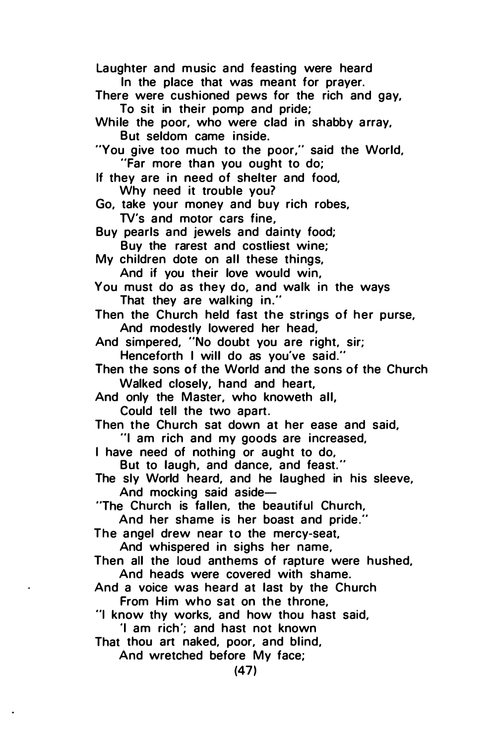Laughter and music and feasting were heard
    In the place that was meant for prayer.
There were cushioned pews for the rich and gay,
    To sit in their pomp and pride;
While the poor, who were clad in shabby array,
    But seldom came inside.
"You give too much to the poor," said the World,
    "Far more than you ought to do;
If they are in need of shelter and food,
    Why need it trouble you?
Go, take your money and buy rich robes,
    TV's and motor cars fine,
Buy pearls and jewels and dainty food;
    Buy the rarest and costliest wine;
My children dote on all these things,
    And if you their love would win,
You must do as they do, and walk in the ways
    That they are walking in."
Then the Church held fast the strings of her purse,
    And modestly lowered her head,
And simpered, "No doubt you are right, sir;
    Henceforth I will do as you've said."
Then the sons of the World and the sons of the Church
    Walked closely, hand and heart,
And only the Master, who knoweth all,
    Could tell the two apart.
Then the Church sat down at her ease and said,
    "I am rich and my goods are increased,
I have need of nothing or aught to do,
    But to laugh, and dance, and feast."
The sly World heard, and he laughed in his sleeve,
    And mocking said aside—
"The Church is fallen, the beautiful Church,
    And her shame is her boast and pride."
The angel drew near to the mercy-seat,
    And whispered in sighs her name,
Then all the loud anthems of rapture were hushed,
    And heads were covered with shame.
And a voice was heard at last by the Church
    From Him who sat on the throne,
"I know thy works, and how thou hast said,
    'I am rich'; and hast not known
That thou art naked, poor, and blind,
    And wretched before My face;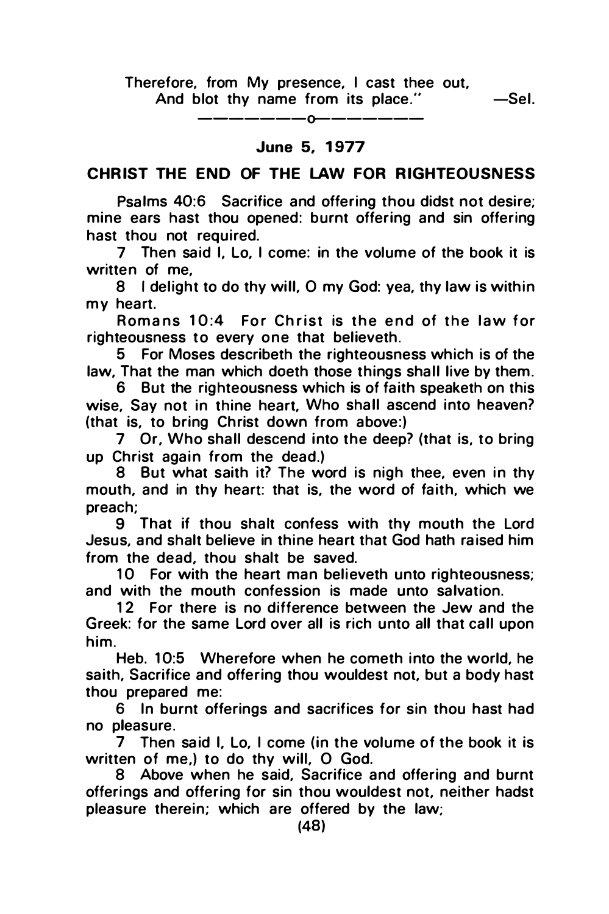Therefore, from My presence, I cast thee out,
And blot thy name from its place." —Sel.

———————o———————

**June 5, 1977**

## CHRIST THE END OF THE LAW FOR RIGHTEOUSNESS

Psalms 40:6 Sacrifice and offering thou didst not desire; mine ears hast thou opened: burnt offering and sin offering hast thou not required.

7 Then said I, Lo, I come: in the volume of the book it is written of me,

8 I delight to do thy will, O my God: yea, thy law is within my heart.

Romans 10:4 For Christ is the end of the law for righteousness to every one that believeth.

5 For Moses describeth the righteousness which is of the law, That the man which doeth those things shall live by them.

6 But the righteousness which is of faith speaketh on this wise, Say not in thine heart, Who shall ascend into heaven? (that is, to bring Christ down from above:)

7 Or, Who shall descend into the deep? (that is, to bring up Christ again from the dead.)

8 But what saith it? The word is nigh thee, even in thy mouth, and in thy heart: that is, the word of faith, which we preach;

9 That if thou shalt confess with thy mouth the Lord Jesus, and shalt believe in thine heart that God hath raised him from the dead, thou shalt be saved.

10 For with the heart man believeth unto righteousness; and with the mouth confession is made unto salvation.

12 For there is no difference between the Jew and the Greek: for the same Lord over all is rich unto all that call upon him.

Heb. 10:5 Wherefore when he cometh into the world, he saith, Sacrifice and offering thou wouldest not, but a body hast thou prepared me:

6 In burnt offerings and sacrifices for sin thou hast had no pleasure.

7 Then said I, Lo, I come (in the volume of the book it is written of me,) to do thy will, O God.

8 Above when he said, Sacrifice and offering and burnt offerings and offering for sin thou wouldest not, neither hadst pleasure therein; which are offered by the law;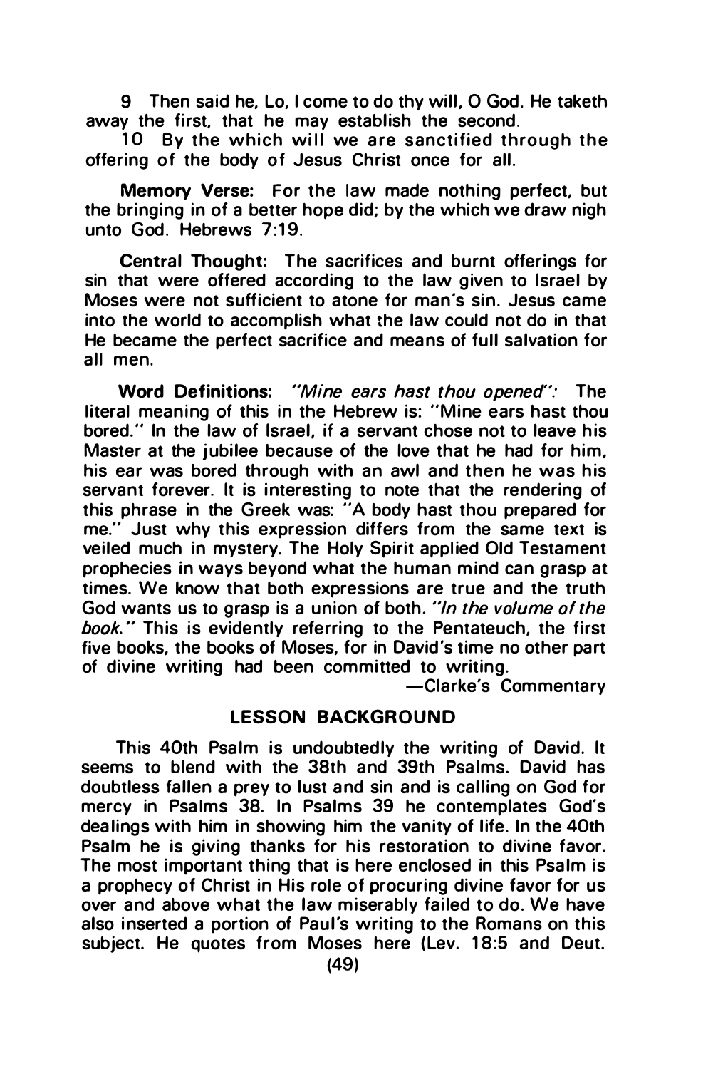9 Then said he, Lo, I come to do thy will, O God. He taketh away the first, that he may establish the second.

10 By the which will we are sanctified through the offering of the body of Jesus Christ once for all.

**Memory Verse:** For the law made nothing perfect, but the bringing in of a better hope did; by the which we draw nigh unto God. Hebrews 7:19.

**Central Thought:** The sacrifices and burnt offerings for sin that were offered according to the law given to Israel by Moses were not sufficient to atone for man's sin. Jesus came into the world to accomplish what the law could not do in that He became the perfect sacrifice and means of full salvation for all men.

**Word Definitions:** *"Mine ears hast thou opened":* The literal meaning of this in the Hebrew is: "Mine ears hast thou bored." In the law of Israel, if a servant chose not to leave his Master at the jubilee because of the love that he had for him, his ear was bored through with an awl and then he was his servant forever. It is interesting to note that the rendering of this phrase in the Greek was: "A body hast thou prepared for me." Just why this expression differs from the same text is veiled much in mystery. The Holy Spirit applied Old Testament prophecies in ways beyond what the human mind can grasp at times. We know that both expressions are true and the truth God wants us to grasp is a union of both. *"In the volume of the book."* This is evidently referring to the Pentateuch, the first five books, the books of Moses, for in David's time no other part of divine writing had been committed to writing.

—Clarke's Commentary

## LESSON BACKGROUND

This 40th Psalm is undoubtedly the writing of David. It seems to blend with the 38th and 39th Psalms. David has doubtless fallen a prey to lust and sin and is calling on God for mercy in Psalms 38. In Psalms 39 he contemplates God's dealings with him in showing him the vanity of life. In the 40th Psalm he is giving thanks for his restoration to divine favor. The most important thing that is here enclosed in this Psalm is a prophecy of Christ in His role of procuring divine favor for us over and above what the law miserably failed to do. We have also inserted a portion of Paul's writing to the Romans on this subject. He quotes from Moses here (Lev. 18:5 and Deut.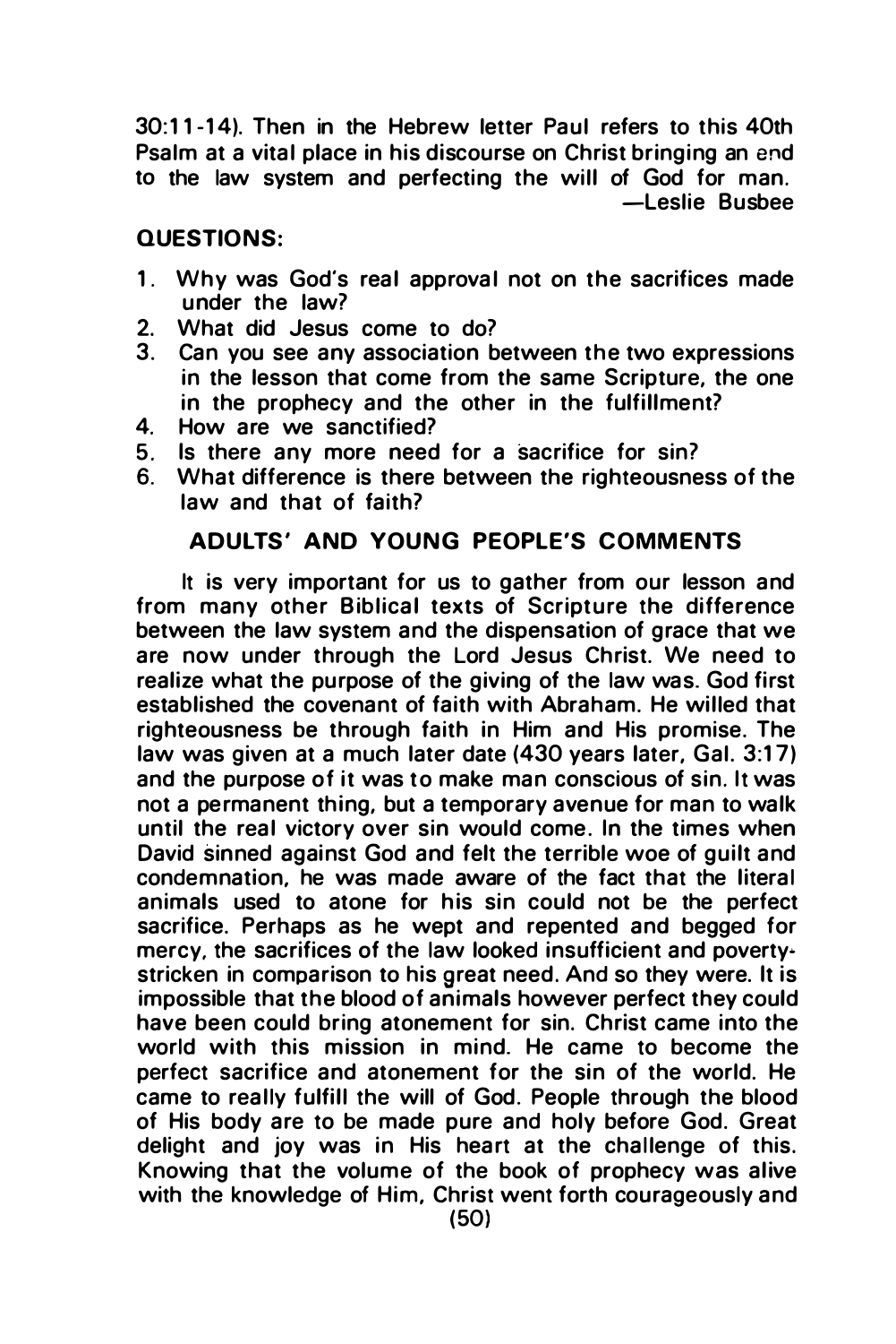30:11-14). Then in the Hebrew letter Paul refers to this 40th Psalm at a vital place in his discourse on Christ bringing an end to the law system and perfecting the will of God for man.

—Leslie Busbee

## QUESTIONS:

1. Why was God's real approval not on the sacrifices made under the law?
2. What did Jesus come to do?
3. Can you see any association between the two expressions in the lesson that come from the same Scripture, the one in the prophecy and the other in the fulfillment?
4. How are we sanctified?
5. Is there any more need for a sacrifice for sin?
6. What difference is there between the righteousness of the law and that of faith?

## ADULTS' AND YOUNG PEOPLE'S COMMENTS

It is very important for us to gather from our lesson and from many other Biblical texts of Scripture the difference between the law system and the dispensation of grace that we are now under through the Lord Jesus Christ. We need to realize what the purpose of the giving of the law was. God first established the covenant of faith with Abraham. He willed that righteousness be through faith in Him and His promise. The law was given at a much later date (430 years later, Gal. 3:17) and the purpose of it was to make man conscious of sin. It was not a permanent thing, but a temporary avenue for man to walk until the real victory over sin would come. In the times when David sinned against God and felt the terrible woe of guilt and condemnation, he was made aware of the fact that the literal animals used to atone for his sin could not be the perfect sacrifice. Perhaps as he wept and repented and begged for mercy, the sacrifices of the law looked insufficient and poverty-stricken in comparison to his great need. And so they were. It is impossible that the blood of animals however perfect they could have been could bring atonement for sin. Christ came into the world with this mission in mind. He came to become the perfect sacrifice and atonement for the sin of the world. He came to really fulfill the will of God. People through the blood of His body are to be made pure and holy before God. Great delight and joy was in His heart at the challenge of this. Knowing that the volume of the book of prophecy was alive with the knowledge of Him, Christ went forth courageously and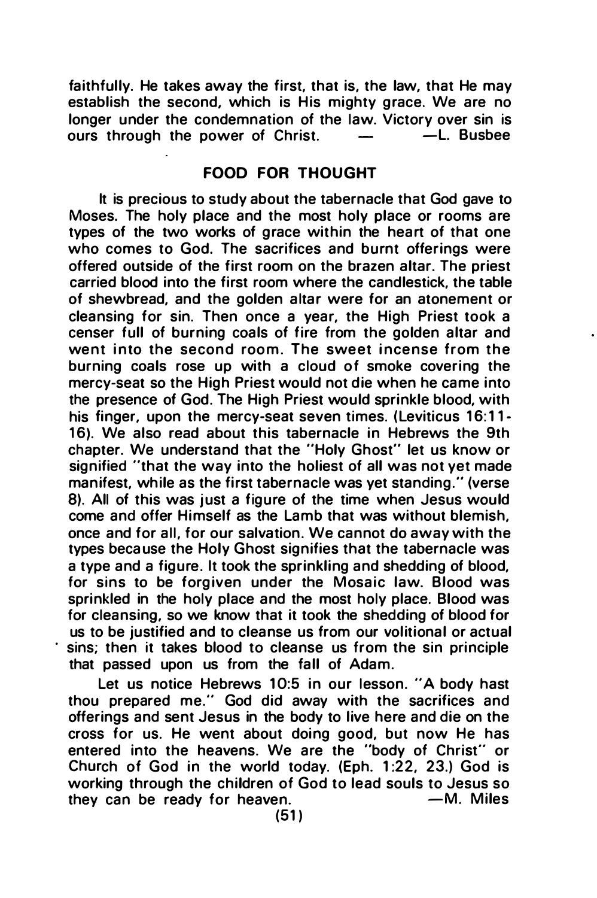faithfully. He takes away the first, that is, the law, that He may establish the second, which is His mighty grace. We are no longer under the condemnation of the law. Victory over sin is ours through the power of Christ. — —L. Busbee

## FOOD FOR THOUGHT

It is precious to study about the tabernacle that God gave to Moses. The holy place and the most holy place or rooms are types of the two works of grace within the heart of that one who comes to God. The sacrifices and burnt offerings were offered outside of the first room on the brazen altar. The priest carried blood into the first room where the candlestick, the table of shewbread, and the golden altar were for an atonement or cleansing for sin. Then once a year, the High Priest took a censer full of burning coals of fire from the golden altar and went into the second room. The sweet incense from the burning coals rose up with a cloud of smoke covering the mercy-seat so the High Priest would not die when he came into the presence of God. The High Priest would sprinkle blood, with his finger, upon the mercy-seat seven times. (Leviticus 16:11-16). We also read about this tabernacle in Hebrews the 9th chapter. We understand that the "Holy Ghost" let us know or signified "that the way into the holiest of all was not yet made manifest, while as the first tabernacle was yet standing." (verse 8). All of this was just a figure of the time when Jesus would come and offer Himself as the Lamb that was without blemish, once and for all, for our salvation. We cannot do away with the types because the Holy Ghost signifies that the tabernacle was a type and a figure. It took the sprinkling and shedding of blood, for sins to be forgiven under the Mosaic law. Blood was sprinkled in the holy place and the most holy place. Blood was for cleansing, so we know that it took the shedding of blood for us to be justified and to cleanse us from our volitional or actual sins; then it takes blood to cleanse us from the sin principle that passed upon us from the fall of Adam.

Let us notice Hebrews 10:5 in our lesson. "A body hast thou prepared me." God did away with the sacrifices and offerings and sent Jesus in the body to live here and die on the cross for us. He went about doing good, but now He has entered into the heavens. We are the "body of Christ" or Church of God in the world today. (Eph. 1:22, 23.) God is working through the children of God to lead souls to Jesus so they can be ready for heaven. —M. Miles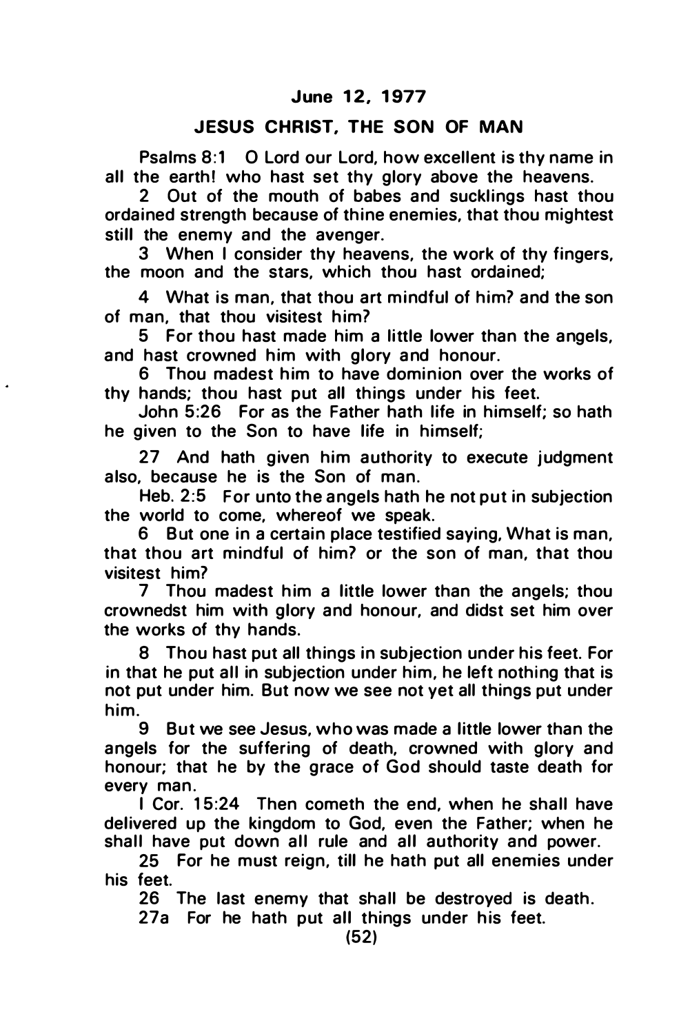## June 12, 1977

## JESUS CHRIST, THE SON OF MAN

Psalms 8:1 O Lord our Lord, how excellent is thy name in all the earth! who hast set thy glory above the heavens.

2 Out of the mouth of babes and sucklings hast thou ordained strength because of thine enemies, that thou mightest still the enemy and the avenger.

3 When I consider thy heavens, the work of thy fingers, the moon and the stars, which thou hast ordained;

4 What is man, that thou art mindful of him? and the son of man, that thou visitest him?

5 For thou hast made him a little lower than the angels, and hast crowned him with glory and honour.

6 Thou madest him to have dominion over the works of thy hands; thou hast put all things under his feet.

John 5:26 For as the Father hath life in himself; so hath he given to the Son to have life in himself;

27 And hath given him authority to execute judgment also, because he is the Son of man.

Heb. 2:5 For unto the angels hath he not put in subjection the world to come, whereof we speak.

6 But one in a certain place testified saying, What is man, that thou art mindful of him? or the son of man, that thou visitest him?

7 Thou madest him a little lower than the angels; thou crownedst him with glory and honour, and didst set him over the works of thy hands.

8 Thou hast put all things in subjection under his feet. For in that he put all in subjection under him, he left nothing that is not put under him. But now we see not yet all things put under him.

9 But we see Jesus, who was made a little lower than the angels for the suffering of death, crowned with glory and honour; that he by the grace of God should taste death for every man.

I Cor. 15:24 Then cometh the end, when he shall have delivered up the kingdom to God, even the Father; when he shall have put down all rule and all authority and power.

25 For he must reign, till he hath put all enemies under his feet.

26 The last enemy that shall be destroyed is death.

27a For he hath put all things under his feet.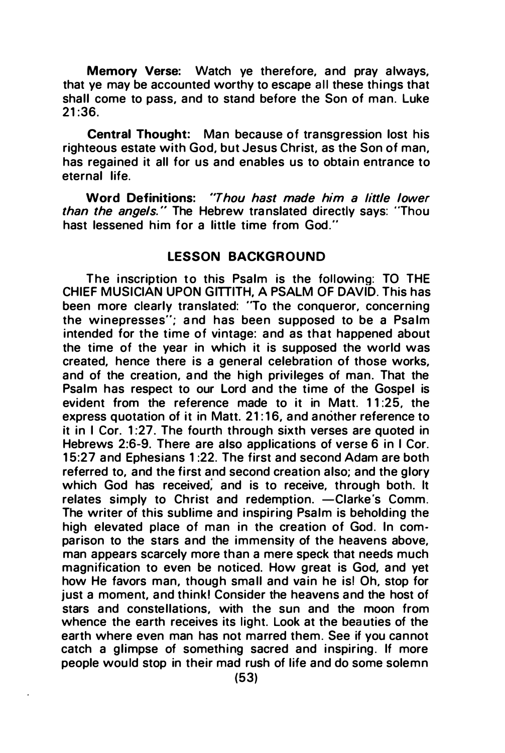**Memory Verse:** Watch ye therefore, and pray always, that ye may be accounted worthy to escape all these things that shall come to pass, and to stand before the Son of man. Luke 21:36.

**Central Thought:** Man because of transgression lost his righteous estate with God, but Jesus Christ, as the Son of man, has regained it all for us and enables us to obtain entrance to eternal life.

**Word Definitions:** *"Thou hast made him a little lower than the angels."* The Hebrew translated directly says: "Thou hast lessened him for a little time from God."

## LESSON BACKGROUND

The inscription to this Psalm is the following: TO THE CHIEF MUSICIAN UPON GITTITH, A PSALM OF DAVID. This has been more clearly translated: "To the conqueror, concerning the winepresses"; and has been supposed to be a Psalm intended for the time of vintage: and as that happened about the time of the year in which it is supposed the world was created, hence there is a general celebration of those works, and of the creation, and the high privileges of man. That the Psalm has respect to our Lord and the time of the Gospel is evident from the reference made to it in Matt. 11:25, the express quotation of it in Matt. 21:16, and another reference to it in I Cor. 1:27. The fourth through sixth verses are quoted in Hebrews 2:6-9. There are also applications of verse 6 in I Cor. 15:27 and Ephesians 1:22. The first and second Adam are both referred to, and the first and second creation also; and the glory which God has received, and is to receive, through both. It relates simply to Christ and redemption. —Clarke's Comm. The writer of this sublime and inspiring Psalm is beholding the high elevated place of man in the creation of God. In comparison to the stars and the immensity of the heavens above, man appears scarcely more than a mere speck that needs much magnification to even be noticed. How great is God, and yet how He favors man, though small and vain he is! Oh, stop for just a moment, and think! Consider the heavens and the host of stars and constellations, with the sun and the moon from whence the earth receives its light. Look at the beauties of the earth where even man has not marred them. See if you cannot catch a glimpse of something sacred and inspiring. If more people would stop in their mad rush of life and do some solemn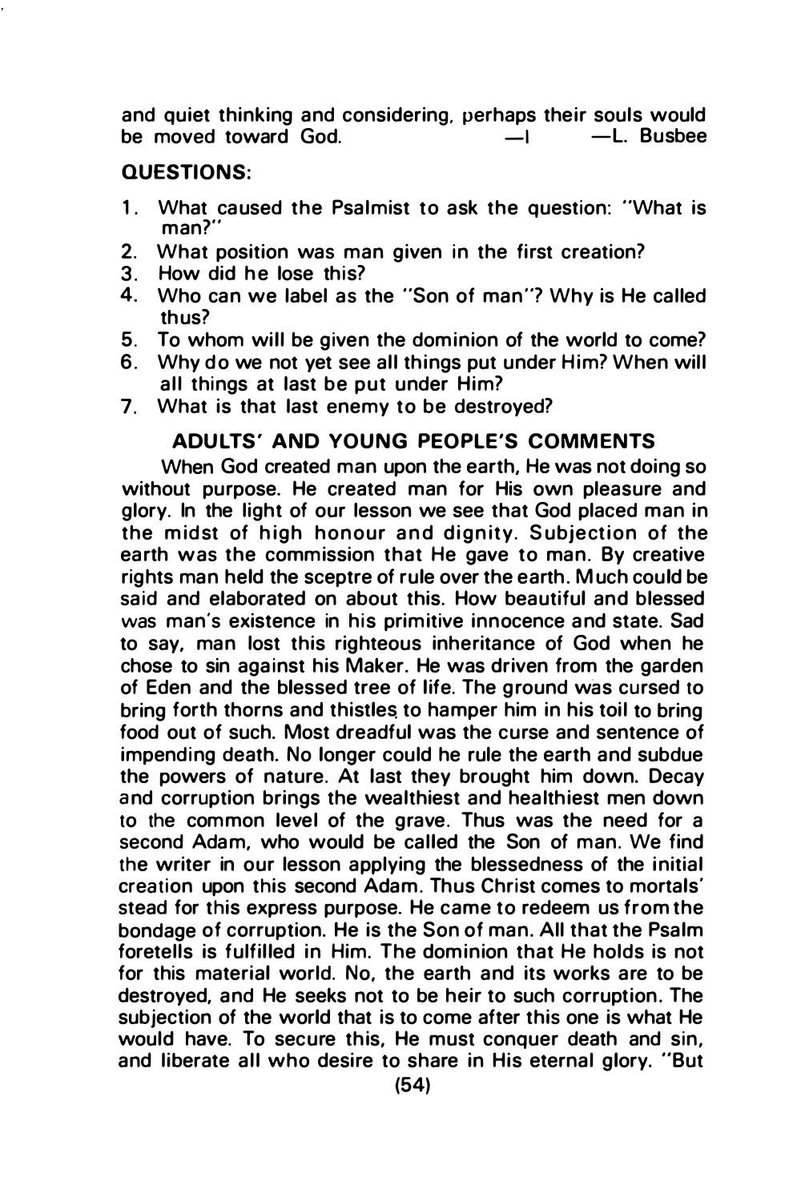and quiet thinking and considering, perhaps their souls would be moved toward God. —I —L. Busbee

## QUESTIONS:

1. What caused the Psalmist to ask the question: "What is man?"
2. What position was man given in the first creation?
3. How did he lose this?
4. Who can we label as the "Son of man"? Why is He called thus?
5. To whom will be given the dominion of the world to come?
6. Why do we not yet see all things put under Him? When will all things at last be put under Him?
7. What is that last enemy to be destroyed?

## ADULTS' AND YOUNG PEOPLE'S COMMENTS

When God created man upon the earth, He was not doing so without purpose. He created man for His own pleasure and glory. In the light of our lesson we see that God placed man in the midst of high honour and dignity. Subjection of the earth was the commission that He gave to man. By creative rights man held the sceptre of rule over the earth. Much could be said and elaborated on about this. How beautiful and blessed was man's existence in his primitive innocence and state. Sad to say, man lost this righteous inheritance of God when he chose to sin against his Maker. He was driven from the garden of Eden and the blessed tree of life. The ground was cursed to bring forth thorns and thistles to hamper him in his toil to bring food out of such. Most dreadful was the curse and sentence of impending death. No longer could he rule the earth and subdue the powers of nature. At last they brought him down. Decay and corruption brings the wealthiest and healthiest men down to the common level of the grave. Thus was the need for a second Adam, who would be called the Son of man. We find the writer in our lesson applying the blessedness of the initial creation upon this second Adam. Thus Christ comes to mortals' stead for this express purpose. He came to redeem us from the bondage of corruption. He is the Son of man. All that the Psalm foretells is fulfilled in Him. The dominion that He holds is not for this material world. No, the earth and its works are to be destroyed, and He seeks not to be heir to such corruption. The subjection of the world that is to come after this one is what He would have. To secure this, He must conquer death and sin, and liberate all who desire to share in His eternal glory. "But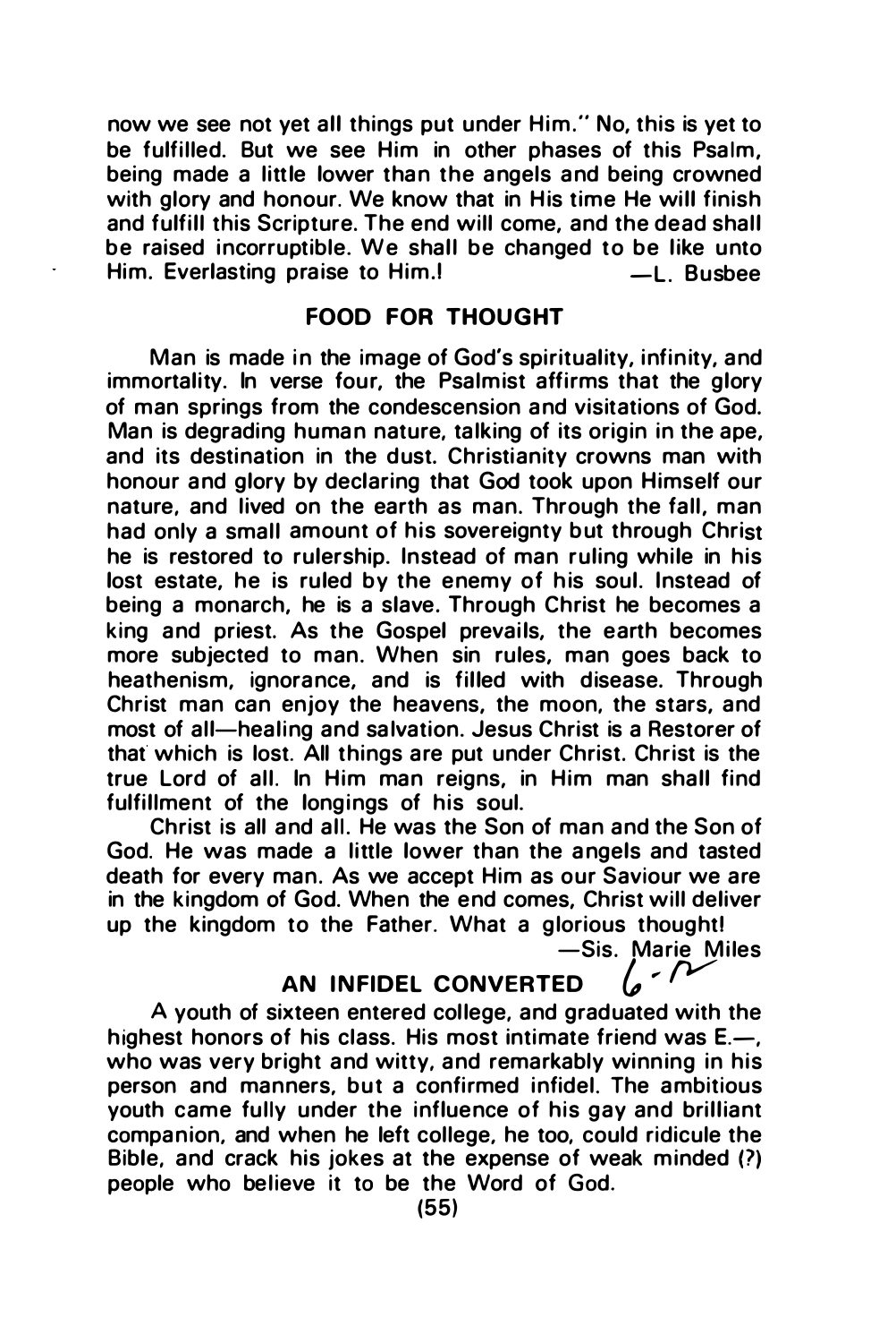now we see not yet all things put under Him." No, this is yet to be fulfilled. But we see Him in other phases of this Psalm, being made a little lower than the angels and being crowned with glory and honour. We know that in His time He will finish and fulfill this Scripture. The end will come, and the dead shall be raised incorruptible. We shall be changed to be like unto Him. Everlasting praise to Him.! —L. Busbee

## FOOD FOR THOUGHT

Man is made in the image of God's spirituality, infinity, and immortality. In verse four, the Psalmist affirms that the glory of man springs from the condescension and visitations of God. Man is degrading human nature, talking of its origin in the ape, and its destination in the dust. Christianity crowns man with honour and glory by declaring that God took upon Himself our nature, and lived on the earth as man. Through the fall, man had only a small amount of his sovereignty but through Christ he is restored to rulership. Instead of man ruling while in his lost estate, he is ruled by the enemy of his soul. Instead of being a monarch, he is a slave. Through Christ he becomes a king and priest. As the Gospel prevails, the earth becomes more subjected to man. When sin rules, man goes back to heathenism, ignorance, and is filled with disease. Through Christ man can enjoy the heavens, the moon, the stars, and most of all—healing and salvation. Jesus Christ is a Restorer of that which is lost. All things are put under Christ. Christ is the true Lord of all. In Him man reigns, in Him man shall find fulfillment of the longings of his soul.

Christ is all and all. He was the Son of man and the Son of God. He was made a little lower than the angels and tasted death for every man. As we accept Him as our Saviour we are in the kingdom of God. When the end comes, Christ will deliver up the kingdom to the Father. What a glorious thought!

—Sis. Marie Miles

## AN INFIDEL CONVERTED

A youth of sixteen entered college, and graduated with the highest honors of his class. His most intimate friend was E.—, who was very bright and witty, and remarkably winning in his person and manners, but a confirmed infidel. The ambitious youth came fully under the influence of his gay and brilliant companion, and when he left college, he too, could ridicule the Bible, and crack his jokes at the expense of weak minded (?) people who believe it to be the Word of God.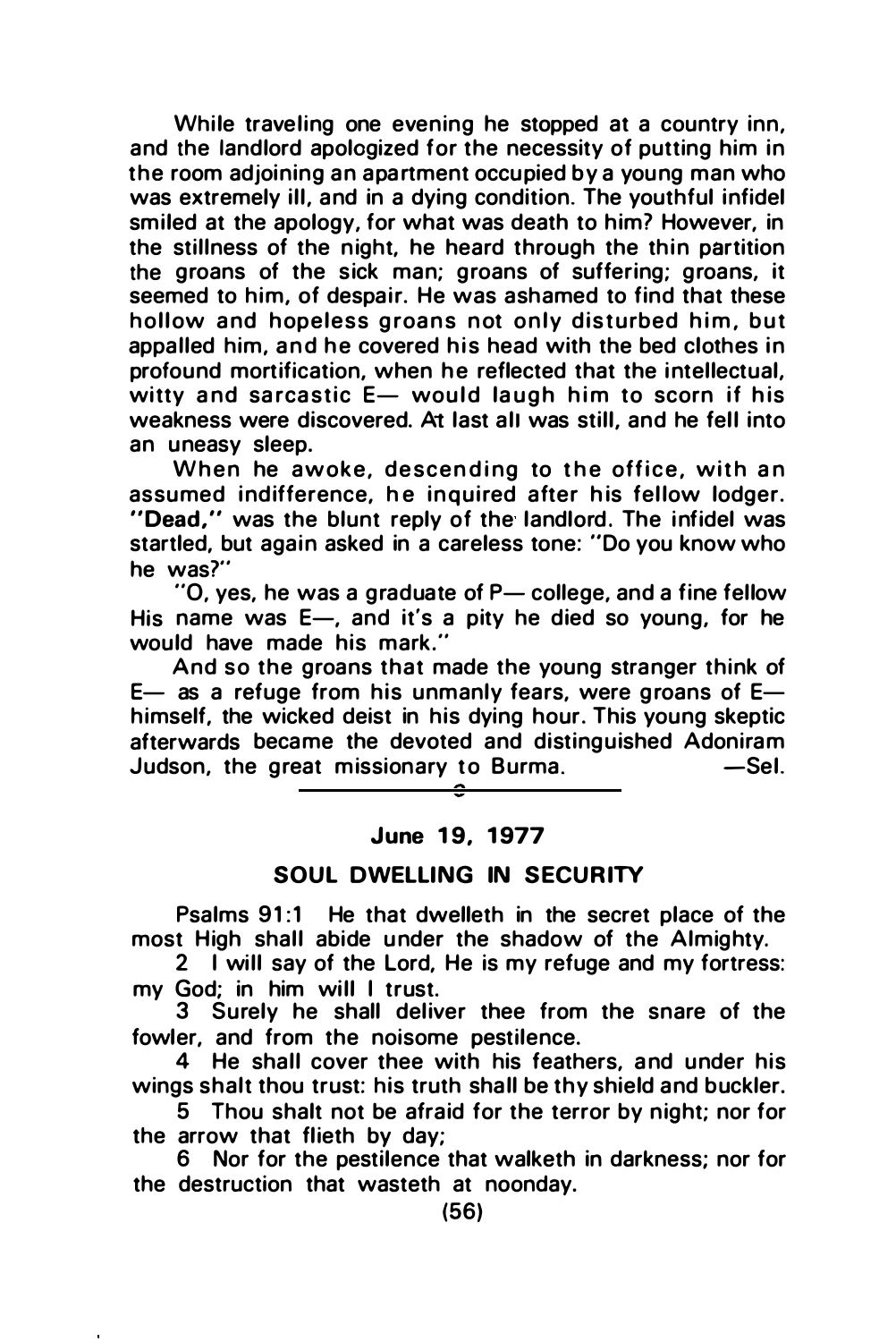While traveling one evening he stopped at a country inn, and the landlord apologized for the necessity of putting him in the room adjoining an apartment occupied by a young man who was extremely ill, and in a dying condition. The youthful infidel smiled at the apology, for what was death to him? However, in the stillness of the night, he heard through the thin partition the groans of the sick man; groans of suffering; groans, it seemed to him, of despair. He was ashamed to find that these hollow and hopeless groans not only disturbed him, but appalled him, and he covered his head with the bed clothes in profound mortification, when he reflected that the intellectual, witty and sarcastic E— would laugh him to scorn if his weakness were discovered. At last all was still, and he fell into an uneasy sleep.

When he awoke, descending to the office, with an assumed indifference, he inquired after his fellow lodger. "**Dead,**" was the blunt reply of the landlord. The infidel was startled, but again asked in a careless tone: "Do you know who he was?"

"O, yes, he was a graduate of P— college, and a fine fellow His name was E—, and it's a pity he died so young, for he would have made his mark."

And so the groans that made the young stranger think of E— as a refuge from his unmanly fears, were groans of E— himself, the wicked deist in his dying hour. This young skeptic afterwards became the devoted and distinguished Adoniram Judson, the great missionary to Burma. —Sel.

---

**June 19, 1977**

## SOUL DWELLING IN SECURITY

Psalms 91:1 He that dwelleth in the secret place of the most High shall abide under the shadow of the Almighty.

2 I will say of the Lord, He is my refuge and my fortress: my God; in him will I trust.

3 Surely he shall deliver thee from the snare of the fowler, and from the noisome pestilence.

4 He shall cover thee with his feathers, and under his wings shalt thou trust: his truth shall be thy shield and buckler.

5 Thou shalt not be afraid for the terror by night; nor for the arrow that flieth by day;

6 Nor for the pestilence that walketh in darkness; nor for the destruction that wasteth at noonday.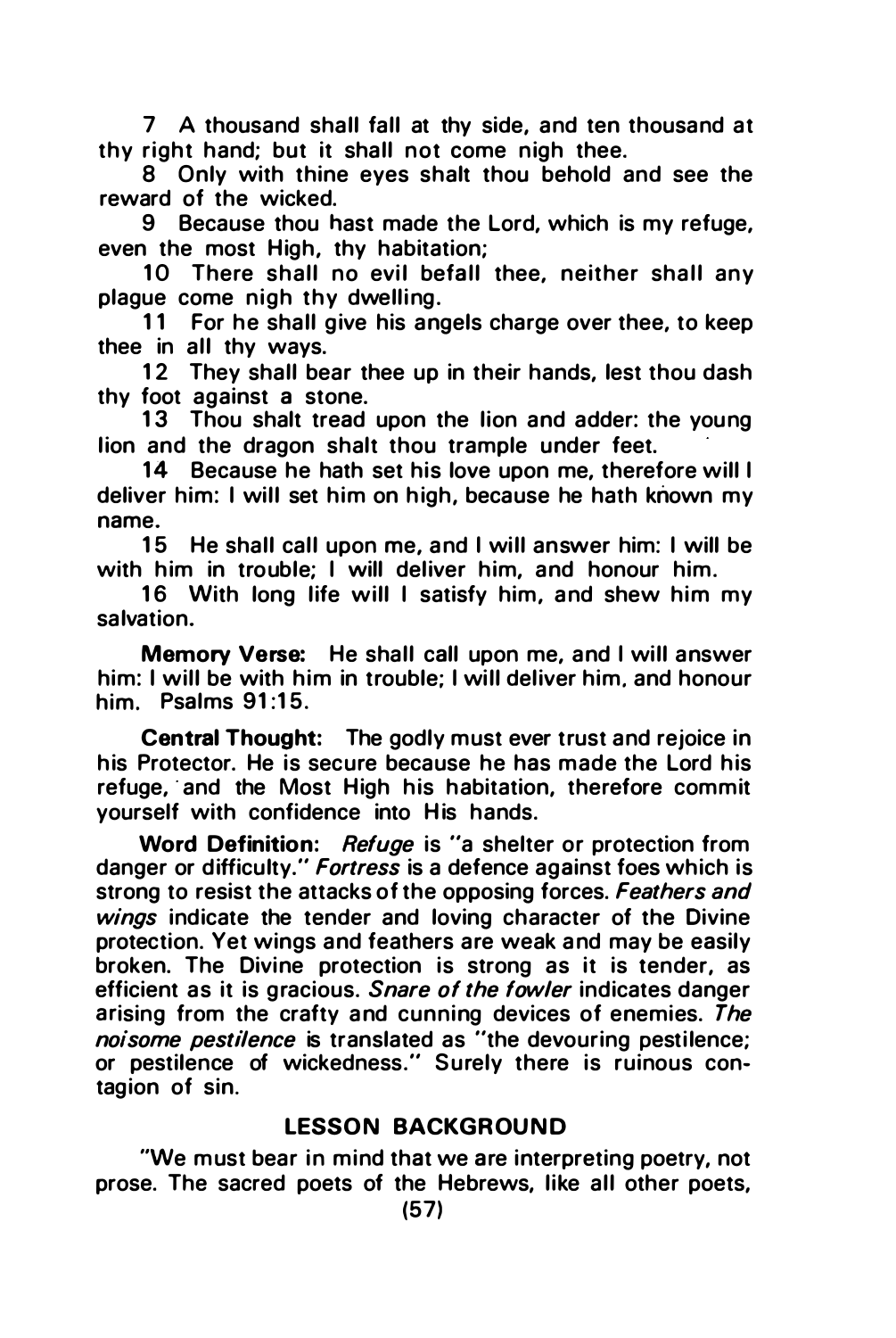7 A thousand shall fall at thy side, and ten thousand at thy right hand; but it shall not come nigh thee.

8 Only with thine eyes shalt thou behold and see the reward of the wicked.

9 Because thou hast made the Lord, which is my refuge, even the most High, thy habitation;

10 There shall no evil befall thee, neither shall any plague come nigh thy dwelling.

11 For he shall give his angels charge over thee, to keep thee in all thy ways.

12 They shall bear thee up in their hands, lest thou dash thy foot against a stone.

13 Thou shalt tread upon the lion and adder: the young lion and the dragon shalt thou trample under feet.

14 Because he hath set his love upon me, therefore will I deliver him: I will set him on high, because he hath known my name.

15 He shall call upon me, and I will answer him: I will be with him in trouble; I will deliver him, and honour him.

16 With long life will I satisfy him, and shew him my salvation.

**Memory Verse:** He shall call upon me, and I will answer him: I will be with him in trouble; I will deliver him, and honour him. Psalms 91:15.

**Central Thought:** The godly must ever trust and rejoice in his Protector. He is secure because he has made the Lord his refuge, and the Most High his habitation, therefore commit yourself with confidence into His hands.

**Word Definition:** *Refuge* is "a shelter or protection from danger or difficulty." *Fortress* is a defence against foes which is strong to resist the attacks of the opposing forces. *Feathers and wings* indicate the tender and loving character of the Divine protection. Yet wings and feathers are weak and may be easily broken. The Divine protection is strong as it is tender, as efficient as it is gracious. *Snare of the fowler* indicates danger arising from the crafty and cunning devices of enemies. *The noisome pestilence* is translated as "the devouring pestilence; or pestilence of wickedness." Surely there is ruinous contagion of sin.

## LESSON BACKGROUND

"We must bear in mind that we are interpreting poetry, not prose. The sacred poets of the Hebrews, like all other poets,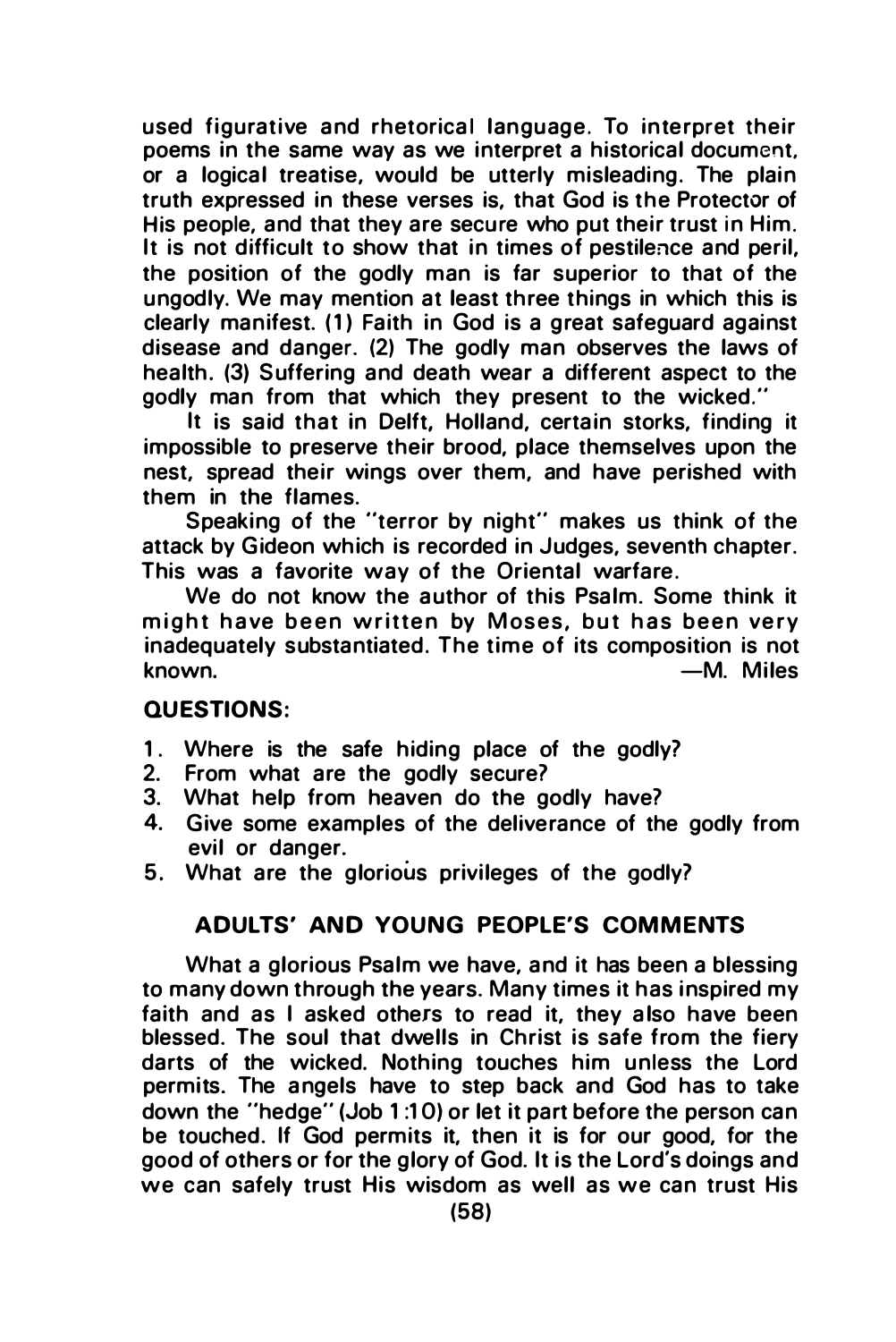used figurative and rhetorical language. To interpret their poems in the same way as we interpret a historical document, or a logical treatise, would be utterly misleading. The plain truth expressed in these verses is, that God is the Protector of His people, and that they are secure who put their trust in Him. It is not difficult to show that in times of pestilence and peril, the position of the godly man is far superior to that of the ungodly. We may mention at least three things in which this is clearly manifest. (1) Faith in God is a great safeguard against disease and danger. (2) The godly man observes the laws of health. (3) Suffering and death wear a different aspect to the godly man from that which they present to the wicked."

It is said that in Delft, Holland, certain storks, finding it impossible to preserve their brood, place themselves upon the nest, spread their wings over them, and have perished with them in the flames.

Speaking of the "terror by night" makes us think of the attack by Gideon which is recorded in Judges, seventh chapter. This was a favorite way of the Oriental warfare.

We do not know the author of this Psalm. Some think it might have been written by Moses, but has been very inadequately substantiated. The time of its composition is not known. —M. Miles

**QUESTIONS:**

1. Where is the safe hiding place of the godly?
2. From what are the godly secure?
3. What help from heaven do the godly have?
4. Give some examples of the deliverance of the godly from evil or danger.
5. What are the glorious privileges of the godly?

## ADULTS' AND YOUNG PEOPLE'S COMMENTS

What a glorious Psalm we have, and it has been a blessing to many down through the years. Many times it has inspired my faith and as I asked others to read it, they also have been blessed. The soul that dwells in Christ is safe from the fiery darts of the wicked. Nothing touches him unless the Lord permits. The angels have to step back and God has to take down the "hedge" (Job 1:10) or let it part before the person can be touched. If God permits it, then it is for our good, for the good of others or for the glory of God. It is the Lord's doings and we can safely trust His wisdom as well as we can trust His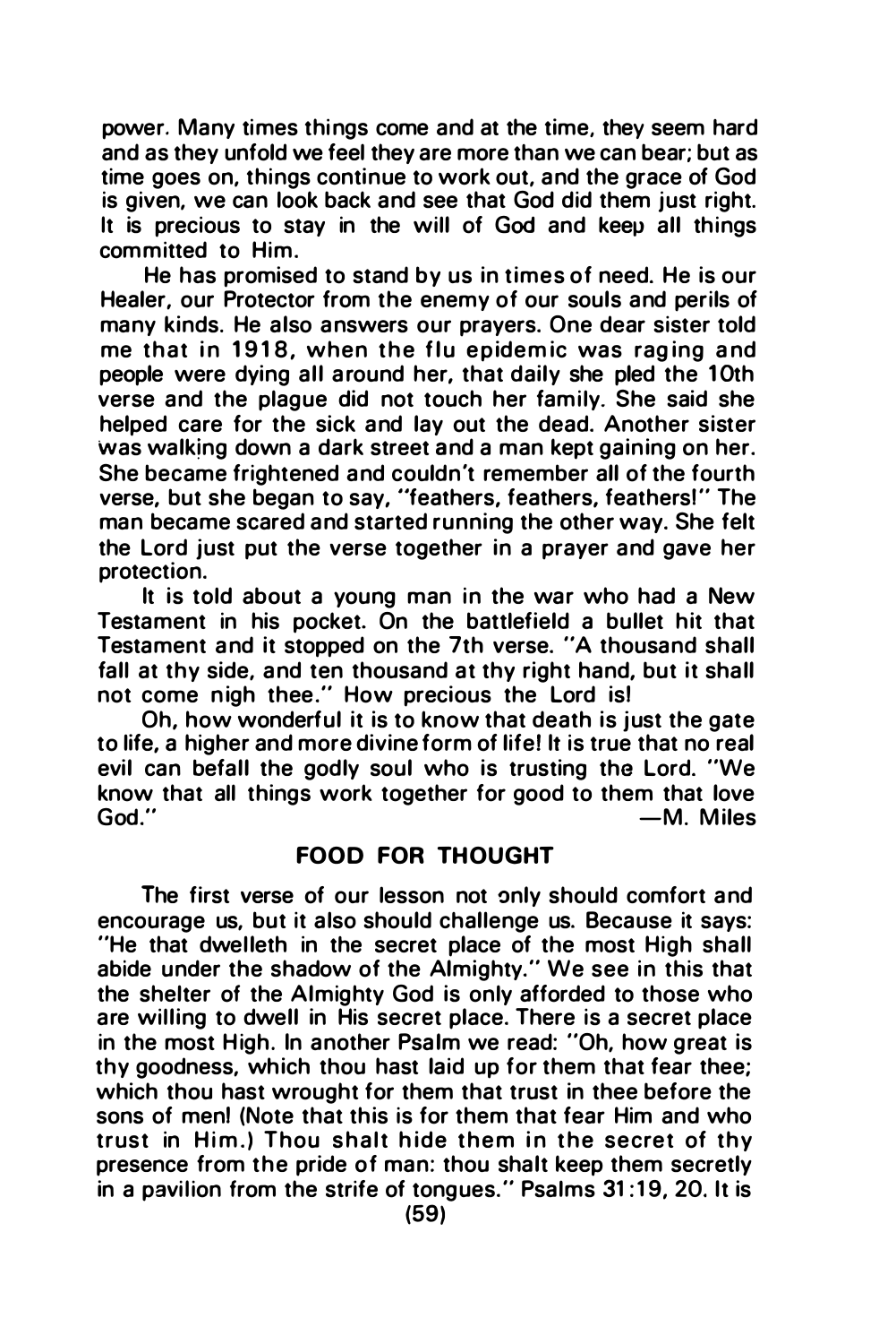power. Many times things come and at the time, they seem hard and as they unfold we feel they are more than we can bear; but as time goes on, things continue to work out, and the grace of God is given, we can look back and see that God did them just right. It is precious to stay in the will of God and keep all things committed to Him.

He has promised to stand by us in times of need. He is our Healer, our Protector from the enemy of our souls and perils of many kinds. He also answers our prayers. One dear sister told me that in 1918, when the flu epidemic was raging and people were dying all around her, that daily she pled the 10th verse and the plague did not touch her family. She said she helped care for the sick and lay out the dead. Another sister was walking down a dark street and a man kept gaining on her. She became frightened and couldn't remember all of the fourth verse, but she began to say, "feathers, feathers, feathers!" The man became scared and started running the other way. She felt the Lord just put the verse together in a prayer and gave her protection.

It is told about a young man in the war who had a New Testament in his pocket. On the battlefield a bullet hit that Testament and it stopped on the 7th verse. "A thousand shall fall at thy side, and ten thousand at thy right hand, but it shall not come nigh thee." How precious the Lord is!

Oh, how wonderful it is to know that death is just the gate to life, a higher and more divine form of life! It is true that no real evil can befall the godly soul who is trusting the Lord. "We know that all things work together for good to them that love God." —M. Miles

## FOOD FOR THOUGHT

The first verse of our lesson not only should comfort and encourage us, but it also should challenge us. Because it says: "He that dwelleth in the secret place of the most High shall abide under the shadow of the Almighty." We see in this that the shelter of the Almighty God is only afforded to those who are willing to dwell in His secret place. There is a secret place in the most High. In another Psalm we read: "Oh, how great is thy goodness, which thou hast laid up for them that fear thee; which thou hast wrought for them that trust in thee before the sons of men! (Note that this is for them that fear Him and who trust in Him.) Thou shalt hide them in the secret of thy presence from the pride of man: thou shalt keep them secretly in a pavilion from the strife of tongues." Psalms 31:19, 20. It is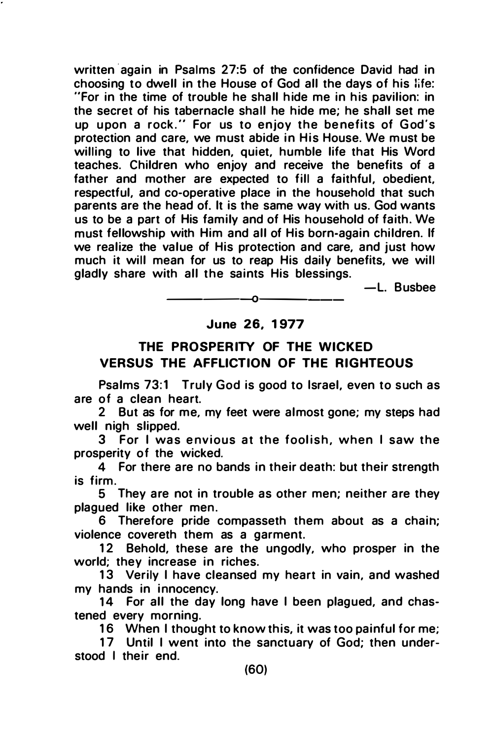written again in Psalms 27:5 of the confidence David had in choosing to dwell in the House of God all the days of his life: "For in the time of trouble he shall hide me in his pavilion: in the secret of his tabernacle shall he hide me; he shall set me up upon a rock." For us to enjoy the benefits of God's protection and care, we must abide in His House. We must be willing to live that hidden, quiet, humble life that His Word teaches. Children who enjoy and receive the benefits of a father and mother are expected to fill a faithful, obedient, respectful, and co-operative place in the household that such parents are the head of. It is the same way with us. God wants us to be a part of His family and of His household of faith. We must fellowship with Him and all of His born-again children. If we realize the value of His protection and care, and just how much it will mean for us to reap His daily benefits, we will gladly share with all the saints His blessings.

—L. Busbee

—o—

**June 26, 1977**

## THE PROSPERITY OF THE WICKED VERSUS THE AFFLICTION OF THE RIGHTEOUS

Psalms 73:1 Truly God is good to Israel, even to such as are of a clean heart.

2 But as for me, my feet were almost gone; my steps had well nigh slipped.

3 For I was envious at the foolish, when I saw the prosperity of the wicked.

4 For there are no bands in their death: but their strength is firm.

5 They are not in trouble as other men; neither are they plagued like other men.

6 Therefore pride compasseth them about as a chain; violence covereth them as a garment.

12 Behold, these are the ungodly, who prosper in the world; they increase in riches.

13 Verily I have cleansed my heart in vain, and washed my hands in innocency.

14 For all the day long have I been plagued, and chastened every morning.

16 When I thought to know this, it was too painful for me;

17 Until I went into the sanctuary of God; then understood I their end.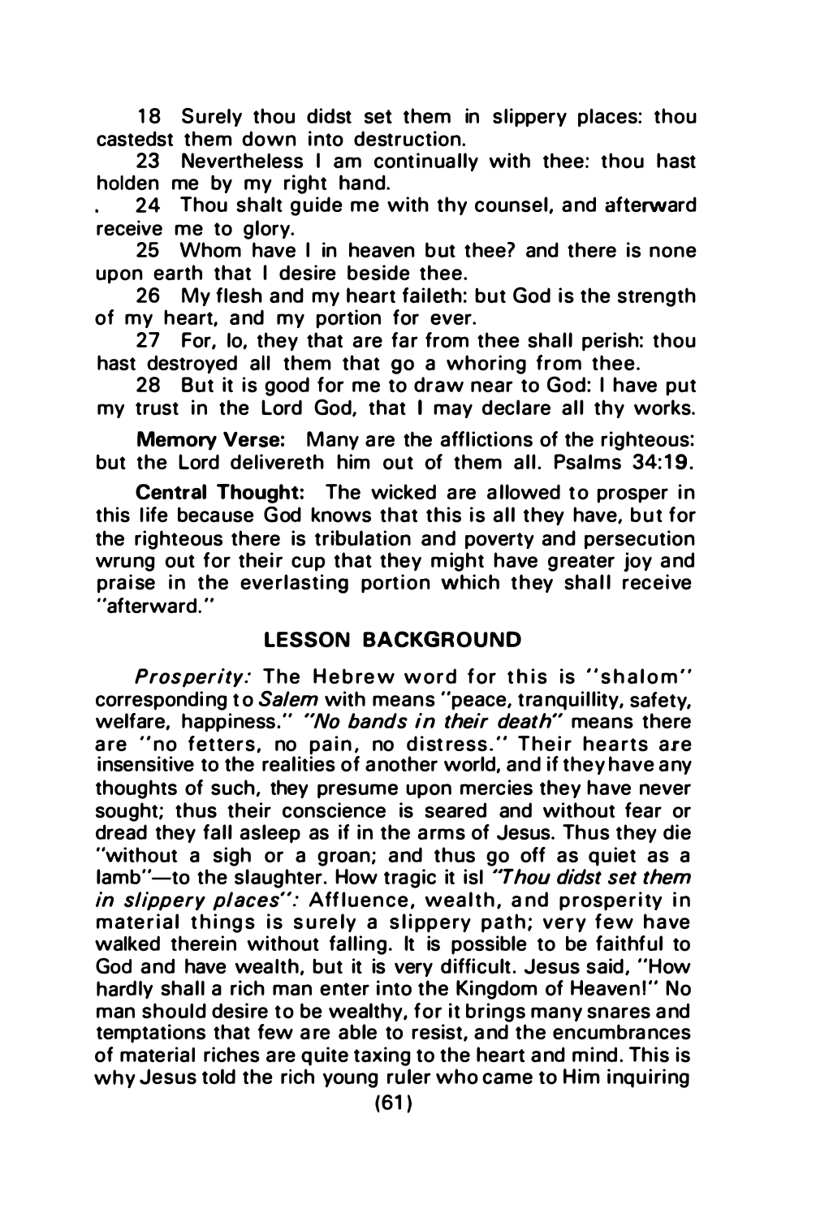18 Surely thou didst set them in slippery places: thou castedst them down into destruction.

23 Nevertheless I am continually with thee: thou hast holden me by my right hand.

24 Thou shalt guide me with thy counsel, and afterward receive me to glory.

25 Whom have I in heaven but thee? and there is none upon earth that I desire beside thee.

26 My flesh and my heart faileth: but God is the strength of my heart, and my portion for ever.

27 For, lo, they that are far from thee shall perish: thou hast destroyed all them that go a whoring from thee.

28 But it is good for me to draw near to God: I have put my trust in the Lord God, that I may declare all thy works.

**Memory Verse:** Many are the afflictions of the righteous: but the Lord delivereth him out of them all. Psalms 34:19.

**Central Thought:** The wicked are allowed to prosper in this life because God knows that this is all they have, but for the righteous there is tribulation and poverty and persecution wrung out for their cup that they might have greater joy and praise in the everlasting portion which they shall receive "afterward."

## LESSON BACKGROUND

*Prosperity:* The Hebrew word for this is "shalom" corresponding to *Salem* with means "peace, tranquillity, safety, welfare, happiness." *"No bands in their death"* means there are "no fetters, no pain, no distress." Their hearts are insensitive to the realities of another world, and if they have any thoughts of such, they presume upon mercies they have never sought; thus their conscience is seared and without fear or dread they fall asleep as if in the arms of Jesus. Thus they die "without a sigh or a groan; and thus go off as quiet as a lamb"—to the slaughter. How tragic it is! *"Thou didst set them in slippery places":* Affluence, wealth, and prosperity in material things is surely a slippery path; very few have walked therein without falling. It is possible to be faithful to God and have wealth, but it is very difficult. Jesus said, "How hardly shall a rich man enter into the Kingdom of Heaven!" No man should desire to be wealthy, for it brings many snares and temptations that few are able to resist, and the encumbrances of material riches are quite taxing to the heart and mind. This is why Jesus told the rich young ruler who came to Him inquiring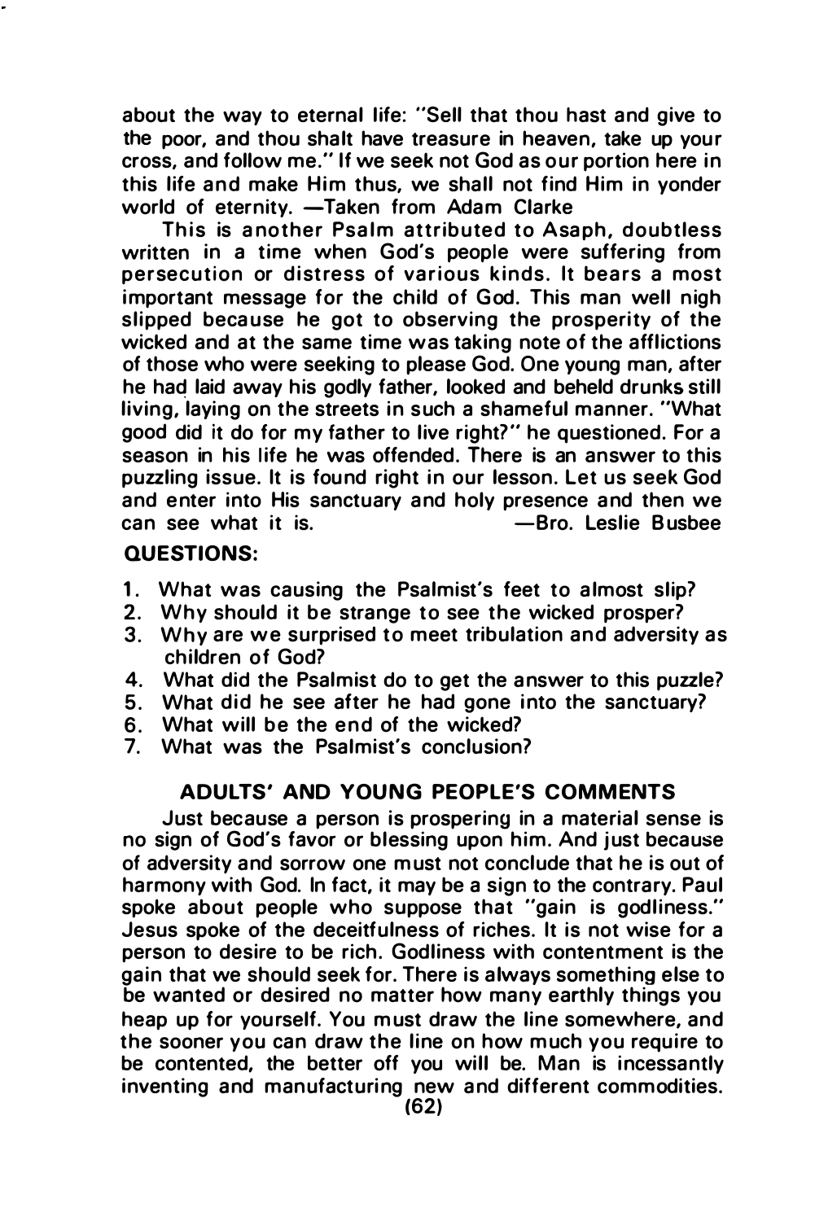about the way to eternal life: "Sell that thou hast and give to the poor, and thou shalt have treasure in heaven, take up your cross, and follow me." If we seek not God as our portion here in this life and make Him thus, we shall not find Him in yonder world of eternity. —Taken from Adam Clarke

This is another Psalm attributed to Asaph, doubtless written in a time when God's people were suffering from persecution or distress of various kinds. It bears a most important message for the child of God. This man well nigh slipped because he got to observing the prosperity of the wicked and at the same time was taking note of the afflictions of those who were seeking to please God. One young man, after he had laid away his godly father, looked and beheld drunks still living, laying on the streets in such a shameful manner. "What good did it do for my father to live right?" he questioned. For a season in his life he was offended. There is an answer to this puzzling issue. It is found right in our lesson. Let us seek God and enter into His sanctuary and holy presence and then we can see what it is. —Bro. Leslie Busbee

**QUESTIONS:**

1. What was causing the Psalmist's feet to almost slip?
2. Why should it be strange to see the wicked prosper?
3. Why are we surprised to meet tribulation and adversity as children of God?
4. What did the Psalmist do to get the answer to this puzzle?
5. What did he see after he had gone into the sanctuary?
6. What will be the end of the wicked?
7. What was the Psalmist's conclusion?

## ADULTS' AND YOUNG PEOPLE'S COMMENTS

Just because a person is prospering in a material sense is no sign of God's favor or blessing upon him. And just because of adversity and sorrow one must not conclude that he is out of harmony with God. In fact, it may be a sign to the contrary. Paul spoke about people who suppose that "gain is godliness." Jesus spoke of the deceitfulness of riches. It is not wise for a person to desire to be rich. Godliness with contentment is the gain that we should seek for. There is always something else to be wanted or desired no matter how many earthly things you heap up for yourself. You must draw the line somewhere, and the sooner you can draw the line on how much you require to be contented, the better off you will be. Man is incessantly inventing and manufacturing new and different commodities.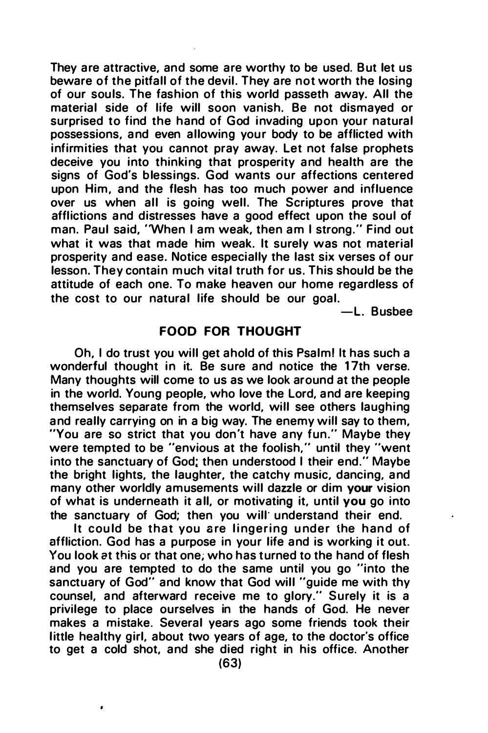They are attractive, and some are worthy to be used. But let us beware of the pitfall of the devil. They are not worth the losing of our souls. The fashion of this world passeth away. All the material side of life will soon vanish. Be not dismayed or surprised to find the hand of God invading upon your natural possessions, and even allowing your body to be afflicted with infirmities that you cannot pray away. Let not false prophets deceive you into thinking that prosperity and health are the signs of God's blessings. God wants our affections centered upon Him, and the flesh has too much power and influence over us when all is going well. The Scriptures prove that afflictions and distresses have a good effect upon the soul of man. Paul said, "When I am weak, then am I strong." Find out what it was that made him weak. It surely was not material prosperity and ease. Notice especially the last six verses of our lesson. They contain much vital truth for us. This should be the attitude of each one. To make heaven our home regardless of the cost to our natural life should be our goal.

—L. Busbee

## FOOD FOR THOUGHT

Oh, I do trust you will get ahold of this Psalm! It has such a wonderful thought in it. Be sure and notice the 17th verse. Many thoughts will come to us as we look around at the people in the world. Young people, who love the Lord, and are keeping themselves separate from the world, will see others laughing and really carrying on in a big way. The enemy will say to them, "You are so strict that you don't have any fun." Maybe they were tempted to be "envious at the foolish," until they "went into the sanctuary of God; then understood I their end." Maybe the bright lights, the laughter, the catchy music, dancing, and many other worldly amusements will dazzle or dim your vision of what is underneath it all, or motivating it, until you go into the sanctuary of God; then you will understand their end.

It could be that you are lingering under the hand of affliction. God has a purpose in your life and is working it out. You look at this or that one, who has turned to the hand of flesh and you are tempted to do the same until you go "into the sanctuary of God" and know that God will "guide me with thy counsel, and afterward receive me to glory." Surely it is a privilege to place ourselves in the hands of God. He never makes a mistake. Several years ago some friends took their little healthy girl, about two years of age, to the doctor's office to get a cold shot, and she died right in his office. Another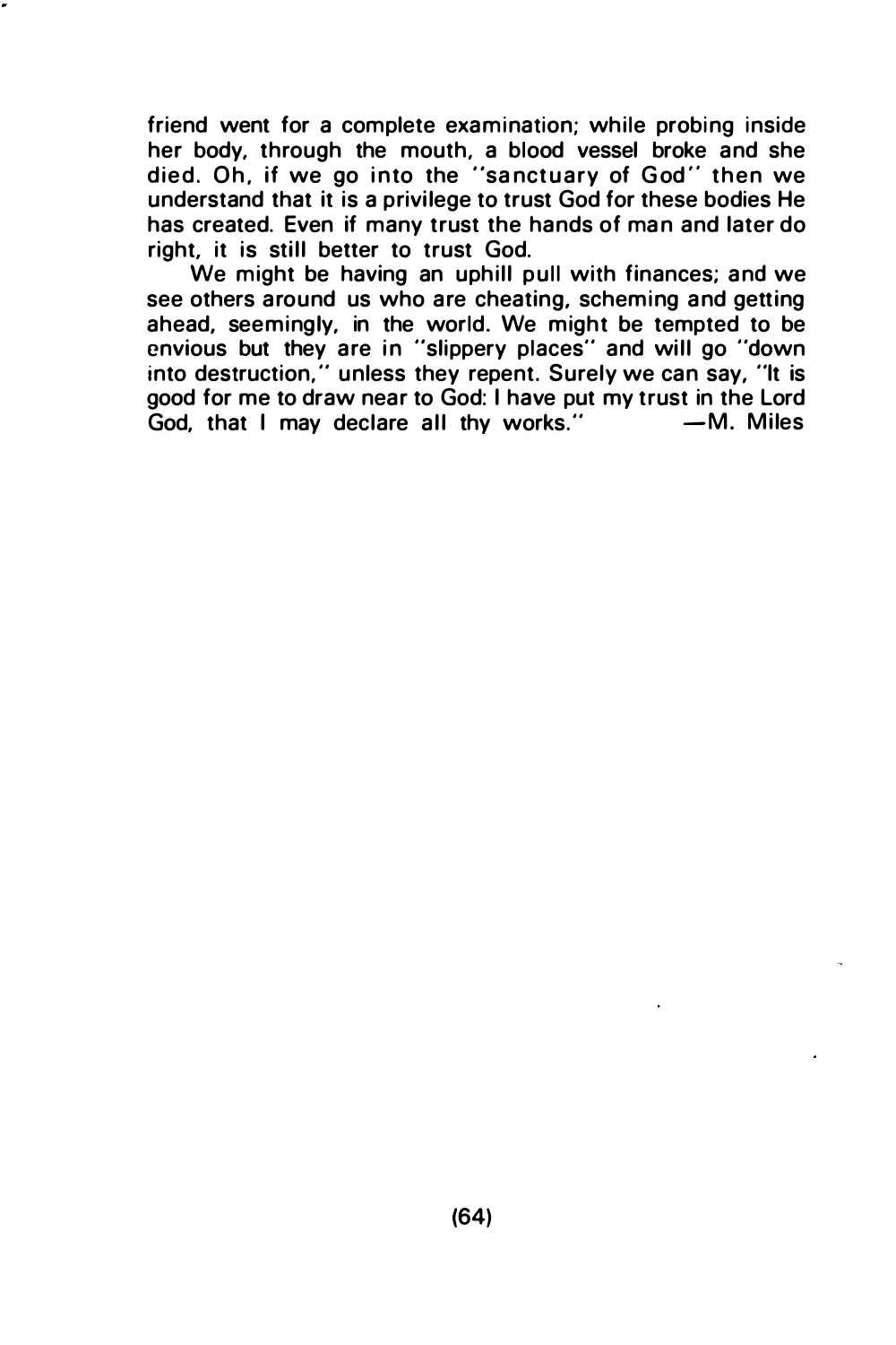friend went for a complete examination; while probing inside her body, through the mouth, a blood vessel broke and she died. Oh, if we go into the "sanctuary of God" then we understand that it is a privilege to trust God for these bodies He has created. Even if many trust the hands of man and later do right, it is still better to trust God.

We might be having an uphill pull with finances; and we see others around us who are cheating, scheming and getting ahead, seemingly, in the world. We might be tempted to be envious but they are in "slippery places" and will go "down into destruction," unless they repent. Surely we can say, "It is good for me to draw near to God: I have put my trust in the Lord God, that I may declare all thy works." —M. Miles